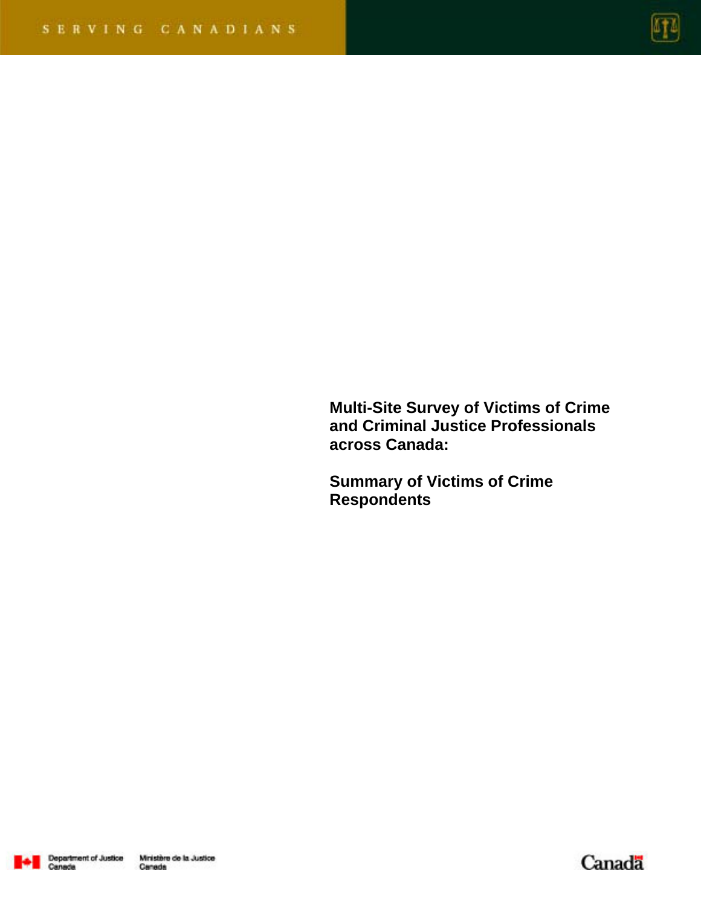SERVING CANADIANS

# Multi-Site Survey of Victims of Crime and Criminal Justice Professionals across Canada:

## Summary of Victims of Crime Respondents

Department of Justice Canada    Ministère de la Justice Canada

Canada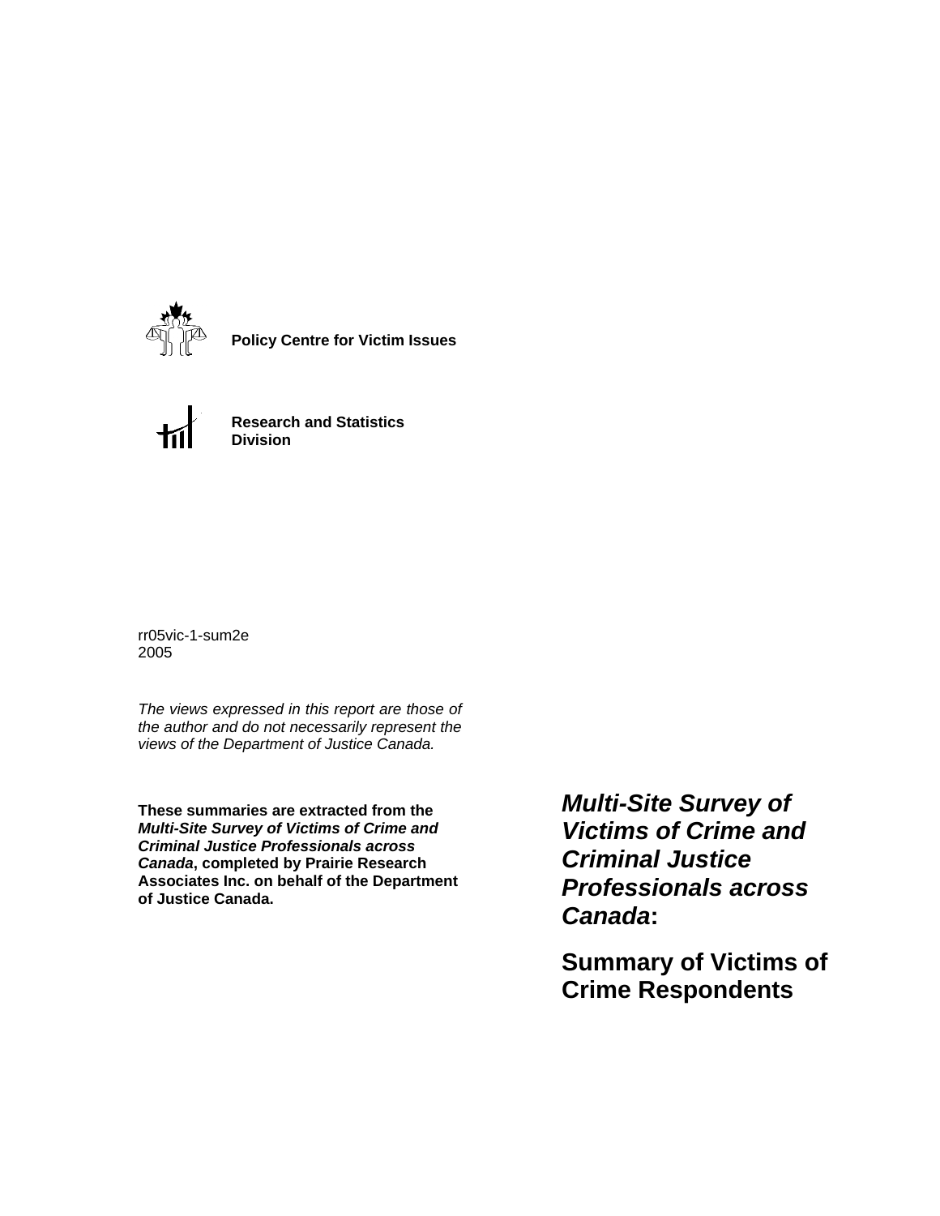**Policy Centre for Victim Issues**

**Research and Statistics Division**

rr05vic-1-sum2e
2005

*The views expressed in this report are those of the author and do not necessarily represent the views of the Department of Justice Canada.*

**These summaries are extracted from the *Multi-Site Survey of Victims of Crime and Criminal Justice Professionals across Canada*, completed by Prairie Research Associates Inc. on behalf of the Department of Justice Canada.**

# ***Multi-Site Survey of Victims of Crime and Criminal Justice Professionals across Canada*:**

# **Summary of Victims of Crime Respondents**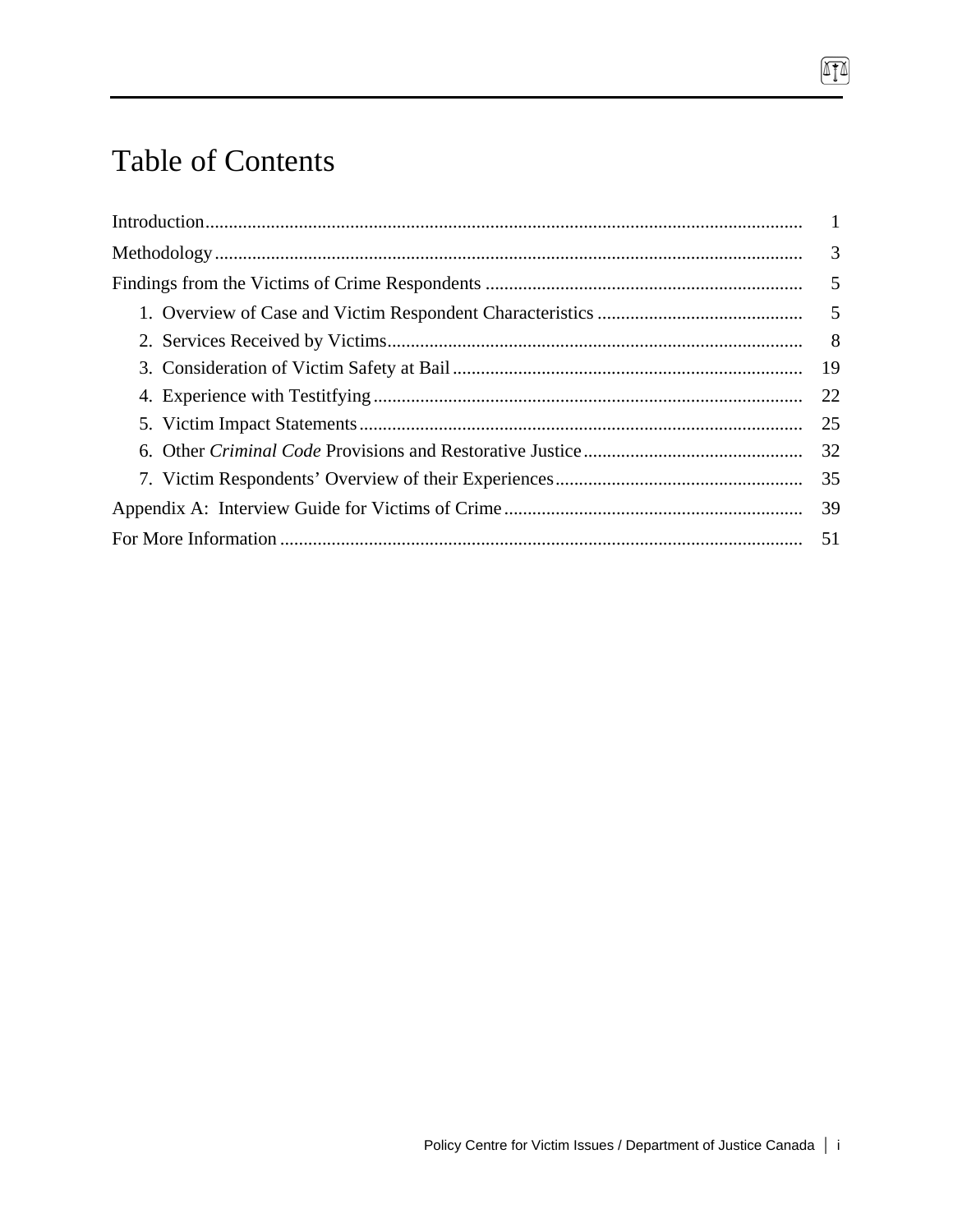# Table of Contents

Introduction ..... 1

Methodology ..... 3

Findings from the Victims of Crime Respondents ..... 5

1. Overview of Case and Victim Respondent Characteristics ..... 5
2. Services Received by Victims ..... 8
3. Consideration of Victim Safety at Bail ..... 19
4. Experience with Testitfying ..... 22
5. Victim Impact Statements ..... 25
6. Other *Criminal Code* Provisions and Restorative Justice ..... 32
7. Victim Respondents' Overview of their Experiences ..... 35

Appendix A: Interview Guide for Victims of Crime ..... 39

For More Information ..... 51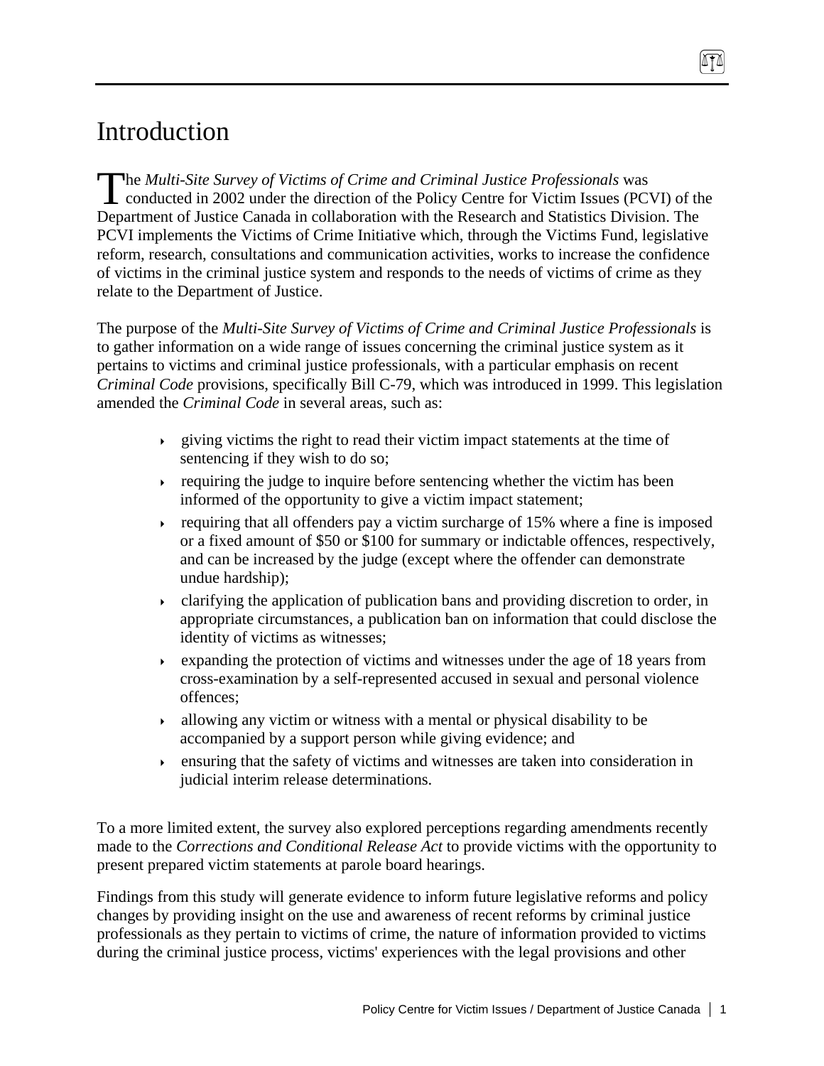# Introduction

The *Multi-Site Survey of Victims of Crime and Criminal Justice Professionals* was conducted in 2002 under the direction of the Policy Centre for Victim Issues (PCVI) of the Department of Justice Canada in collaboration with the Research and Statistics Division. The PCVI implements the Victims of Crime Initiative which, through the Victims Fund, legislative reform, research, consultations and communication activities, works to increase the confidence of victims in the criminal justice system and responds to the needs of victims of crime as they relate to the Department of Justice.

The purpose of the *Multi-Site Survey of Victims of Crime and Criminal Justice Professionals* is to gather information on a wide range of issues concerning the criminal justice system as it pertains to victims and criminal justice professionals, with a particular emphasis on recent *Criminal Code* provisions, specifically Bill C-79, which was introduced in 1999. This legislation amended the *Criminal Code* in several areas, such as:

- giving victims the right to read their victim impact statements at the time of sentencing if they wish to do so;
- requiring the judge to inquire before sentencing whether the victim has been informed of the opportunity to give a victim impact statement;
- requiring that all offenders pay a victim surcharge of 15% where a fine is imposed or a fixed amount of $50 or $100 for summary or indictable offences, respectively, and can be increased by the judge (except where the offender can demonstrate undue hardship);
- clarifying the application of publication bans and providing discretion to order, in appropriate circumstances, a publication ban on information that could disclose the identity of victims as witnesses;
- expanding the protection of victims and witnesses under the age of 18 years from cross-examination by a self-represented accused in sexual and personal violence offences;
- allowing any victim or witness with a mental or physical disability to be accompanied by a support person while giving evidence; and
- ensuring that the safety of victims and witnesses are taken into consideration in judicial interim release determinations.

To a more limited extent, the survey also explored perceptions regarding amendments recently made to the *Corrections and Conditional Release Act* to provide victims with the opportunity to present prepared victim statements at parole board hearings.

Findings from this study will generate evidence to inform future legislative reforms and policy changes by providing insight on the use and awareness of recent reforms by criminal justice professionals as they pertain to victims of crime, the nature of information provided to victims during the criminal justice process, victims' experiences with the legal provisions and other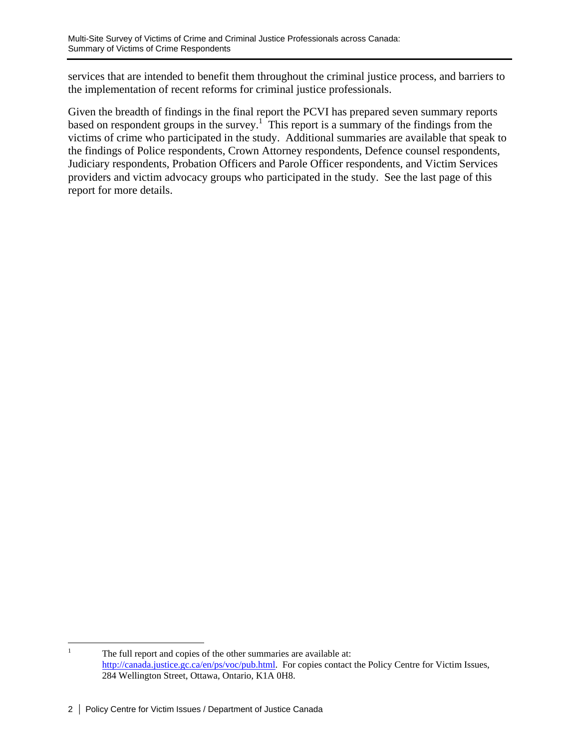services that are intended to benefit them throughout the criminal justice process, and barriers to the implementation of recent reforms for criminal justice professionals.

Given the breadth of findings in the final report the PCVI has prepared seven summary reports based on respondent groups in the survey.[1] This report is a summary of the findings from the victims of crime who participated in the study. Additional summaries are available that speak to the findings of Police respondents, Crown Attorney respondents, Defence counsel respondents, Judiciary respondents, Probation Officers and Parole Officer respondents, and Victim Services providers and victim advocacy groups who participated in the study. See the last page of this report for more details.

---

[1] The full report and copies of the other summaries are available at: http://canada.justice.gc.ca/en/ps/voc/pub.html. For copies contact the Policy Centre for Victim Issues, 284 Wellington Street, Ottawa, Ontario, K1A 0H8.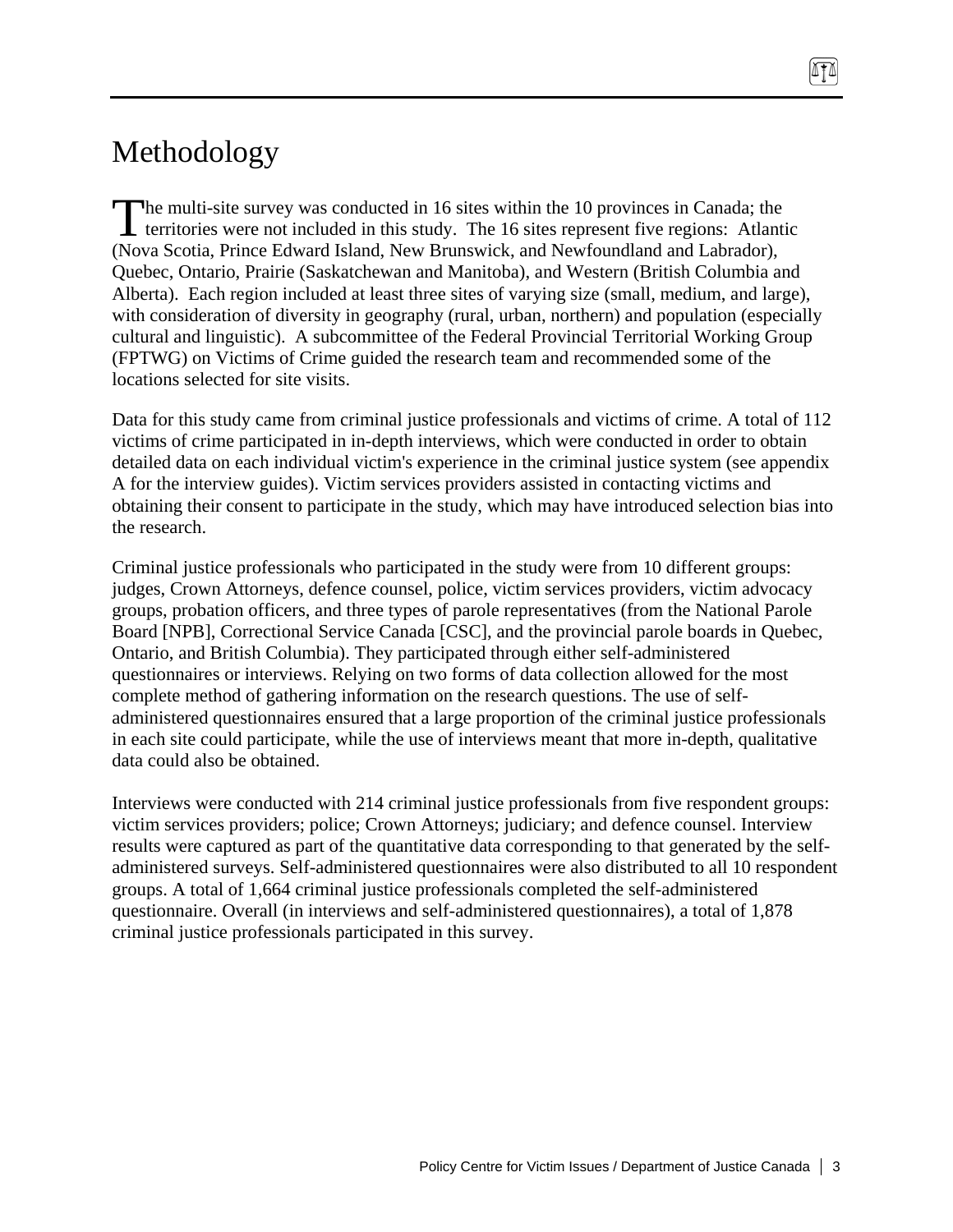# Methodology

The multi-site survey was conducted in 16 sites within the 10 provinces in Canada; the territories were not included in this study. The 16 sites represent five regions: Atlantic (Nova Scotia, Prince Edward Island, New Brunswick, and Newfoundland and Labrador), Quebec, Ontario, Prairie (Saskatchewan and Manitoba), and Western (British Columbia and Alberta). Each region included at least three sites of varying size (small, medium, and large), with consideration of diversity in geography (rural, urban, northern) and population (especially cultural and linguistic). A subcommittee of the Federal Provincial Territorial Working Group (FPTWG) on Victims of Crime guided the research team and recommended some of the locations selected for site visits.

Data for this study came from criminal justice professionals and victims of crime. A total of 112 victims of crime participated in in-depth interviews, which were conducted in order to obtain detailed data on each individual victim's experience in the criminal justice system (see appendix A for the interview guides). Victim services providers assisted in contacting victims and obtaining their consent to participate in the study, which may have introduced selection bias into the research.

Criminal justice professionals who participated in the study were from 10 different groups: judges, Crown Attorneys, defence counsel, police, victim services providers, victim advocacy groups, probation officers, and three types of parole representatives (from the National Parole Board [NPB], Correctional Service Canada [CSC], and the provincial parole boards in Quebec, Ontario, and British Columbia). They participated through either self-administered questionnaires or interviews. Relying on two forms of data collection allowed for the most complete method of gathering information on the research questions. The use of self-administered questionnaires ensured that a large proportion of the criminal justice professionals in each site could participate, while the use of interviews meant that more in-depth, qualitative data could also be obtained.

Interviews were conducted with 214 criminal justice professionals from five respondent groups: victim services providers; police; Crown Attorneys; judiciary; and defence counsel. Interview results were captured as part of the quantitative data corresponding to that generated by the self-administered surveys. Self-administered questionnaires were also distributed to all 10 respondent groups. A total of 1,664 criminal justice professionals completed the self-administered questionnaire. Overall (in interviews and self-administered questionnaires), a total of 1,878 criminal justice professionals participated in this survey.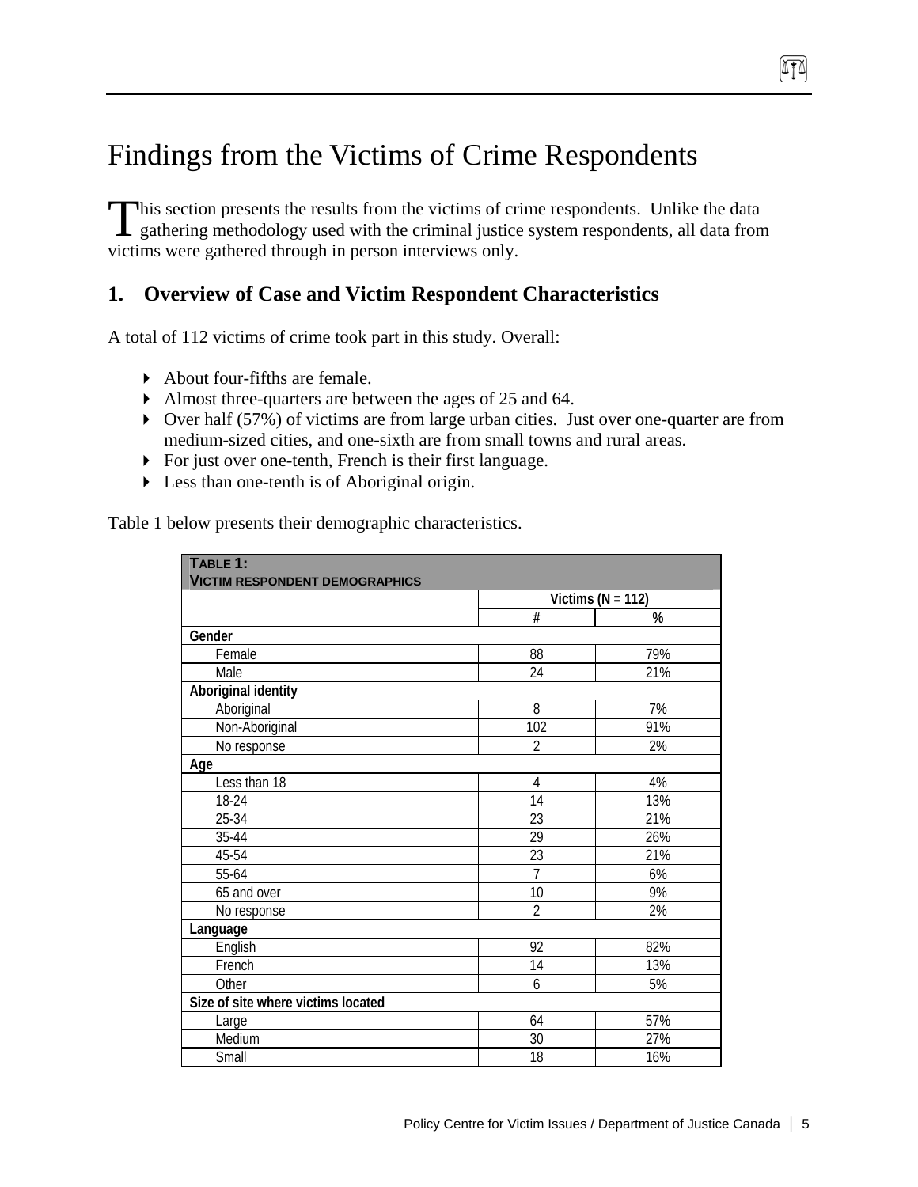# Findings from the Victims of Crime Respondents

This section presents the results from the victims of crime respondents. Unlike the data gathering methodology used with the criminal justice system respondents, all data from victims were gathered through in person interviews only.

## 1. Overview of Case and Victim Respondent Characteristics

A total of 112 victims of crime took part in this study. Overall:

- About four-fifths are female.
- Almost three-quarters are between the ages of 25 and 64.
- Over half (57%) of victims are from large urban cities. Just over one-quarter are from medium-sized cities, and one-sixth are from small towns and rural areas.
- For just over one-tenth, French is their first language.
- Less than one-tenth is of Aboriginal origin.

Table 1 below presents their demographic characteristics.

**TABLE 1: VICTIM RESPONDENT DEMOGRAPHICS**

| | Victims (N = 112) | |
|---|---|---|
| | # | % |
| **Gender** | | |
| Female | 88 | 79% |
| Male | 24 | 21% |
| **Aboriginal identity** | | |
| Aboriginal | 8 | 7% |
| Non-Aboriginal | 102 | 91% |
| No response | 2 | 2% |
| **Age** | | |
| Less than 18 | 4 | 4% |
| 18-24 | 14 | 13% |
| 25-34 | 23 | 21% |
| 35-44 | 29 | 26% |
| 45-54 | 23 | 21% |
| 55-64 | 7 | 6% |
| 65 and over | 10 | 9% |
| No response | 2 | 2% |
| **Language** | | |
| English | 92 | 82% |
| French | 14 | 13% |
| Other | 6 | 5% |
| **Size of site where victims located** | | |
| Large | 64 | 57% |
| Medium | 30 | 27% |
| Small | 18 | 16% |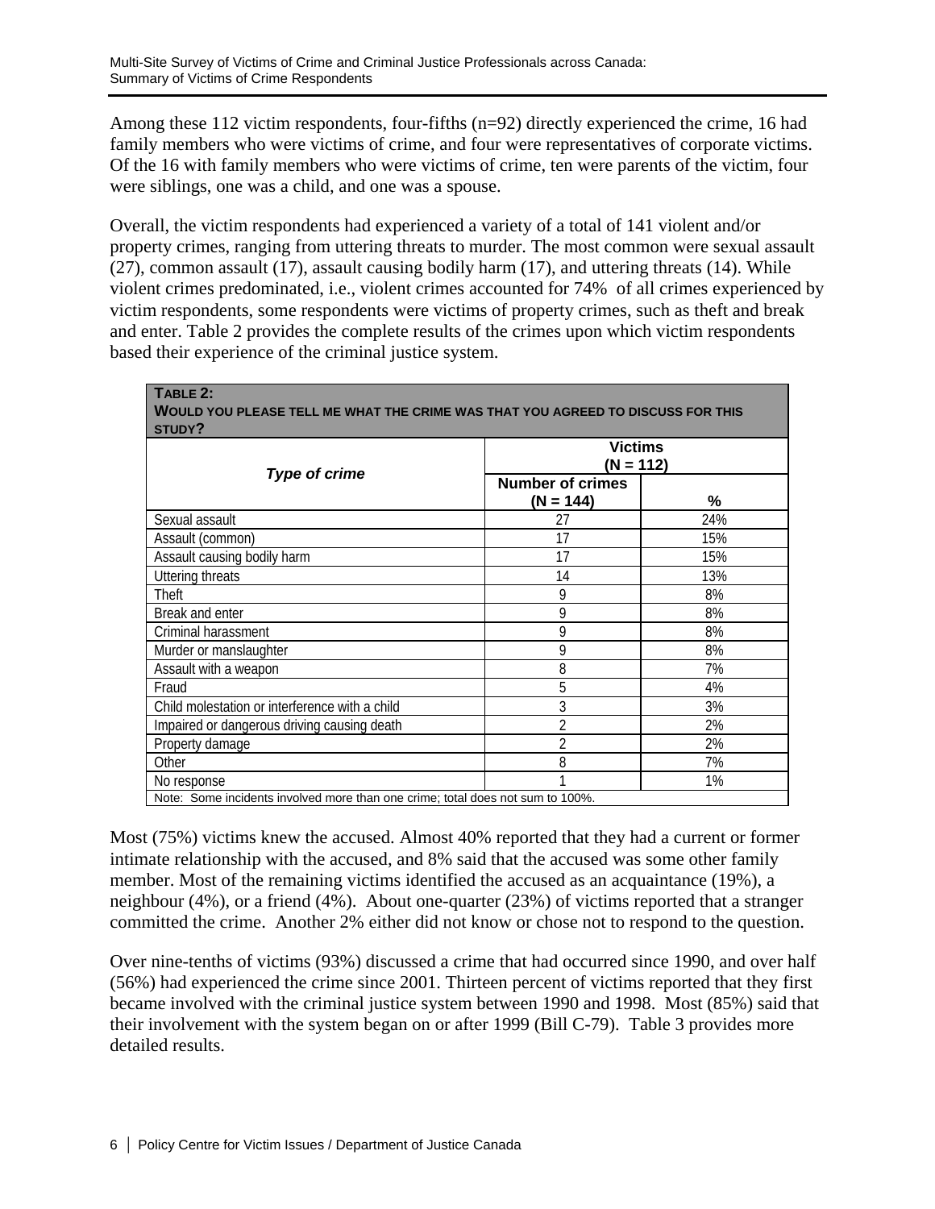Among these 112 victim respondents, four-fifths (n=92) directly experienced the crime, 16 had family members who were victims of crime, and four were representatives of corporate victims. Of the 16 with family members who were victims of crime, ten were parents of the victim, four were siblings, one was a child, and one was a spouse.

Overall, the victim respondents had experienced a variety of a total of 141 violent and/or property crimes, ranging from uttering threats to murder. The most common were sexual assault (27), common assault (17), assault causing bodily harm (17), and uttering threats (14). While violent crimes predominated, i.e., violent crimes accounted for 74% of all crimes experienced by victim respondents, some respondents were victims of property crimes, such as theft and break and enter. Table 2 provides the complete results of the crimes upon which victim respondents based their experience of the criminal justice system.

**TABLE 2:**
**WOULD YOU PLEASE TELL ME WHAT THE CRIME WAS THAT YOU AGREED TO DISCUSS FOR THIS STUDY?**

| *Type of crime* | Victims (N = 112) | |
|---|---|---|
| | Number of crimes (N = 144) | % |
| Sexual assault | 27 | 24% |
| Assault (common) | 17 | 15% |
| Assault causing bodily harm | 17 | 15% |
| Uttering threats | 14 | 13% |
| Theft | 9 | 8% |
| Break and enter | 9 | 8% |
| Criminal harassment | 9 | 8% |
| Murder or manslaughter | 9 | 8% |
| Assault with a weapon | 8 | 7% |
| Fraud | 5 | 4% |
| Child molestation or interference with a child | 3 | 3% |
| Impaired or dangerous driving causing death | 2 | 2% |
| Property damage | 2 | 2% |
| Other | 8 | 7% |
| No response | 1 | 1% |

Note: Some incidents involved more than one crime; total does not sum to 100%.

Most (75%) victims knew the accused. Almost 40% reported that they had a current or former intimate relationship with the accused, and 8% said that the accused was some other family member. Most of the remaining victims identified the accused as an acquaintance (19%), a neighbour (4%), or a friend (4%). About one-quarter (23%) of victims reported that a stranger committed the crime. Another 2% either did not know or chose not to respond to the question.

Over nine-tenths of victims (93%) discussed a crime that had occurred since 1990, and over half (56%) had experienced the crime since 2001. Thirteen percent of victims reported that they first became involved with the criminal justice system between 1990 and 1998. Most (85%) said that their involvement with the system began on or after 1999 (Bill C-79). Table 3 provides more detailed results.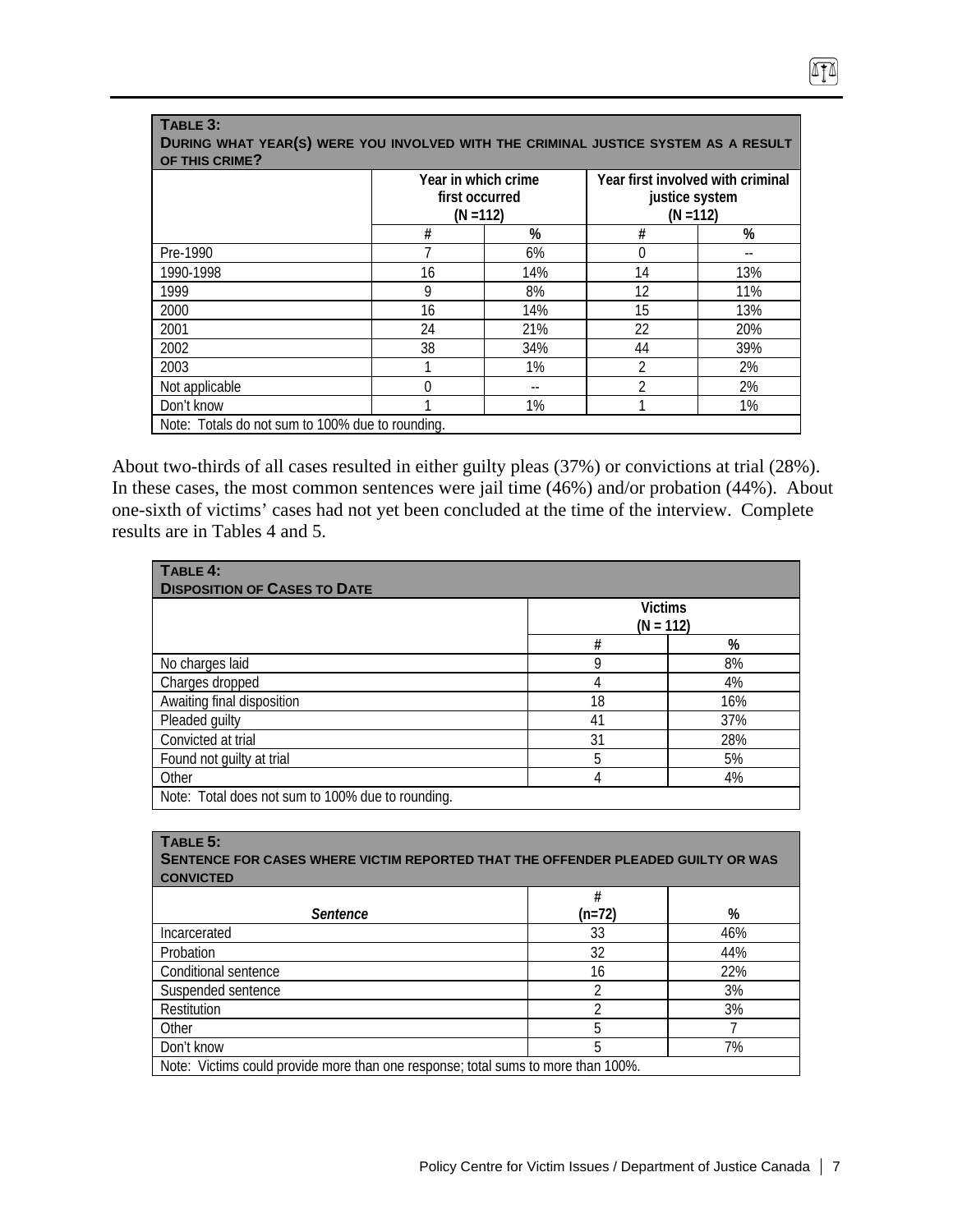**TABLE 3:**
**DURING WHAT YEAR(S) WERE YOU INVOLVED WITH THE CRIMINAL JUSTICE SYSTEM AS A RESULT OF THIS CRIME?**

| | Year in which crime first occurred (N =112) | | Year first involved with criminal justice system (N =112) | |
|---|---|---|---|---|
| | # | % | # | % |
| Pre-1990 | 7 | 6% | 0 | -- |
| 1990-1998 | 16 | 14% | 14 | 13% |
| 1999 | 9 | 8% | 12 | 11% |
| 2000 | 16 | 14% | 15 | 13% |
| 2001 | 24 | 21% | 22 | 20% |
| 2002 | 38 | 34% | 44 | 39% |
| 2003 | 1 | 1% | 2 | 2% |
| Not applicable | 0 | -- | 2 | 2% |
| Don't know | 1 | 1% | 1 | 1% |

Note: Totals do not sum to 100% due to rounding.

About two-thirds of all cases resulted in either guilty pleas (37%) or convictions at trial (28%). In these cases, the most common sentences were jail time (46%) and/or probation (44%). About one-sixth of victims' cases had not yet been concluded at the time of the interview. Complete results are in Tables 4 and 5.

**TABLE 4:**
**DISPOSITION OF CASES TO DATE**

| | Victims (N = 112) | |
|---|---|---|
| | # | % |
| No charges laid | 9 | 8% |
| Charges dropped | 4 | 4% |
| Awaiting final disposition | 18 | 16% |
| Pleaded guilty | 41 | 37% |
| Convicted at trial | 31 | 28% |
| Found not guilty at trial | 5 | 5% |
| Other | 4 | 4% |

Note: Total does not sum to 100% due to rounding.

**TABLE 5:**
**SENTENCE FOR CASES WHERE VICTIM REPORTED THAT THE OFFENDER PLEADED GUILTY OR WAS CONVICTED**

| *Sentence* | # (n=72) | % |
|---|---|---|
| Incarcerated | 33 | 46% |
| Probation | 32 | 44% |
| Conditional sentence | 16 | 22% |
| Suspended sentence | 2 | 3% |
| Restitution | 2 | 3% |
| Other | 5 | 7 |
| Don't know | 5 | 7% |

Note: Victims could provide more than one response; total sums to more than 100%.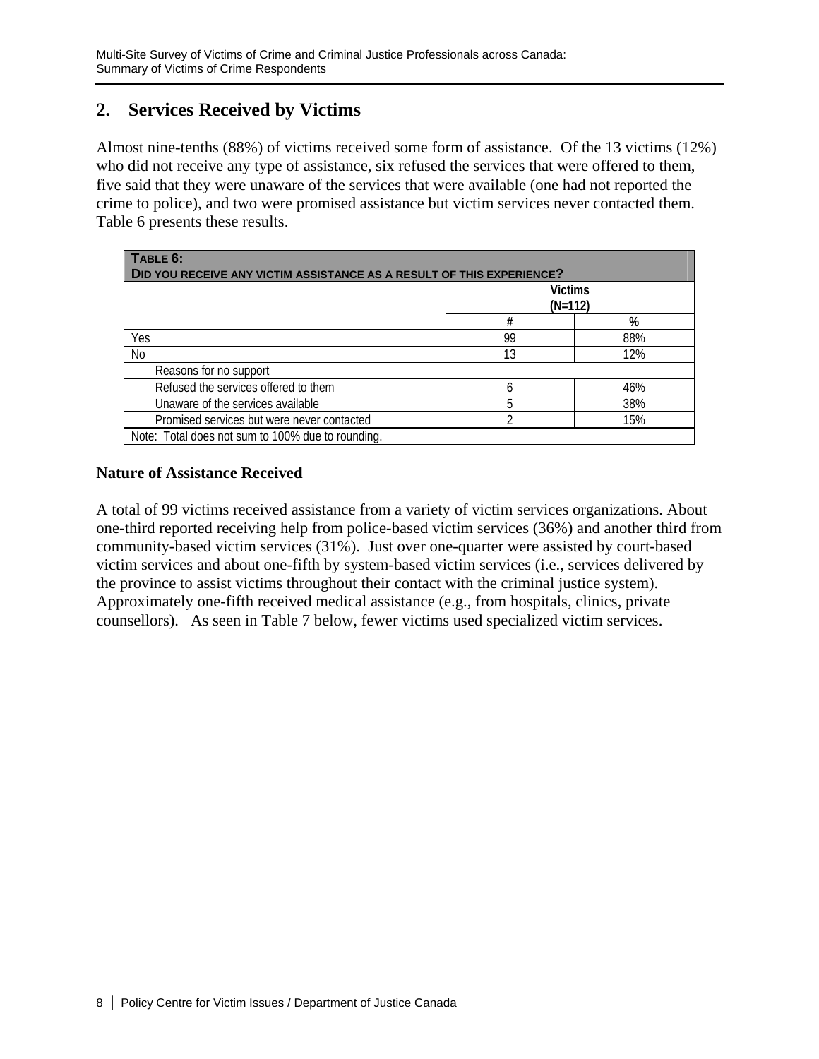## 2. Services Received by Victims

Almost nine-tenths (88%) of victims received some form of assistance. Of the 13 victims (12%) who did not receive any type of assistance, six refused the services that were offered to them, five said that they were unaware of the services that were available (one had not reported the crime to police), and two were promised assistance but victim services never contacted them. Table 6 presents these results.

| TABLE 6: DID YOU RECEIVE ANY VICTIM ASSISTANCE AS A RESULT OF THIS EXPERIENCE? | | |
|---|---|---|
| | Victims (N=112) | |
| | # | % |
| Yes | 99 | 88% |
| No | 13 | 12% |
| Reasons for no support | | |
| Refused the services offered to them | 6 | 46% |
| Unaware of the services available | 5 | 38% |
| Promised services but were never contacted | 2 | 15% |
| Note: Total does not sum to 100% due to rounding. | | |

### Nature of Assistance Received

A total of 99 victims received assistance from a variety of victim services organizations. About one-third reported receiving help from police-based victim services (36%) and another third from community-based victim services (31%). Just over one-quarter were assisted by court-based victim services and about one-fifth by system-based victim services (i.e., services delivered by the province to assist victims throughout their contact with the criminal justice system). Approximately one-fifth received medical assistance (e.g., from hospitals, clinics, private counsellors). As seen in Table 7 below, fewer victims used specialized victim services.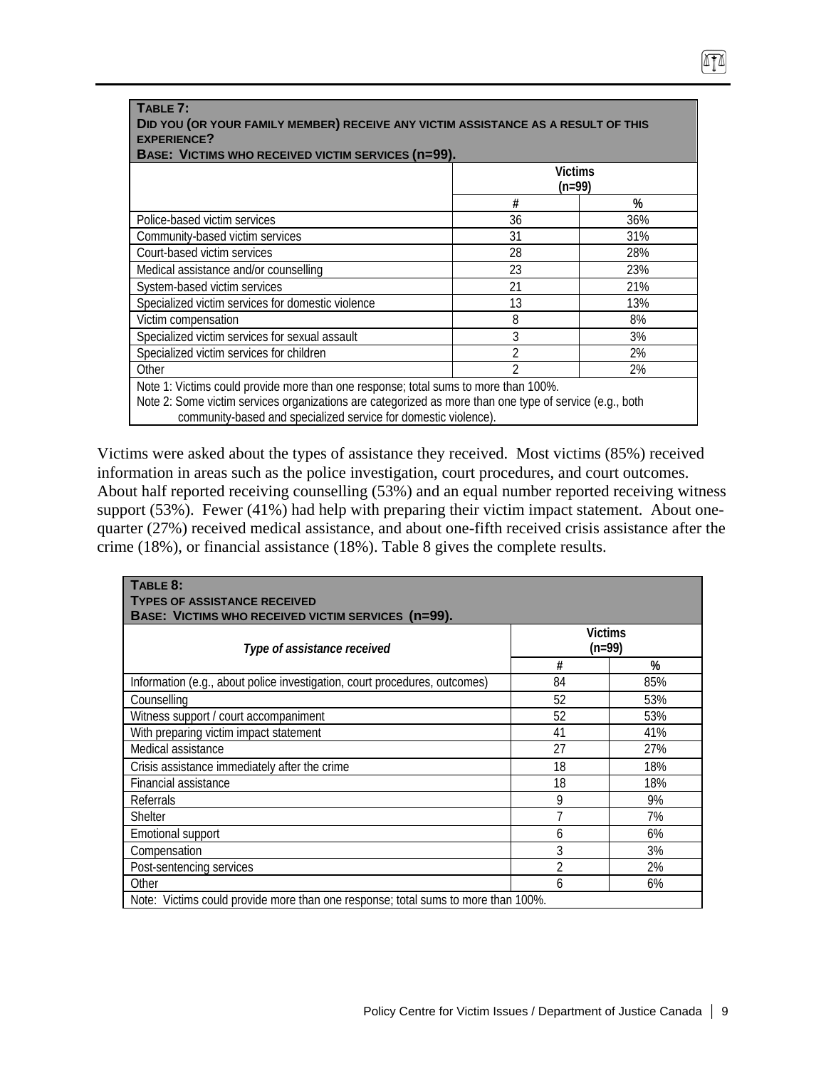**TABLE 7:**
**DID YOU (OR YOUR FAMILY MEMBER) RECEIVE ANY VICTIM ASSISTANCE AS A RESULT OF THIS EXPERIENCE?**
**BASE: VICTIMS WHO RECEIVED VICTIM SERVICES (n=99).**

| | Victims (n=99) | |
|---|---|---|
| | # | % |
| Police-based victim services | 36 | 36% |
| Community-based victim services | 31 | 31% |
| Court-based victim services | 28 | 28% |
| Medical assistance and/or counselling | 23 | 23% |
| System-based victim services | 21 | 21% |
| Specialized victim services for domestic violence | 13 | 13% |
| Victim compensation | 8 | 8% |
| Specialized victim services for sexual assault | 3 | 3% |
| Specialized victim services for children | 2 | 2% |
| Other | 2 | 2% |

Note 1: Victims could provide more than one response; total sums to more than 100%.
Note 2: Some victim services organizations are categorized as more than one type of service (e.g., both community-based and specialized service for domestic violence).

Victims were asked about the types of assistance they received. Most victims (85%) received information in areas such as the police investigation, court procedures, and court outcomes. About half reported receiving counselling (53%) and an equal number reported receiving witness support (53%). Fewer (41%) had help with preparing their victim impact statement. About one-quarter (27%) received medical assistance, and about one-fifth received crisis assistance after the crime (18%), or financial assistance (18%). Table 8 gives the complete results.

**TABLE 8:**
**TYPES OF ASSISTANCE RECEIVED**
**BASE: VICTIMS WHO RECEIVED VICTIM SERVICES (n=99).**

| *Type of assistance received* | Victims (n=99) | |
|---|---|---|
| | # | % |
| Information (e.g., about police investigation, court procedures, outcomes) | 84 | 85% |
| Counselling | 52 | 53% |
| Witness support / court accompaniment | 52 | 53% |
| With preparing victim impact statement | 41 | 41% |
| Medical assistance | 27 | 27% |
| Crisis assistance immediately after the crime | 18 | 18% |
| Financial assistance | 18 | 18% |
| Referrals | 9 | 9% |
| Shelter | 7 | 7% |
| Emotional support | 6 | 6% |
| Compensation | 3 | 3% |
| Post-sentencing services | 2 | 2% |
| Other | 6 | 6% |

Note: Victims could provide more than one response; total sums to more than 100%.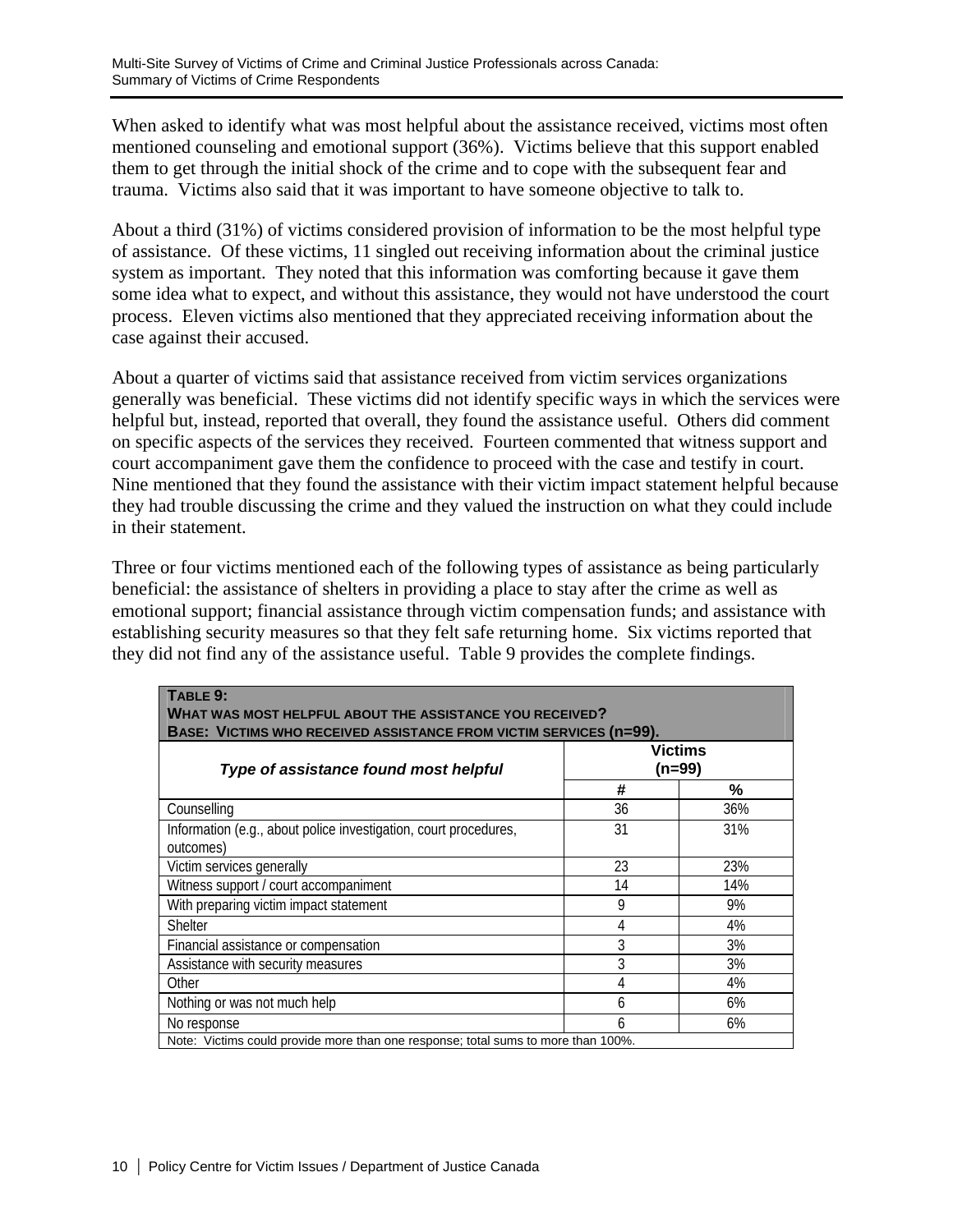When asked to identify what was most helpful about the assistance received, victims most often mentioned counseling and emotional support (36%). Victims believe that this support enabled them to get through the initial shock of the crime and to cope with the subsequent fear and trauma. Victims also said that it was important to have someone objective to talk to.

About a third (31%) of victims considered provision of information to be the most helpful type of assistance. Of these victims, 11 singled out receiving information about the criminal justice system as important. They noted that this information was comforting because it gave them some idea what to expect, and without this assistance, they would not have understood the court process. Eleven victims also mentioned that they appreciated receiving information about the case against their accused.

About a quarter of victims said that assistance received from victim services organizations generally was beneficial. These victims did not identify specific ways in which the services were helpful but, instead, reported that overall, they found the assistance useful. Others did comment on specific aspects of the services they received. Fourteen commented that witness support and court accompaniment gave them the confidence to proceed with the case and testify in court. Nine mentioned that they found the assistance with their victim impact statement helpful because they had trouble discussing the crime and they valued the instruction on what they could include in their statement.

Three or four victims mentioned each of the following types of assistance as being particularly beneficial: the assistance of shelters in providing a place to stay after the crime as well as emotional support; financial assistance through victim compensation funds; and assistance with establishing security measures so that they felt safe returning home. Six victims reported that they did not find any of the assistance useful. Table 9 provides the complete findings.

**TABLE 9:**
**WHAT WAS MOST HELPFUL ABOUT THE ASSISTANCE YOU RECEIVED?**
**BASE: VICTIMS WHO RECEIVED ASSISTANCE FROM VICTIM SERVICES (n=99).**

| *Type of assistance found most helpful* | Victims (n=99) | |
|---|---|---|
| | # | % |
| Counselling | 36 | 36% |
| Information (e.g., about police investigation, court procedures, outcomes) | 31 | 31% |
| Victim services generally | 23 | 23% |
| Witness support / court accompaniment | 14 | 14% |
| With preparing victim impact statement | 9 | 9% |
| Shelter | 4 | 4% |
| Financial assistance or compensation | 3 | 3% |
| Assistance with security measures | 3 | 3% |
| Other | 4 | 4% |
| Nothing or was not much help | 6 | 6% |
| No response | 6 | 6% |

Note: Victims could provide more than one response; total sums to more than 100%.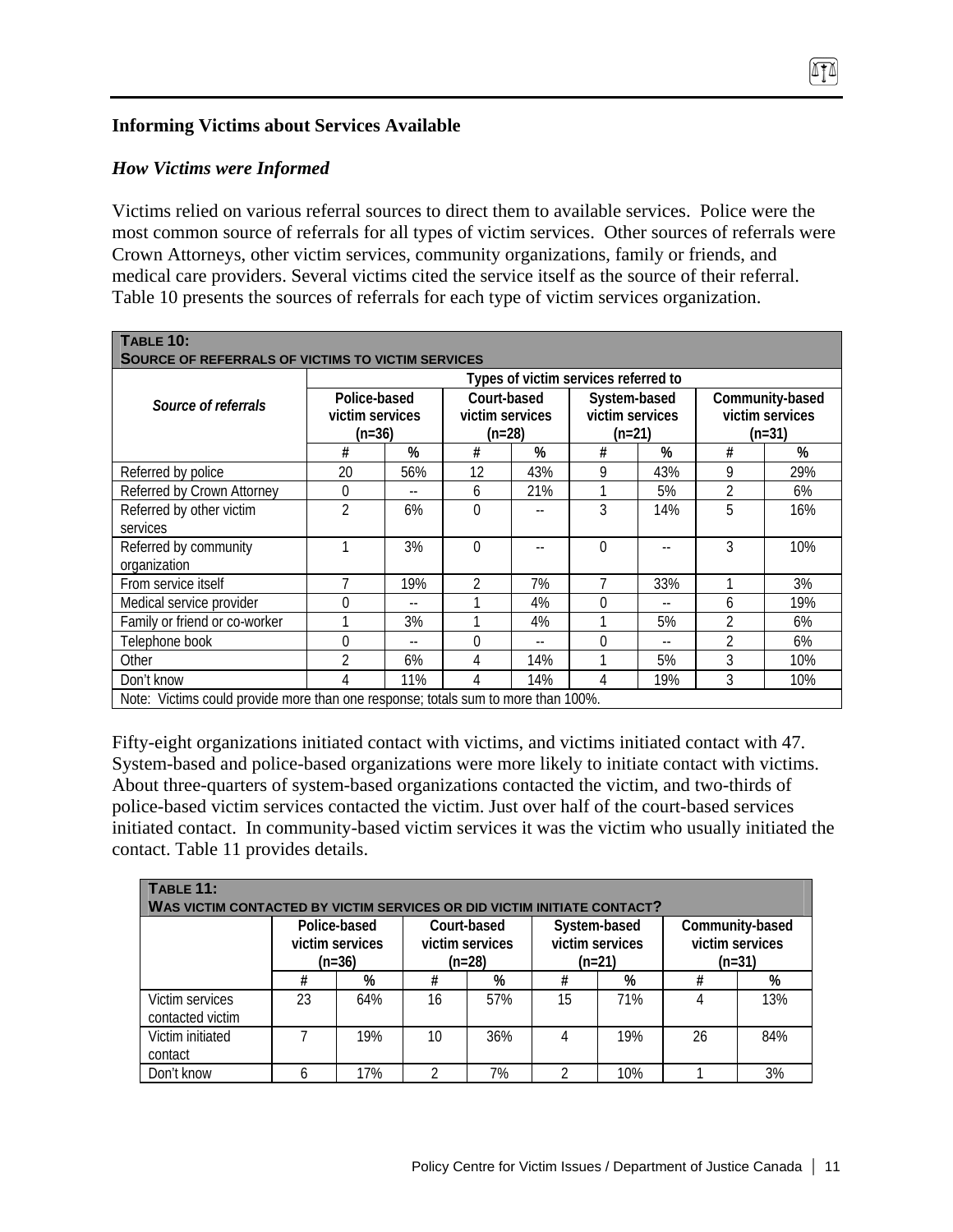## Informing Victims about Services Available

### *How Victims were Informed*

Victims relied on various referral sources to direct them to available services. Police were the most common source of referrals for all types of victim services. Other sources of referrals were Crown Attorneys, other victim services, community organizations, family or friends, and medical care providers. Several victims cited the service itself as the source of their referral. Table 10 presents the sources of referrals for each type of victim services organization.

**TABLE 10: SOURCE OF REFERRALS OF VICTIMS TO VICTIM SERVICES**

| *Source of referrals* | Types of victim services referred to | | | | | | | |
|---|---|---|---|---|---|---|---|---|
| | Police-based victim services (n=36) | | Court-based victim services (n=28) | | System-based victim services (n=21) | | Community-based victim services (n=31) | |
| | # | % | # | % | # | % | # | % |
| Referred by police | 20 | 56% | 12 | 43% | 9 | 43% | 9 | 29% |
| Referred by Crown Attorney | 0 | -- | 6 | 21% | 1 | 5% | 2 | 6% |
| Referred by other victim services | 2 | 6% | 0 | -- | 3 | 14% | 5 | 16% |
| Referred by community organization | 1 | 3% | 0 | -- | 0 | -- | 3 | 10% |
| From service itself | 7 | 19% | 2 | 7% | 7 | 33% | 1 | 3% |
| Medical service provider | 0 | -- | 1 | 4% | 0 | -- | 6 | 19% |
| Family or friend or co-worker | 1 | 3% | 1 | 4% | 1 | 5% | 2 | 6% |
| Telephone book | 0 | -- | 0 | -- | 0 | -- | 2 | 6% |
| Other | 2 | 6% | 4 | 14% | 1 | 5% | 3 | 10% |
| Don't know | 4 | 11% | 4 | 14% | 4 | 19% | 3 | 10% |

Note: Victims could provide more than one response; totals sum to more than 100%.

Fifty-eight organizations initiated contact with victims, and victims initiated contact with 47. System-based and police-based organizations were more likely to initiate contact with victims. About three-quarters of system-based organizations contacted the victim, and two-thirds of police-based victim services contacted the victim. Just over half of the court-based services initiated contact. In community-based victim services it was the victim who usually initiated the contact. Table 11 provides details.

**TABLE 11: WAS VICTIM CONTACTED BY VICTIM SERVICES OR DID VICTIM INITIATE CONTACT?**

| | Police-based victim services (n=36) | | Court-based victim services (n=28) | | System-based victim services (n=21) | | Community-based victim services (n=31) | |
|---|---|---|---|---|---|---|---|---|
| | # | % | # | % | # | % | # | % |
| Victim services contacted victim | 23 | 64% | 16 | 57% | 15 | 71% | 4 | 13% |
| Victim initiated contact | 7 | 19% | 10 | 36% | 4 | 19% | 26 | 84% |
| Don't know | 6 | 17% | 2 | 7% | 2 | 10% | 1 | 3% |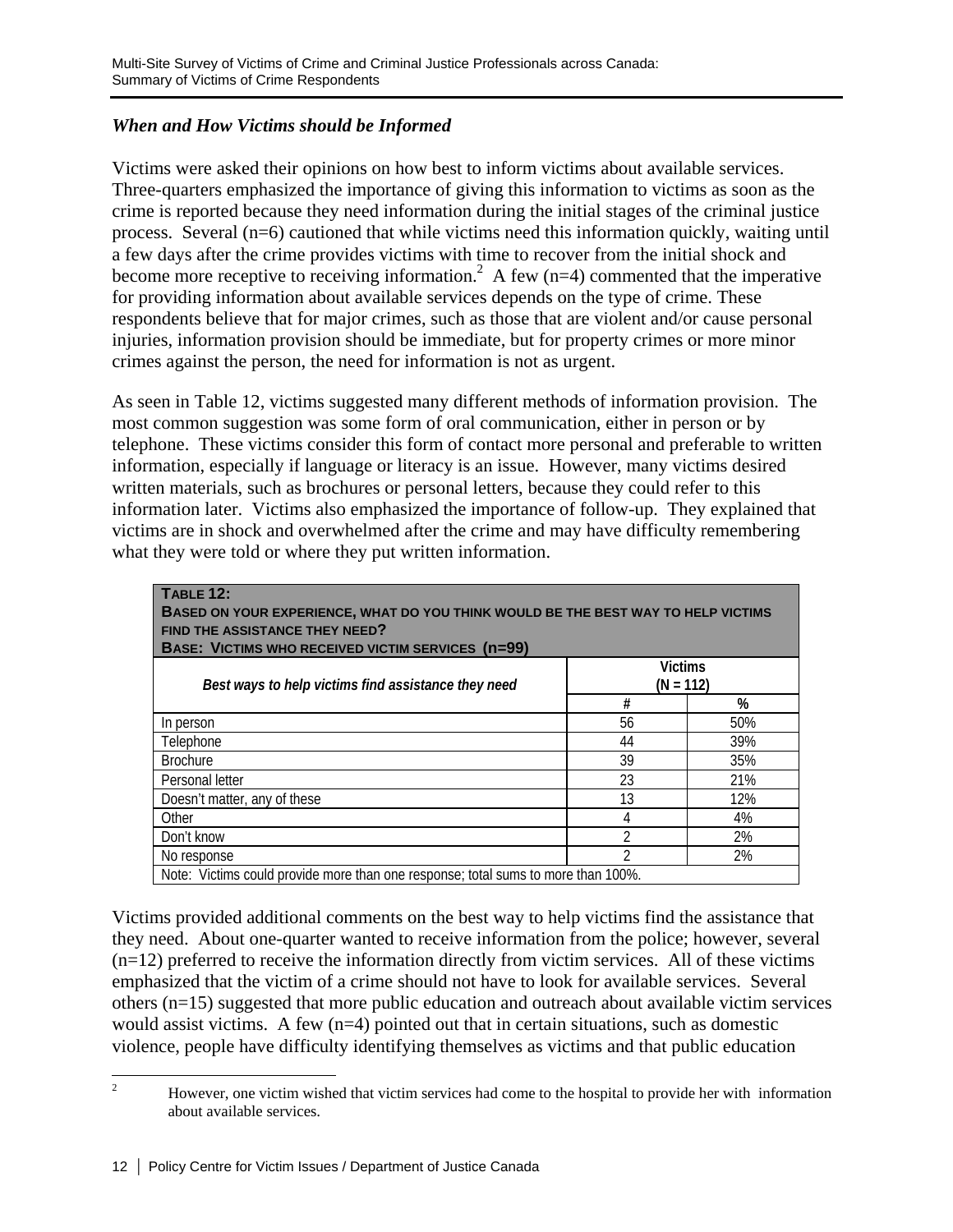### *When and How Victims should be Informed*

Victims were asked their opinions on how best to inform victims about available services. Three-quarters emphasized the importance of giving this information to victims as soon as the crime is reported because they need information during the initial stages of the criminal justice process. Several (n=6) cautioned that while victims need this information quickly, waiting until a few days after the crime provides victims with time to recover from the initial shock and become more receptive to receiving information.[2] A few (n=4) commented that the imperative for providing information about available services depends on the type of crime. These respondents believe that for major crimes, such as those that are violent and/or cause personal injuries, information provision should be immediate, but for property crimes or more minor crimes against the person, the need for information is not as urgent.

As seen in Table 12, victims suggested many different methods of information provision. The most common suggestion was some form of oral communication, either in person or by telephone. These victims consider this form of contact more personal and preferable to written information, especially if language or literacy is an issue. However, many victims desired written materials, such as brochures or personal letters, because they could refer to this information later. Victims also emphasized the importance of follow-up. They explained that victims are in shock and overwhelmed after the crime and may have difficulty remembering what they were told or where they put written information.

**TABLE 12:**
**BASED ON YOUR EXPERIENCE, WHAT DO YOU THINK WOULD BE THE BEST WAY TO HELP VICTIMS FIND THE ASSISTANCE THEY NEED?**
**BASE: VICTIMS WHO RECEIVED VICTIM SERVICES (n=99)**

| *Best ways to help victims find assistance they need* | Victims (N = 112) | |
|---|---|---|
| | # | % |
| In person | 56 | 50% |
| Telephone | 44 | 39% |
| Brochure | 39 | 35% |
| Personal letter | 23 | 21% |
| Doesn't matter, any of these | 13 | 12% |
| Other | 4 | 4% |
| Don't know | 2 | 2% |
| No response | 2 | 2% |

Note: Victims could provide more than one response; total sums to more than 100%.

Victims provided additional comments on the best way to help victims find the assistance that they need. About one-quarter wanted to receive information from the police; however, several (n=12) preferred to receive the information directly from victim services. All of these victims emphasized that the victim of a crime should not have to look for available services. Several others (n=15) suggested that more public education and outreach about available victim services would assist victims. A few (n=4) pointed out that in certain situations, such as domestic violence, people have difficulty identifying themselves as victims and that public education

[2] However, one victim wished that victim services had come to the hospital to provide her with information about available services.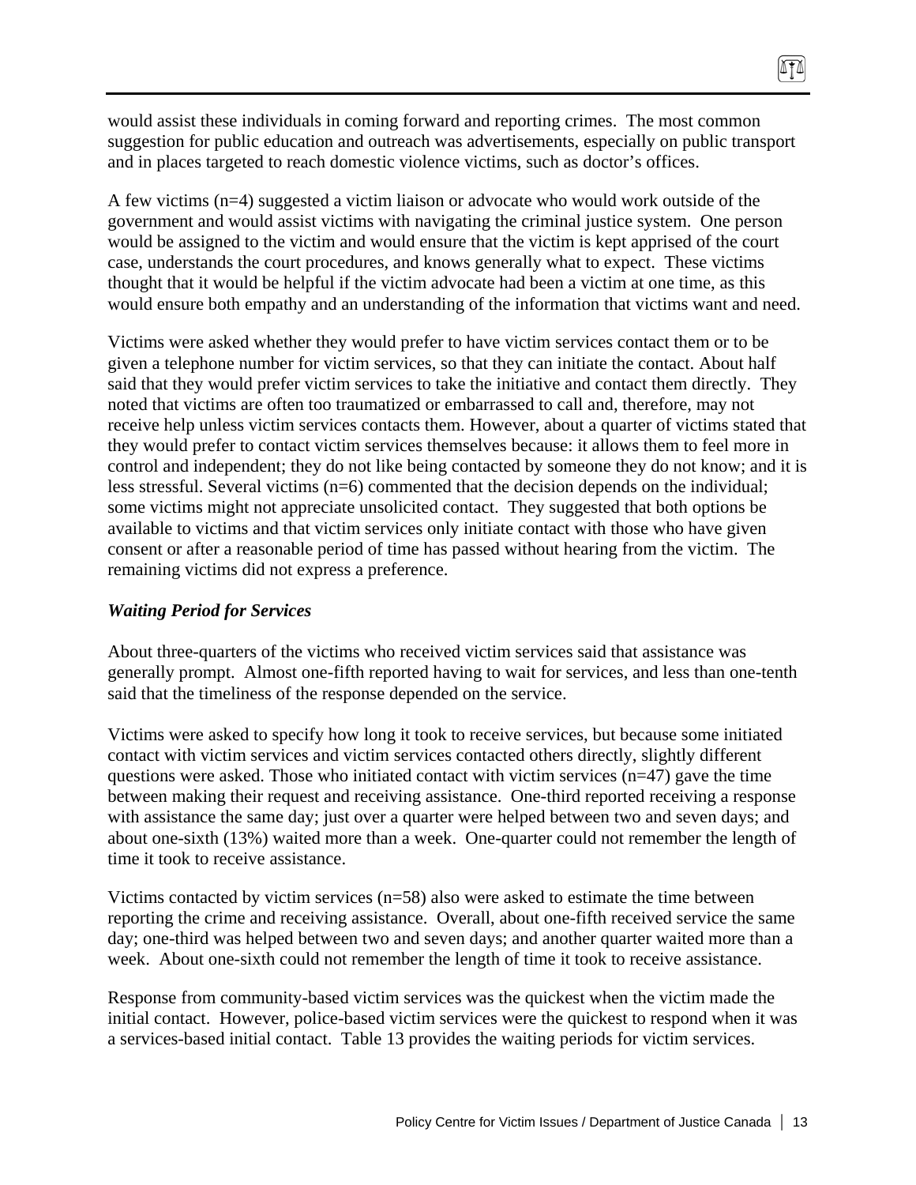would assist these individuals in coming forward and reporting crimes. The most common suggestion for public education and outreach was advertisements, especially on public transport and in places targeted to reach domestic violence victims, such as doctor's offices.

A few victims (n=4) suggested a victim liaison or advocate who would work outside of the government and would assist victims with navigating the criminal justice system. One person would be assigned to the victim and would ensure that the victim is kept apprised of the court case, understands the court procedures, and knows generally what to expect. These victims thought that it would be helpful if the victim advocate had been a victim at one time, as this would ensure both empathy and an understanding of the information that victims want and need.

Victims were asked whether they would prefer to have victim services contact them or to be given a telephone number for victim services, so that they can initiate the contact. About half said that they would prefer victim services to take the initiative and contact them directly. They noted that victims are often too traumatized or embarrassed to call and, therefore, may not receive help unless victim services contacts them. However, about a quarter of victims stated that they would prefer to contact victim services themselves because: it allows them to feel more in control and independent; they do not like being contacted by someone they do not know; and it is less stressful. Several victims (n=6) commented that the decision depends on the individual; some victims might not appreciate unsolicited contact. They suggested that both options be available to victims and that victim services only initiate contact with those who have given consent or after a reasonable period of time has passed without hearing from the victim. The remaining victims did not express a preference.

### *Waiting Period for Services*

About three-quarters of the victims who received victim services said that assistance was generally prompt. Almost one-fifth reported having to wait for services, and less than one-tenth said that the timeliness of the response depended on the service.

Victims were asked to specify how long it took to receive services, but because some initiated contact with victim services and victim services contacted others directly, slightly different questions were asked. Those who initiated contact with victim services (n=47) gave the time between making their request and receiving assistance. One-third reported receiving a response with assistance the same day; just over a quarter were helped between two and seven days; and about one-sixth (13%) waited more than a week. One-quarter could not remember the length of time it took to receive assistance.

Victims contacted by victim services (n=58) also were asked to estimate the time between reporting the crime and receiving assistance. Overall, about one-fifth received service the same day; one-third was helped between two and seven days; and another quarter waited more than a week. About one-sixth could not remember the length of time it took to receive assistance.

Response from community-based victim services was the quickest when the victim made the initial contact. However, police-based victim services were the quickest to respond when it was a services-based initial contact. Table 13 provides the waiting periods for victim services.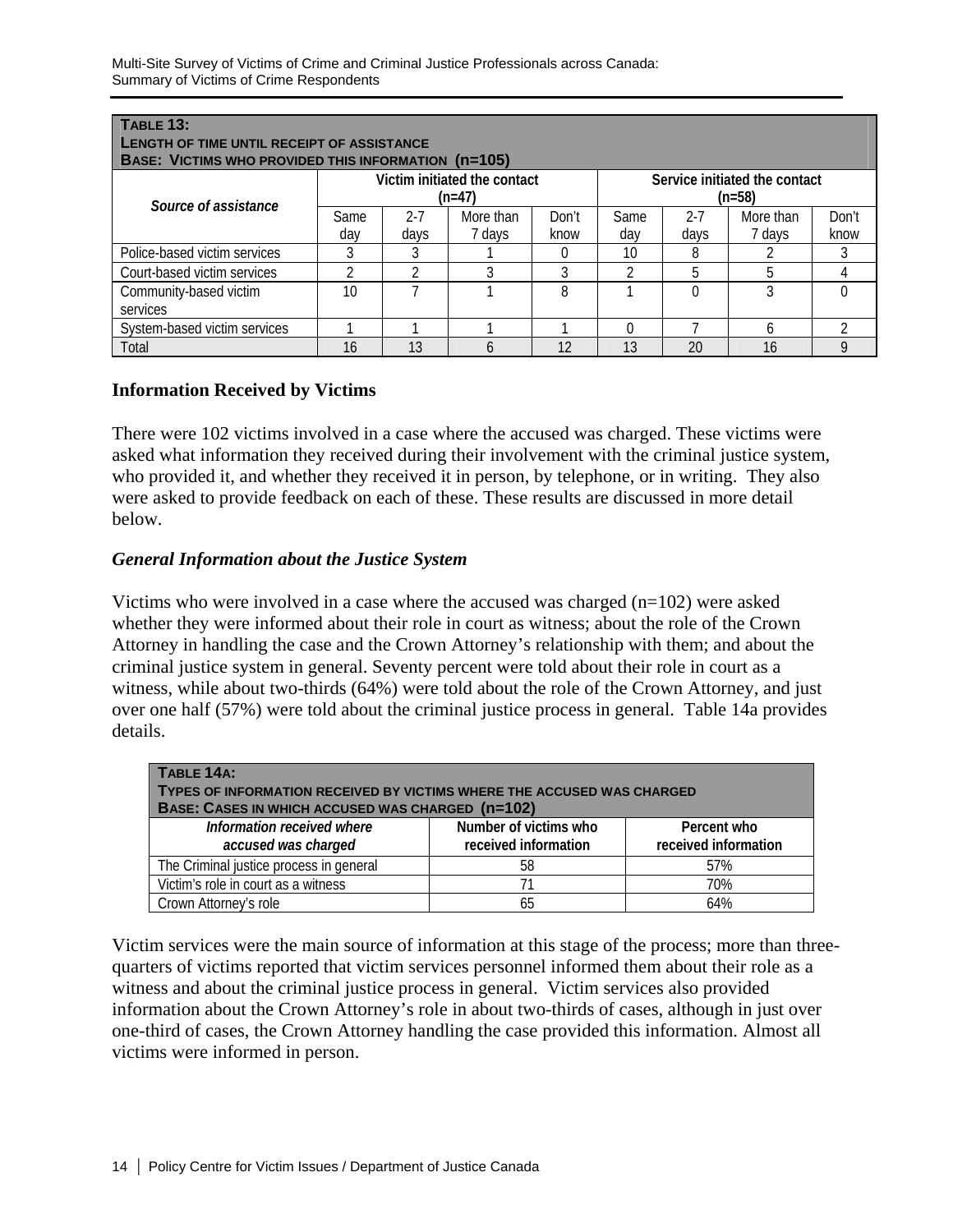**TABLE 13:**
**LENGTH OF TIME UNTIL RECEIPT OF ASSISTANCE**
**BASE: VICTIMS WHO PROVIDED THIS INFORMATION (n=105)**

| *Source of assistance* | Victim initiated the contact (n=47) | | | | Service initiated the contact (n=58) | | | |
|---|---|---|---|---|---|---|---|---|
| | Same day | 2-7 days | More than 7 days | Don't know | Same day | 2-7 days | More than 7 days | Don't know |
| Police-based victim services | 3 | 3 | 1 | 0 | 10 | 8 | 2 | 3 |
| Court-based victim services | 2 | 2 | 3 | 3 | 2 | 5 | 5 | 4 |
| Community-based victim services | 10 | 7 | 1 | 8 | 1 | 0 | 3 | 0 |
| System-based victim services | 1 | 1 | 1 | 1 | 0 | 7 | 6 | 2 |
| Total | 16 | 13 | 6 | 12 | 13 | 20 | 16 | 9 |

### Information Received by Victims

There were 102 victims involved in a case where the accused was charged. These victims were asked what information they received during their involvement with the criminal justice system, who provided it, and whether they received it in person, by telephone, or in writing. They also were asked to provide feedback on each of these. These results are discussed in more detail below.

#### *General Information about the Justice System*

Victims who were involved in a case where the accused was charged (n=102) were asked whether they were informed about their role in court as witness; about the role of the Crown Attorney in handling the case and the Crown Attorney's relationship with them; and about the criminal justice system in general. Seventy percent were told about their role in court as a witness, while about two-thirds (64%) were told about the role of the Crown Attorney, and just over one half (57%) were told about the criminal justice process in general. Table 14a provides details.

**TABLE 14A:**
**TYPES OF INFORMATION RECEIVED BY VICTIMS WHERE THE ACCUSED WAS CHARGED**
**BASE: CASES IN WHICH ACCUSED WAS CHARGED (n=102)**

| *Information received where accused was charged* | Number of victims who received information | Percent who received information |
|---|---|---|
| The Criminal justice process in general | 58 | 57% |
| Victim's role in court as a witness | 71 | 70% |
| Crown Attorney's role | 65 | 64% |

Victim services were the main source of information at this stage of the process; more than three-quarters of victims reported that victim services personnel informed them about their role as a witness and about the criminal justice process in general. Victim services also provided information about the Crown Attorney's role in about two-thirds of cases, although in just over one-third of cases, the Crown Attorney handling the case provided this information. Almost all victims were informed in person.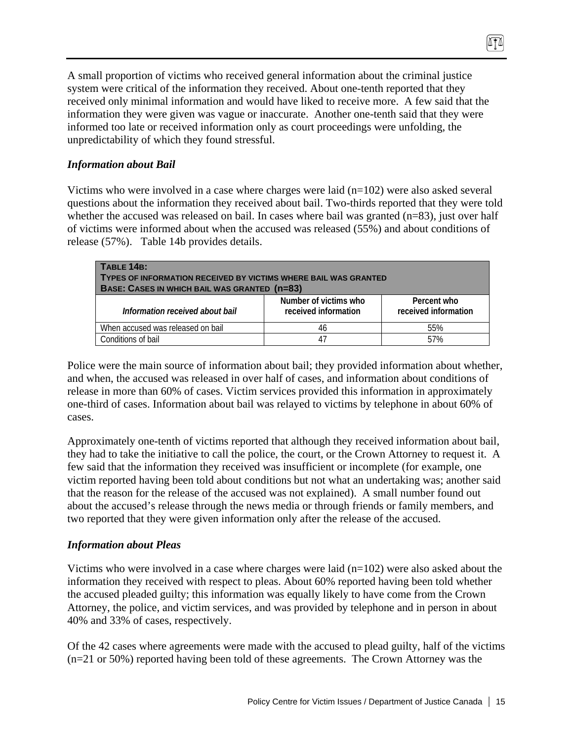A small proportion of victims who received general information about the criminal justice system were critical of the information they received. About one-tenth reported that they received only minimal information and would have liked to receive more. A few said that the information they were given was vague or inaccurate. Another one-tenth said that they were informed too late or received information only as court proceedings were unfolding, the unpredictability of which they found stressful.

### *Information about Bail*

Victims who were involved in a case where charges were laid (n=102) were also asked several questions about the information they received about bail. Two-thirds reported that they were told whether the accused was released on bail. In cases where bail was granted (n=83), just over half of victims were informed about when the accused was released (55%) and about conditions of release (57%). Table 14b provides details.

**TABLE 14B: TYPES OF INFORMATION RECEIVED BY VICTIMS WHERE BAIL WAS GRANTED**
**BASE: CASES IN WHICH BAIL WAS GRANTED (n=83)**

| *Information received about bail* | Number of victims who received information | Percent who received information |
|---|---|---|
| When accused was released on bail | 46 | 55% |
| Conditions of bail | 47 | 57% |

Police were the main source of information about bail; they provided information about whether, and when, the accused was released in over half of cases, and information about conditions of release in more than 60% of cases. Victim services provided this information in approximately one-third of cases. Information about bail was relayed to victims by telephone in about 60% of cases.

Approximately one-tenth of victims reported that although they received information about bail, they had to take the initiative to call the police, the court, or the Crown Attorney to request it. A few said that the information they received was insufficient or incomplete (for example, one victim reported having been told about conditions but not what an undertaking was; another said that the reason for the release of the accused was not explained). A small number found out about the accused's release through the news media or through friends or family members, and two reported that they were given information only after the release of the accused.

### *Information about Pleas*

Victims who were involved in a case where charges were laid (n=102) were also asked about the information they received with respect to pleas. About 60% reported having been told whether the accused pleaded guilty; this information was equally likely to have come from the Crown Attorney, the police, and victim services, and was provided by telephone and in person in about 40% and 33% of cases, respectively.

Of the 42 cases where agreements were made with the accused to plead guilty, half of the victims (n=21 or 50%) reported having been told of these agreements. The Crown Attorney was the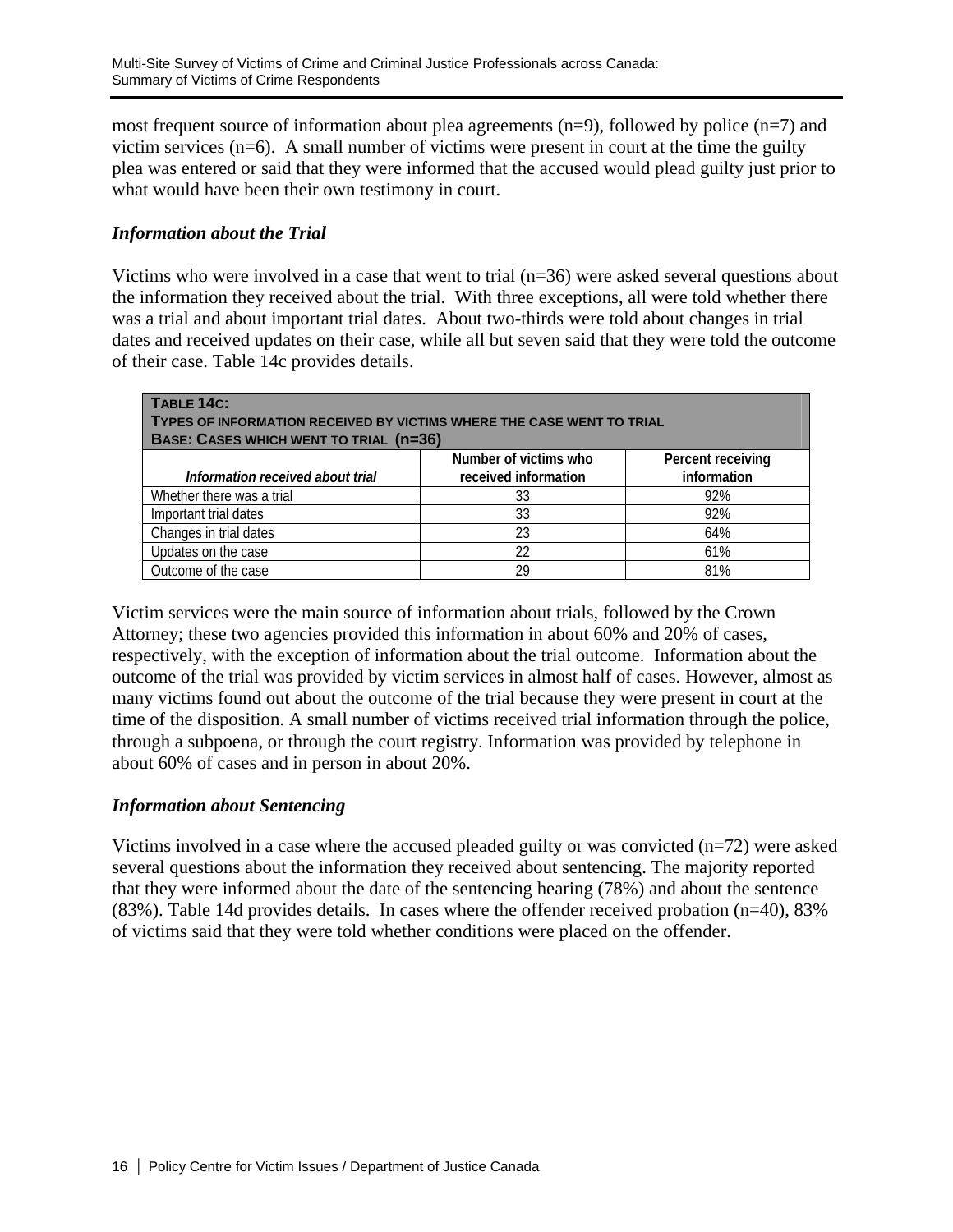most frequent source of information about plea agreements (n=9), followed by police (n=7) and victim services (n=6). A small number of victims were present in court at the time the guilty plea was entered or said that they were informed that the accused would plead guilty just prior to what would have been their own testimony in court.

### *Information about the Trial*

Victims who were involved in a case that went to trial (n=36) were asked several questions about the information they received about the trial. With three exceptions, all were told whether there was a trial and about important trial dates. About two-thirds were told about changes in trial dates and received updates on their case, while all but seven said that they were told the outcome of their case. Table 14c provides details.

**TABLE 14C:**
**TYPES OF INFORMATION RECEIVED BY VICTIMS WHERE THE CASE WENT TO TRIAL**
**BASE: CASES WHICH WENT TO TRIAL (n=36)**

| *Information received about trial* | Number of victims who received information | Percent receiving information |
|---|---|---|
| Whether there was a trial | 33 | 92% |
| Important trial dates | 33 | 92% |
| Changes in trial dates | 23 | 64% |
| Updates on the case | 22 | 61% |
| Outcome of the case | 29 | 81% |

Victim services were the main source of information about trials, followed by the Crown Attorney; these two agencies provided this information in about 60% and 20% of cases, respectively, with the exception of information about the trial outcome. Information about the outcome of the trial was provided by victim services in almost half of cases. However, almost as many victims found out about the outcome of the trial because they were present in court at the time of the disposition. A small number of victims received trial information through the police, through a subpoena, or through the court registry. Information was provided by telephone in about 60% of cases and in person in about 20%.

### *Information about Sentencing*

Victims involved in a case where the accused pleaded guilty or was convicted (n=72) were asked several questions about the information they received about sentencing. The majority reported that they were informed about the date of the sentencing hearing (78%) and about the sentence (83%). Table 14d provides details. In cases where the offender received probation (n=40), 83% of victims said that they were told whether conditions were placed on the offender.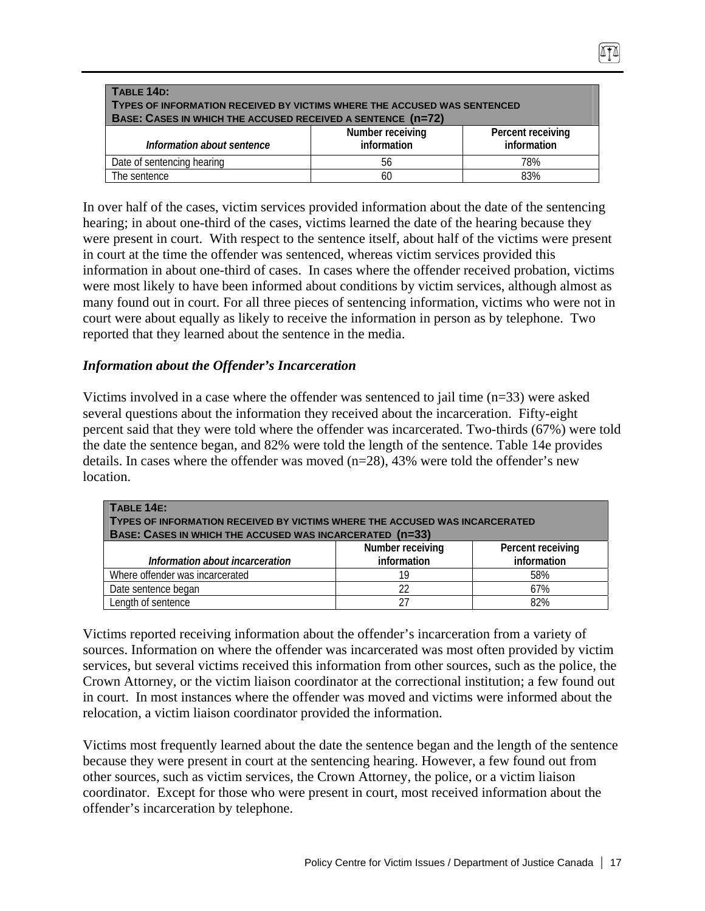| **TABLE 14D: TYPES OF INFORMATION RECEIVED BY VICTIMS WHERE THE ACCUSED WAS SENTENCED BASE: CASES IN WHICH THE ACCUSED RECEIVED A SENTENCE (n=72)** | | |
|---|---|---|
| *Information about sentence* | Number receiving information | Percent receiving information |
| Date of sentencing hearing | 56 | 78% |
| The sentence | 60 | 83% |

In over half of the cases, victim services provided information about the date of the sentencing hearing; in about one-third of the cases, victims learned the date of the hearing because they were present in court. With respect to the sentence itself, about half of the victims were present in court at the time the offender was sentenced, whereas victim services provided this information in about one-third of cases. In cases where the offender received probation, victims were most likely to have been informed about conditions by victim services, although almost as many found out in court. For all three pieces of sentencing information, victims who were not in court were about equally as likely to receive the information in person as by telephone. Two reported that they learned about the sentence in the media.

### *Information about the Offender's Incarceration*

Victims involved in a case where the offender was sentenced to jail time (n=33) were asked several questions about the information they received about the incarceration. Fifty-eight percent said that they were told where the offender was incarcerated. Two-thirds (67%) were told the date the sentence began, and 82% were told the length of the sentence. Table 14e provides details. In cases where the offender was moved (n=28), 43% were told the offender's new location.

| **TABLE 14E: TYPES OF INFORMATION RECEIVED BY VICTIMS WHERE THE ACCUSED WAS INCARCERATED BASE: CASES IN WHICH THE ACCUSED WAS INCARCERATED (n=33)** | | |
|---|---|---|
| *Information about incarceration* | Number receiving information | Percent receiving information |
| Where offender was incarcerated | 19 | 58% |
| Date sentence began | 22 | 67% |
| Length of sentence | 27 | 82% |

Victims reported receiving information about the offender's incarceration from a variety of sources. Information on where the offender was incarcerated was most often provided by victim services, but several victims received this information from other sources, such as the police, the Crown Attorney, or the victim liaison coordinator at the correctional institution; a few found out in court. In most instances where the offender was moved and victims were informed about the relocation, a victim liaison coordinator provided the information.

Victims most frequently learned about the date the sentence began and the length of the sentence because they were present in court at the sentencing hearing. However, a few found out from other sources, such as victim services, the Crown Attorney, the police, or a victim liaison coordinator. Except for those who were present in court, most received information about the offender's incarceration by telephone.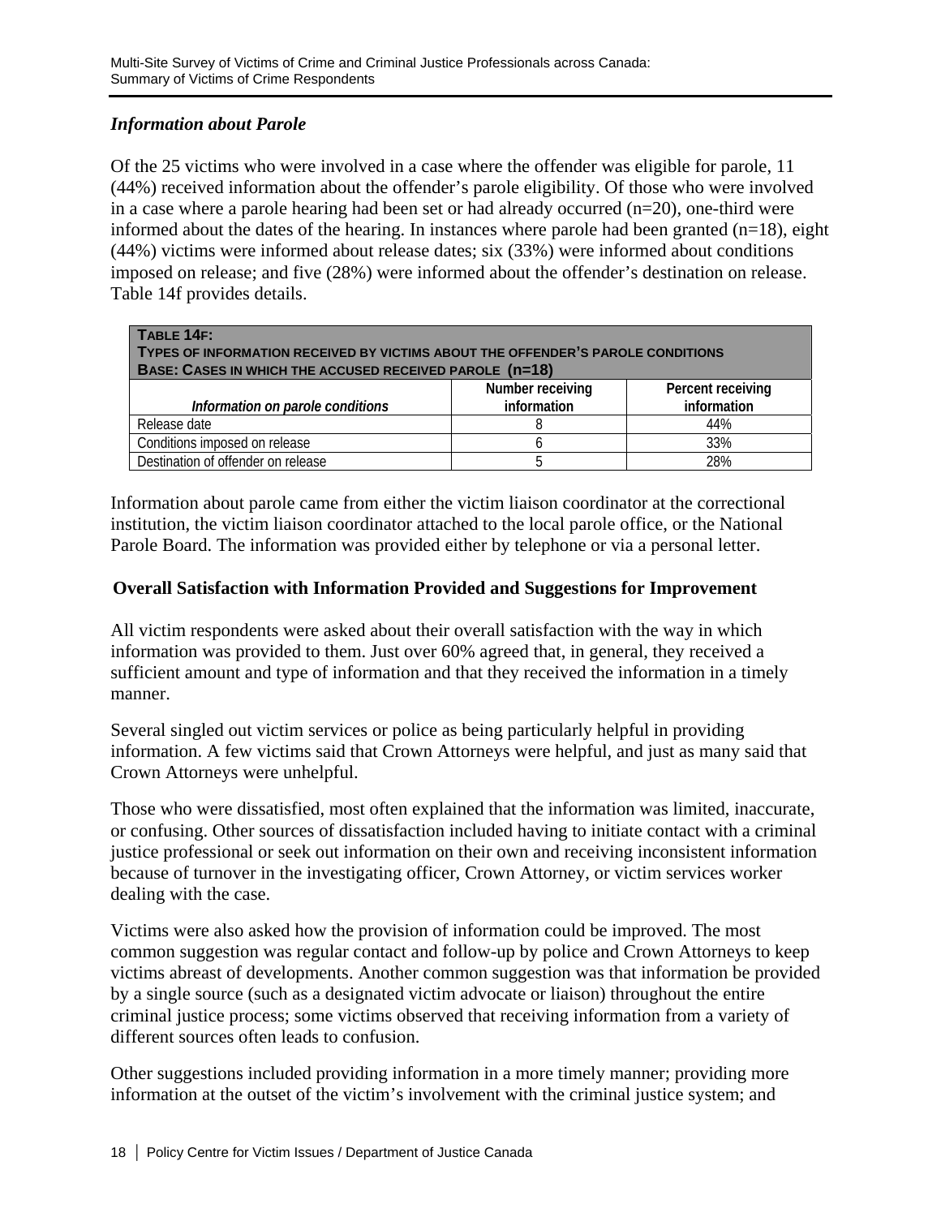### *Information about Parole*

Of the 25 victims who were involved in a case where the offender was eligible for parole, 11 (44%) received information about the offender's parole eligibility. Of those who were involved in a case where a parole hearing had been set or had already occurred (n=20), one-third were informed about the dates of the hearing. In instances where parole had been granted (n=18), eight (44%) victims were informed about release dates; six (33%) were informed about conditions imposed on release; and five (28%) were informed about the offender's destination on release. Table 14f provides details.

**TABLE 14F:**
**TYPES OF INFORMATION RECEIVED BY VICTIMS ABOUT THE OFFENDER'S PAROLE CONDITIONS**
**BASE: CASES IN WHICH THE ACCUSED RECEIVED PAROLE (n=18)**

| *Information on parole conditions* | Number receiving information | Percent receiving information |
|---|---|---|
| Release date | 8 | 44% |
| Conditions imposed on release | 6 | 33% |
| Destination of offender on release | 5 | 28% |

Information about parole came from either the victim liaison coordinator at the correctional institution, the victim liaison coordinator attached to the local parole office, or the National Parole Board. The information was provided either by telephone or via a personal letter.

### Overall Satisfaction with Information Provided and Suggestions for Improvement

All victim respondents were asked about their overall satisfaction with the way in which information was provided to them. Just over 60% agreed that, in general, they received a sufficient amount and type of information and that they received the information in a timely manner.

Several singled out victim services or police as being particularly helpful in providing information. A few victims said that Crown Attorneys were helpful, and just as many said that Crown Attorneys were unhelpful.

Those who were dissatisfied, most often explained that the information was limited, inaccurate, or confusing. Other sources of dissatisfaction included having to initiate contact with a criminal justice professional or seek out information on their own and receiving inconsistent information because of turnover in the investigating officer, Crown Attorney, or victim services worker dealing with the case.

Victims were also asked how the provision of information could be improved. The most common suggestion was regular contact and follow-up by police and Crown Attorneys to keep victims abreast of developments. Another common suggestion was that information be provided by a single source (such as a designated victim advocate or liaison) throughout the entire criminal justice process; some victims observed that receiving information from a variety of different sources often leads to confusion.

Other suggestions included providing information in a more timely manner; providing more information at the outset of the victim's involvement with the criminal justice system; and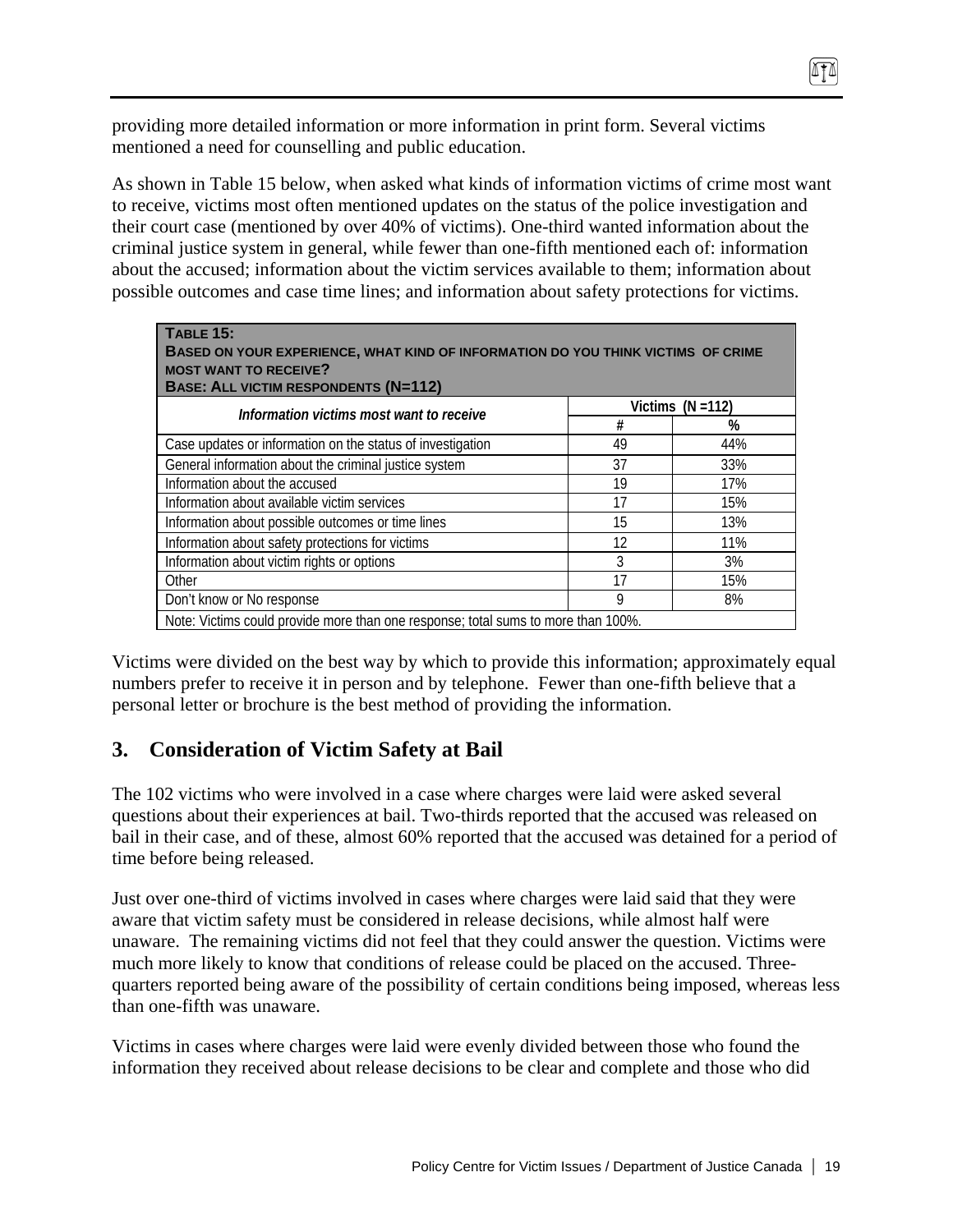providing more detailed information or more information in print form. Several victims mentioned a need for counselling and public education.

As shown in Table 15 below, when asked what kinds of information victims of crime most want to receive, victims most often mentioned updates on the status of the police investigation and their court case (mentioned by over 40% of victims). One-third wanted information about the criminal justice system in general, while fewer than one-fifth mentioned each of: information about the accused; information about the victim services available to them; information about possible outcomes and case time lines; and information about safety protections for victims.

**TABLE 15:**
**BASED ON YOUR EXPERIENCE, WHAT KIND OF INFORMATION DO YOU THINK VICTIMS OF CRIME MOST WANT TO RECEIVE?**
**BASE: ALL VICTIM RESPONDENTS (N=112)**

| *Information victims most want to receive* | Victims (N =112) | |
|---|---|---|
| | # | % |
| Case updates or information on the status of investigation | 49 | 44% |
| General information about the criminal justice system | 37 | 33% |
| Information about the accused | 19 | 17% |
| Information about available victim services | 17 | 15% |
| Information about possible outcomes or time lines | 15 | 13% |
| Information about safety protections for victims | 12 | 11% |
| Information about victim rights or options | 3 | 3% |
| Other | 17 | 15% |
| Don't know or No response | 9 | 8% |
| Note: Victims could provide more than one response; total sums to more than 100%. | | |

Victims were divided on the best way by which to provide this information; approximately equal numbers prefer to receive it in person and by telephone. Fewer than one-fifth believe that a personal letter or brochure is the best method of providing the information.

## 3. Consideration of Victim Safety at Bail

The 102 victims who were involved in a case where charges were laid were asked several questions about their experiences at bail. Two-thirds reported that the accused was released on bail in their case, and of these, almost 60% reported that the accused was detained for a period of time before being released.

Just over one-third of victims involved in cases where charges were laid said that they were aware that victim safety must be considered in release decisions, while almost half were unaware. The remaining victims did not feel that they could answer the question. Victims were much more likely to know that conditions of release could be placed on the accused. Three-quarters reported being aware of the possibility of certain conditions being imposed, whereas less than one-fifth was unaware.

Victims in cases where charges were laid were evenly divided between those who found the information they received about release decisions to be clear and complete and those who did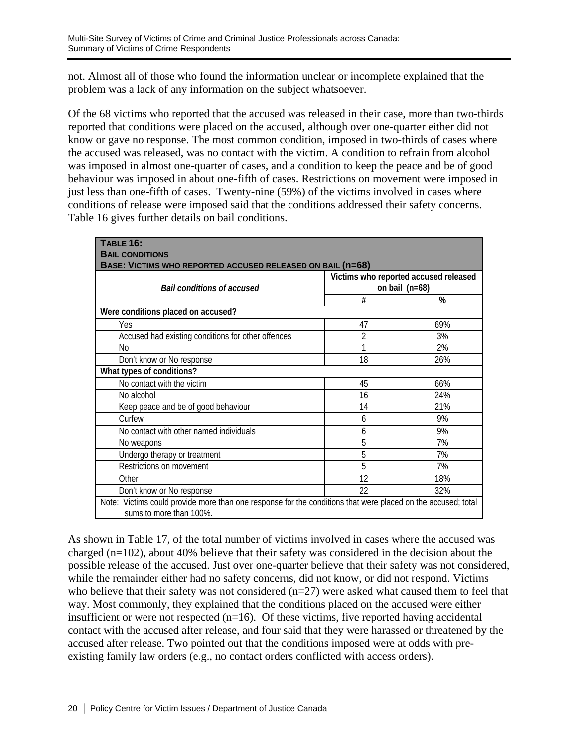not. Almost all of those who found the information unclear or incomplete explained that the problem was a lack of any information on the subject whatsoever.

Of the 68 victims who reported that the accused was released in their case, more than two-thirds reported that conditions were placed on the accused, although over one-quarter either did not know or gave no response. The most common condition, imposed in two-thirds of cases where the accused was released, was no contact with the victim. A condition to refrain from alcohol was imposed in almost one-quarter of cases, and a condition to keep the peace and be of good behaviour was imposed in about one-fifth of cases. Restrictions on movement were imposed in just less than one-fifth of cases. Twenty-nine (59%) of the victims involved in cases where conditions of release were imposed said that the conditions addressed their safety concerns. Table 16 gives further details on bail conditions.

**TABLE 16:**
**BAIL CONDITIONS**
**BASE: VICTIMS WHO REPORTED ACCUSED RELEASED ON BAIL (n=68)**

| *Bail conditions of accused* | Victims who reported accused released on bail (n=68) | |
|---|---|---|
| | # | % |
| **Were conditions placed on accused?** | | |
| Yes | 47 | 69% |
| Accused had existing conditions for other offences | 2 | 3% |
| No | 1 | 2% |
| Don't know or No response | 18 | 26% |
| **What types of conditions?** | | |
| No contact with the victim | 45 | 66% |
| No alcohol | 16 | 24% |
| Keep peace and be of good behaviour | 14 | 21% |
| Curfew | 6 | 9% |
| No contact with other named individuals | 6 | 9% |
| No weapons | 5 | 7% |
| Undergo therapy or treatment | 5 | 7% |
| Restrictions on movement | 5 | 7% |
| Other | 12 | 18% |
| Don't know or No response | 22 | 32% |

Note: Victims could provide more than one response for the conditions that were placed on the accused; total sums to more than 100%.

As shown in Table 17, of the total number of victims involved in cases where the accused was charged (n=102), about 40% believe that their safety was considered in the decision about the possible release of the accused. Just over one-quarter believe that their safety was not considered, while the remainder either had no safety concerns, did not know, or did not respond. Victims who believe that their safety was not considered (n=27) were asked what caused them to feel that way. Most commonly, they explained that the conditions placed on the accused were either insufficient or were not respected (n=16). Of these victims, five reported having accidental contact with the accused after release, and four said that they were harassed or threatened by the accused after release. Two pointed out that the conditions imposed were at odds with pre-existing family law orders (e.g., no contact orders conflicted with access orders).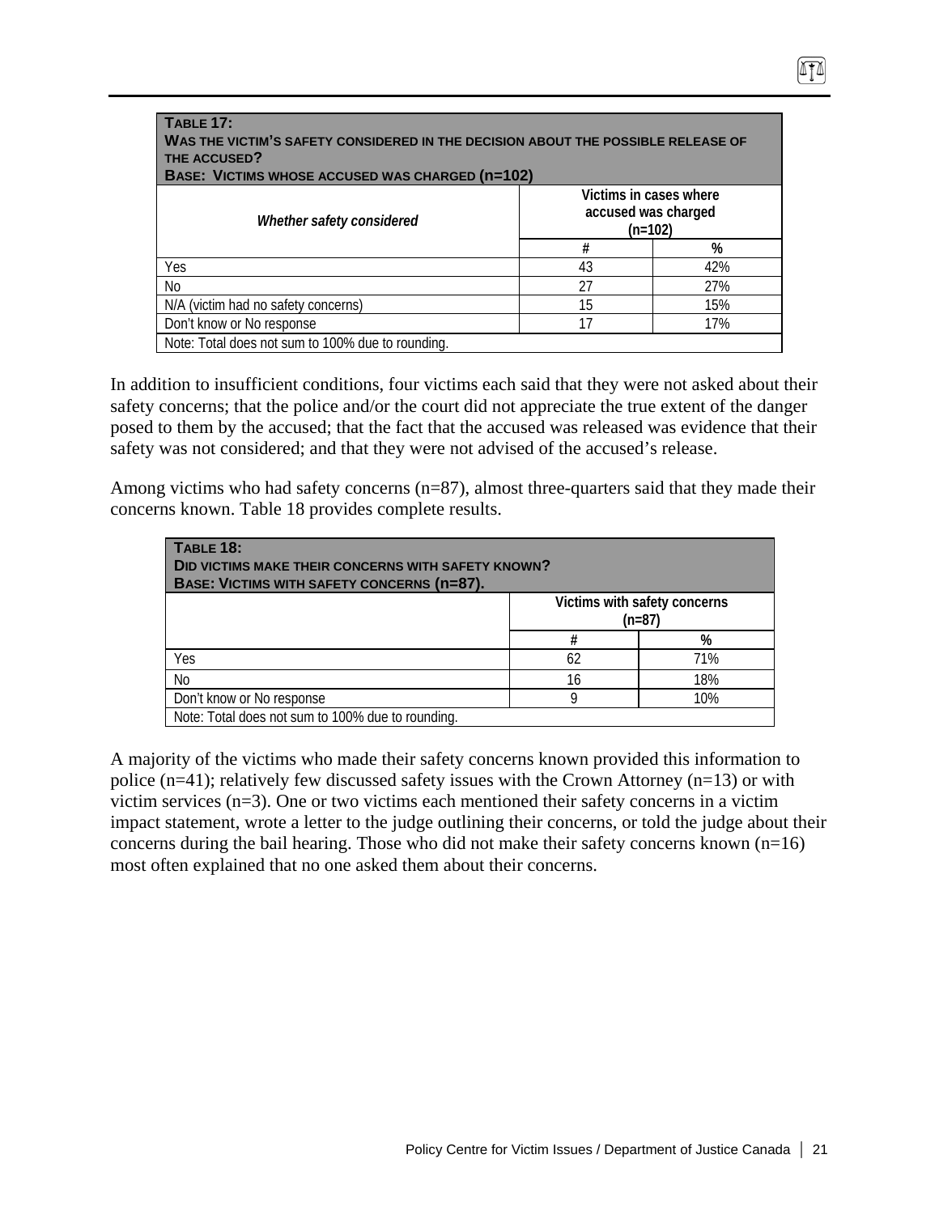| **TABLE 17:**<br>**WAS THE VICTIM'S SAFETY CONSIDERED IN THE DECISION ABOUT THE POSSIBLE RELEASE OF THE ACCUSED?**<br>**BASE: VICTIMS WHOSE ACCUSED WAS CHARGED (n=102)** | | |
|---|---|---|
| *Whether safety considered* | Victims in cases where accused was charged (n=102) | |
| | # | % |
| Yes | 43 | 42% |
| No | 27 | 27% |
| N/A (victim had no safety concerns) | 15 | 15% |
| Don't know or No response | 17 | 17% |
| Note: Total does not sum to 100% due to rounding. | | |

In addition to insufficient conditions, four victims each said that they were not asked about their safety concerns; that the police and/or the court did not appreciate the true extent of the danger posed to them by the accused; that the fact that the accused was released was evidence that their safety was not considered; and that they were not advised of the accused's release.

Among victims who had safety concerns (n=87), almost three-quarters said that they made their concerns known. Table 18 provides complete results.

| **TABLE 18:**<br>**DID VICTIMS MAKE THEIR CONCERNS WITH SAFETY KNOWN?**<br>**BASE: VICTIMS WITH SAFETY CONCERNS (n=87).** | | |
|---|---|---|
| | Victims with safety concerns (n=87) | |
| | # | % |
| Yes | 62 | 71% |
| No | 16 | 18% |
| Don't know or No response | 9 | 10% |
| Note: Total does not sum to 100% due to rounding. | | |

A majority of the victims who made their safety concerns known provided this information to police (n=41); relatively few discussed safety issues with the Crown Attorney (n=13) or with victim services (n=3). One or two victims each mentioned their safety concerns in a victim impact statement, wrote a letter to the judge outlining their concerns, or told the judge about their concerns during the bail hearing. Those who did not make their safety concerns known (n=16) most often explained that no one asked them about their concerns.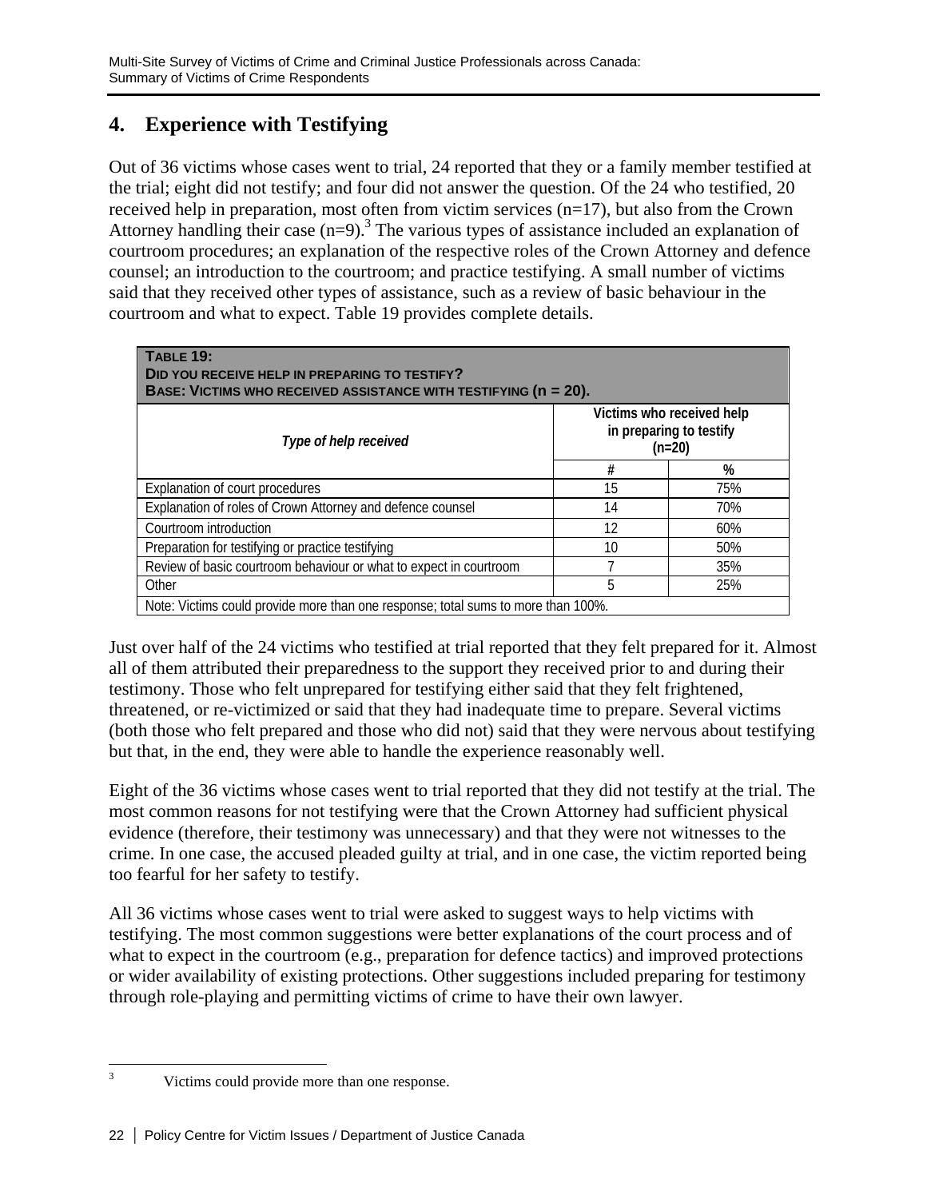## 4. Experience with Testifying

Out of 36 victims whose cases went to trial, 24 reported that they or a family member testified at the trial; eight did not testify; and four did not answer the question. Of the 24 who testified, 20 received help in preparation, most often from victim services (n=17), but also from the Crown Attorney handling their case (n=9).[3] The various types of assistance included an explanation of courtroom procedures; an explanation of the respective roles of the Crown Attorney and defence counsel; an introduction to the courtroom; and practice testifying. A small number of victims said that they received other types of assistance, such as a review of basic behaviour in the courtroom and what to expect. Table 19 provides complete details.

**TABLE 19:**
**DID YOU RECEIVE HELP IN PREPARING TO TESTIFY?**
**BASE: VICTIMS WHO RECEIVED ASSISTANCE WITH TESTIFYING (n = 20).**

| *Type of help received* | Victims who received help in preparing to testify (n=20) | |
|---|---|---|
| | # | % |
| Explanation of court procedures | 15 | 75% |
| Explanation of roles of Crown Attorney and defence counsel | 14 | 70% |
| Courtroom introduction | 12 | 60% |
| Preparation for testifying or practice testifying | 10 | 50% |
| Review of basic courtroom behaviour or what to expect in courtroom | 7 | 35% |
| Other | 5 | 25% |

Note: Victims could provide more than one response; total sums to more than 100%.

Just over half of the 24 victims who testified at trial reported that they felt prepared for it. Almost all of them attributed their preparedness to the support they received prior to and during their testimony. Those who felt unprepared for testifying either said that they felt frightened, threatened, or re-victimized or said that they had inadequate time to prepare. Several victims (both those who felt prepared and those who did not) said that they were nervous about testifying but that, in the end, they were able to handle the experience reasonably well.

Eight of the 36 victims whose cases went to trial reported that they did not testify at the trial. The most common reasons for not testifying were that the Crown Attorney had sufficient physical evidence (therefore, their testimony was unnecessary) and that they were not witnesses to the crime. In one case, the accused pleaded guilty at trial, and in one case, the victim reported being too fearful for her safety to testify.

All 36 victims whose cases went to trial were asked to suggest ways to help victims with testifying. The most common suggestions were better explanations of the court process and of what to expect in the courtroom (e.g., preparation for defence tactics) and improved protections or wider availability of existing protections. Other suggestions included preparing for testimony through role-playing and permitting victims of crime to have their own lawyer.

[3] Victims could provide more than one response.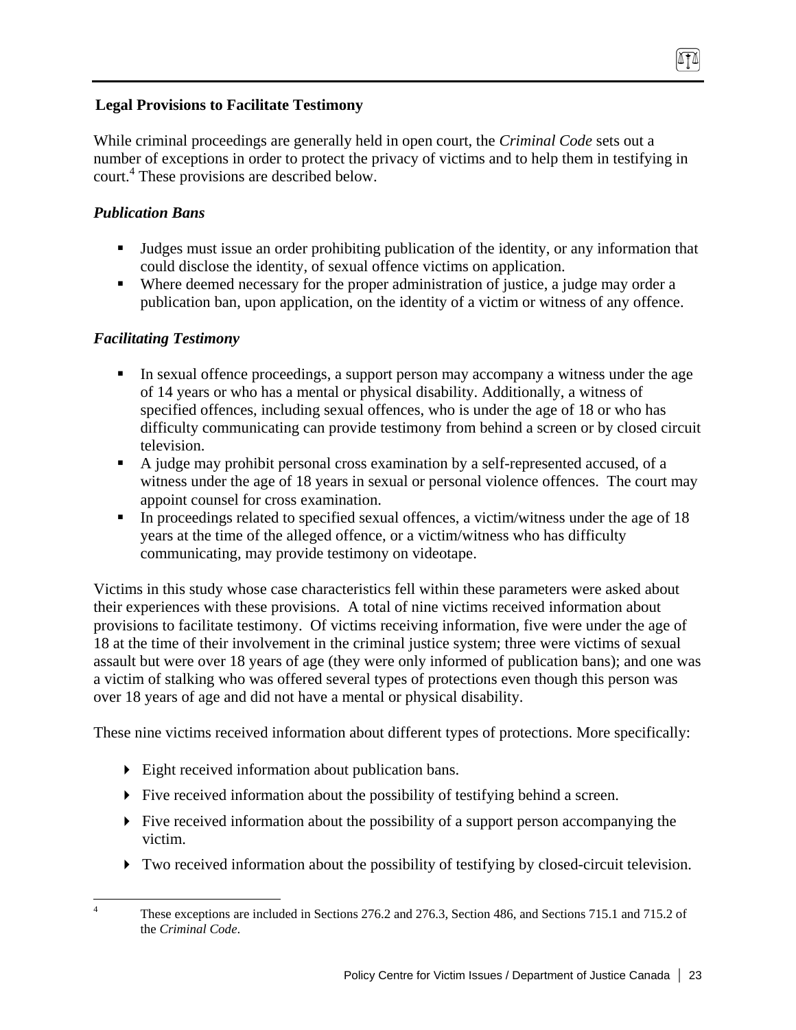## Legal Provisions to Facilitate Testimony

While criminal proceedings are generally held in open court, the *Criminal Code* sets out a number of exceptions in order to protect the privacy of victims and to help them in testifying in court.[4] These provisions are described below.

### *Publication Bans*

- Judges must issue an order prohibiting publication of the identity, or any information that could disclose the identity, of sexual offence victims on application.
- Where deemed necessary for the proper administration of justice, a judge may order a publication ban, upon application, on the identity of a victim or witness of any offence.

### *Facilitating Testimony*

- In sexual offence proceedings, a support person may accompany a witness under the age of 14 years or who has a mental or physical disability. Additionally, a witness of specified offences, including sexual offences, who is under the age of 18 or who has difficulty communicating can provide testimony from behind a screen or by closed circuit television.
- A judge may prohibit personal cross examination by a self-represented accused, of a witness under the age of 18 years in sexual or personal violence offences. The court may appoint counsel for cross examination.
- In proceedings related to specified sexual offences, a victim/witness under the age of 18 years at the time of the alleged offence, or a victim/witness who has difficulty communicating, may provide testimony on videotape.

Victims in this study whose case characteristics fell within these parameters were asked about their experiences with these provisions. A total of nine victims received information about provisions to facilitate testimony. Of victims receiving information, five were under the age of 18 at the time of their involvement in the criminal justice system; three were victims of sexual assault but were over 18 years of age (they were only informed of publication bans); and one was a victim of stalking who was offered several types of protections even though this person was over 18 years of age and did not have a mental or physical disability.

These nine victims received information about different types of protections. More specifically:

- Eight received information about publication bans.
- Five received information about the possibility of testifying behind a screen.
- Five received information about the possibility of a support person accompanying the victim.
- Two received information about the possibility of testifying by closed-circuit television.

---

[4] These exceptions are included in Sections 276.2 and 276.3, Section 486, and Sections 715.1 and 715.2 of the *Criminal Code*.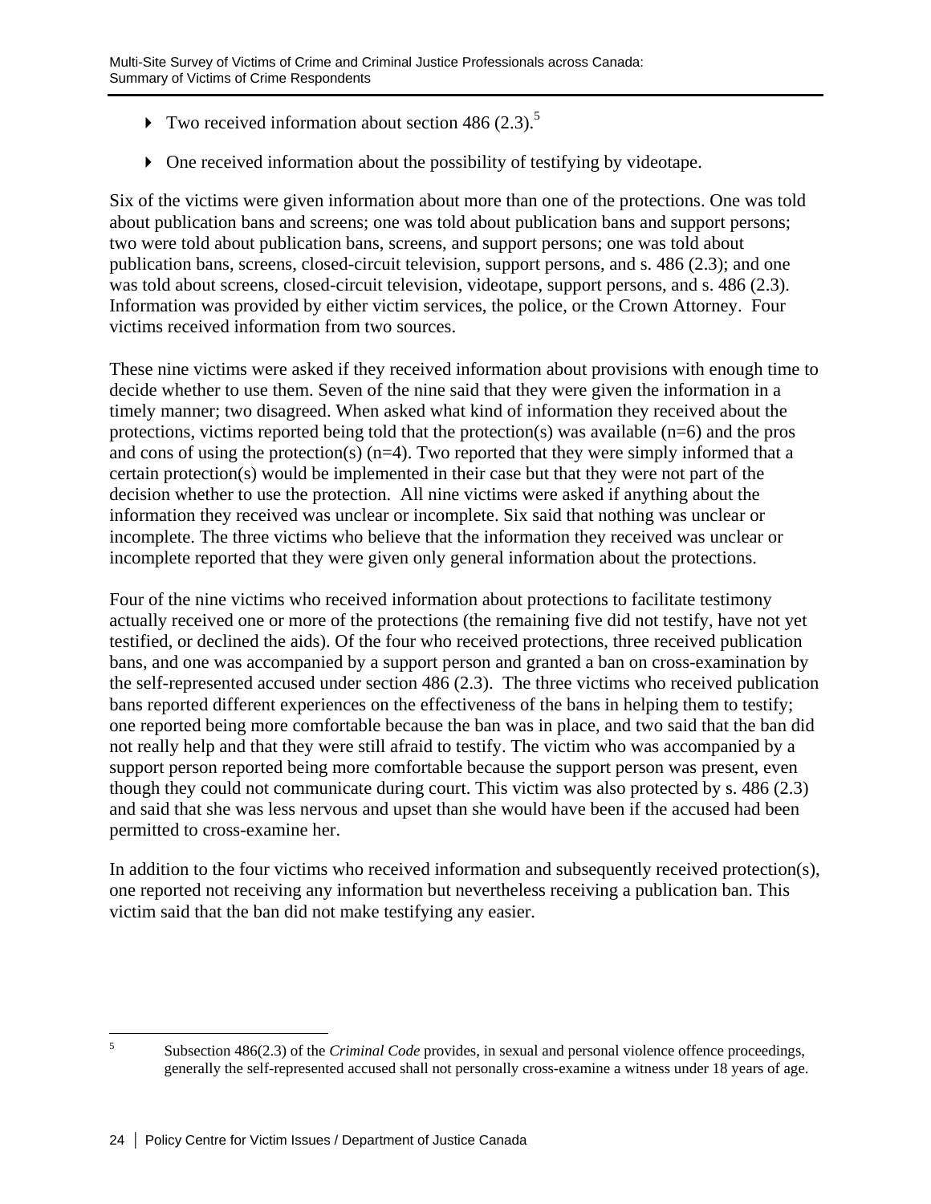- Two received information about section 486 (2.3).[5]
- One received information about the possibility of testifying by videotape.

Six of the victims were given information about more than one of the protections. One was told about publication bans and screens; one was told about publication bans and support persons; two were told about publication bans, screens, and support persons; one was told about publication bans, screens, closed-circuit television, support persons, and s. 486 (2.3); and one was told about screens, closed-circuit television, videotape, support persons, and s. 486 (2.3). Information was provided by either victim services, the police, or the Crown Attorney. Four victims received information from two sources.

These nine victims were asked if they received information about provisions with enough time to decide whether to use them. Seven of the nine said that they were given the information in a timely manner; two disagreed. When asked what kind of information they received about the protections, victims reported being told that the protection(s) was available (n=6) and the pros and cons of using the protection(s) (n=4). Two reported that they were simply informed that a certain protection(s) would be implemented in their case but that they were not part of the decision whether to use the protection. All nine victims were asked if anything about the information they received was unclear or incomplete. Six said that nothing was unclear or incomplete. The three victims who believe that the information they received was unclear or incomplete reported that they were given only general information about the protections.

Four of the nine victims who received information about protections to facilitate testimony actually received one or more of the protections (the remaining five did not testify, have not yet testified, or declined the aids). Of the four who received protections, three received publication bans, and one was accompanied by a support person and granted a ban on cross-examination by the self-represented accused under section 486 (2.3). The three victims who received publication bans reported different experiences on the effectiveness of the bans in helping them to testify; one reported being more comfortable because the ban was in place, and two said that the ban did not really help and that they were still afraid to testify. The victim who was accompanied by a support person reported being more comfortable because the support person was present, even though they could not communicate during court. This victim was also protected by s. 486 (2.3) and said that she was less nervous and upset than she would have been if the accused had been permitted to cross-examine her.

In addition to the four victims who received information and subsequently received protection(s), one reported not receiving any information but nevertheless receiving a publication ban. This victim said that the ban did not make testifying any easier.

---

[5] Subsection 486(2.3) of the *Criminal Code* provides, in sexual and personal violence offence proceedings, generally the self-represented accused shall not personally cross-examine a witness under 18 years of age.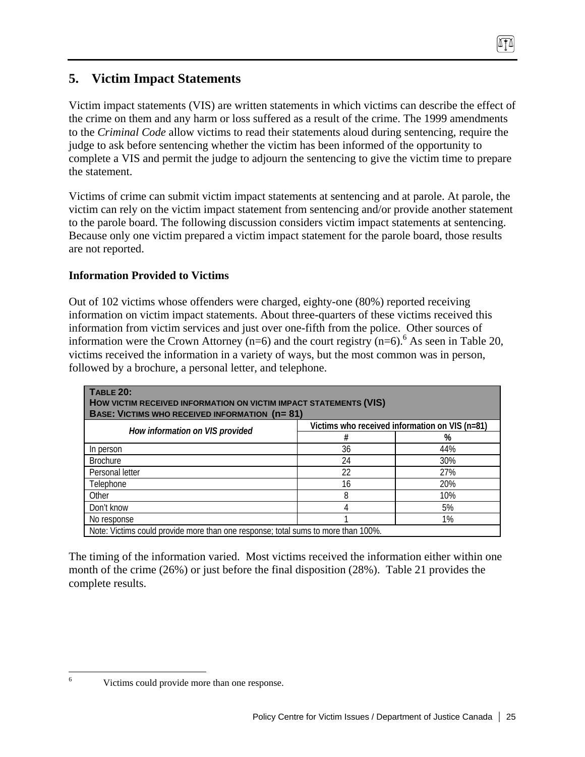## 5. Victim Impact Statements

Victim impact statements (VIS) are written statements in which victims can describe the effect of the crime on them and any harm or loss suffered as a result of the crime. The 1999 amendments to the *Criminal Code* allow victims to read their statements aloud during sentencing, require the judge to ask before sentencing whether the victim has been informed of the opportunity to complete a VIS and permit the judge to adjourn the sentencing to give the victim time to prepare the statement.

Victims of crime can submit victim impact statements at sentencing and at parole. At parole, the victim can rely on the victim impact statement from sentencing and/or provide another statement to the parole board. The following discussion considers victim impact statements at sentencing. Because only one victim prepared a victim impact statement for the parole board, those results are not reported.

### Information Provided to Victims

Out of 102 victims whose offenders were charged, eighty-one (80%) reported receiving information on victim impact statements. About three-quarters of these victims received this information from victim services and just over one-fifth from the police. Other sources of information were the Crown Attorney (n=6) and the court registry (n=6).[6] As seen in Table 20, victims received the information in a variety of ways, but the most common was in person, followed by a brochure, a personal letter, and telephone.

**TABLE 20:**
**HOW VICTIM RECEIVED INFORMATION ON VICTIM IMPACT STATEMENTS (VIS)**
**BASE: VICTIMS WHO RECEIVED INFORMATION (n= 81)**

| *How information on VIS provided* | Victims who received information on VIS (n=81) | |
|---|---|---|
| | # | % |
| In person | 36 | 44% |
| Brochure | 24 | 30% |
| Personal letter | 22 | 27% |
| Telephone | 16 | 20% |
| Other | 8 | 10% |
| Don't know | 4 | 5% |
| No response | 1 | 1% |

Note: Victims could provide more than one response; total sums to more than 100%.

The timing of the information varied. Most victims received the information either within one month of the crime (26%) or just before the final disposition (28%). Table 21 provides the complete results.

[6] Victims could provide more than one response.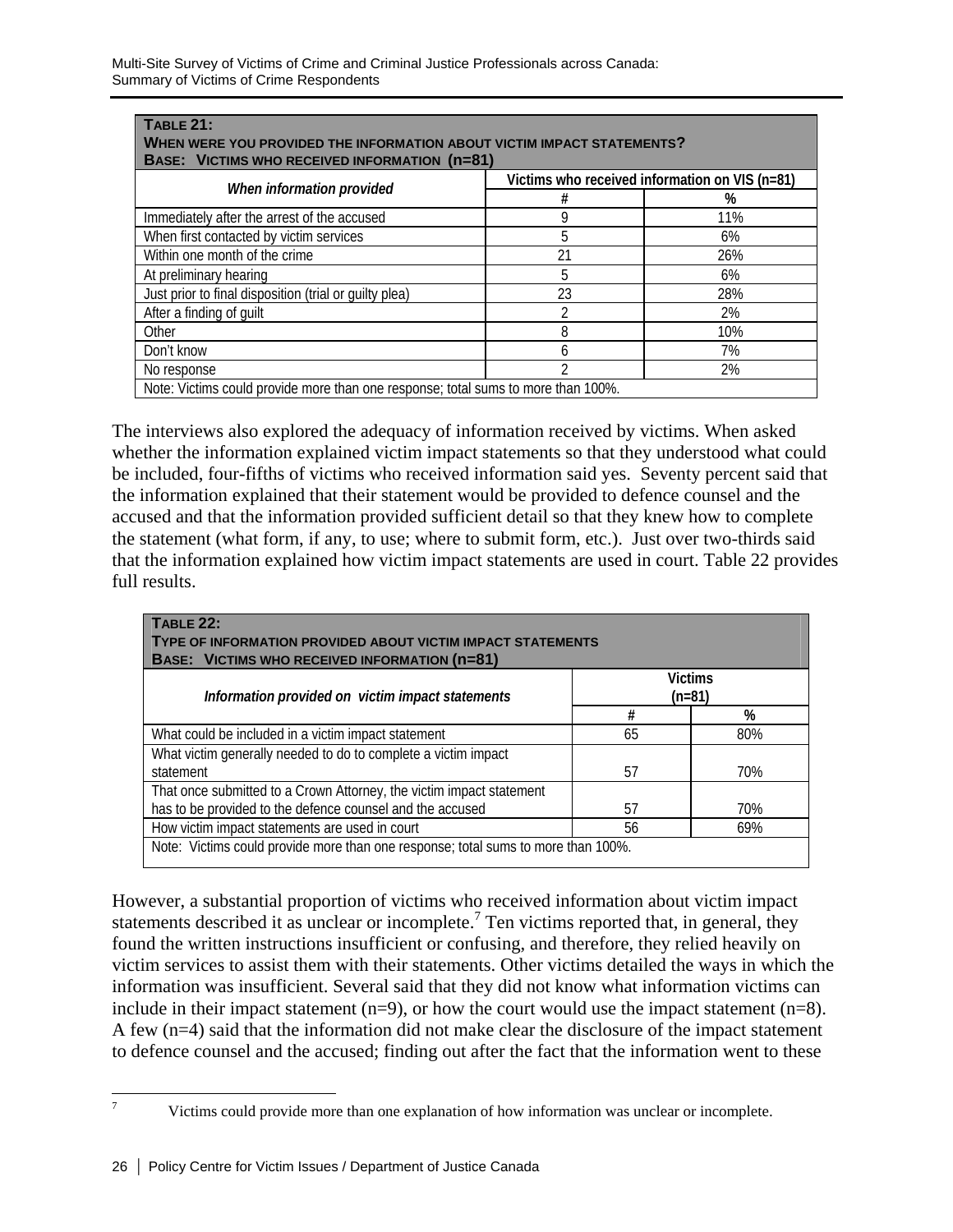**TABLE 21:**
**WHEN WERE YOU PROVIDED THE INFORMATION ABOUT VICTIM IMPACT STATEMENTS?**
**BASE: VICTIMS WHO RECEIVED INFORMATION (n=81)**

| *When information provided* | Victims who received information on VIS (n=81) | |
|---|---|---|
| | # | % |
| Immediately after the arrest of the accused | 9 | 11% |
| When first contacted by victim services | 5 | 6% |
| Within one month of the crime | 21 | 26% |
| At preliminary hearing | 5 | 6% |
| Just prior to final disposition (trial or guilty plea) | 23 | 28% |
| After a finding of guilt | 2 | 2% |
| Other | 8 | 10% |
| Don't know | 6 | 7% |
| No response | 2 | 2% |
| Note: Victims could provide more than one response; total sums to more than 100%. | | |

The interviews also explored the adequacy of information received by victims. When asked whether the information explained victim impact statements so that they understood what could be included, four-fifths of victims who received information said yes. Seventy percent said that the information explained that their statement would be provided to defence counsel and the accused and that the information provided sufficient detail so that they knew how to complete the statement (what form, if any, to use; where to submit form, etc.). Just over two-thirds said that the information explained how victim impact statements are used in court. Table 22 provides full results.

**TABLE 22:**
**TYPE OF INFORMATION PROVIDED ABOUT VICTIM IMPACT STATEMENTS**
**BASE: VICTIMS WHO RECEIVED INFORMATION (n=81)**

| *Information provided on victim impact statements* | Victims (n=81) | |
|---|---|---|
| | # | % |
| What could be included in a victim impact statement | 65 | 80% |
| What victim generally needed to do to complete a victim impact statement | 57 | 70% |
| That once submitted to a Crown Attorney, the victim impact statement has to be provided to the defence counsel and the accused | 57 | 70% |
| How victim impact statements are used in court | 56 | 69% |
| Note: Victims could provide more than one response; total sums to more than 100%. | | |

However, a substantial proportion of victims who received information about victim impact statements described it as unclear or incomplete.[7] Ten victims reported that, in general, they found the written instructions insufficient or confusing, and therefore, they relied heavily on victim services to assist them with their statements. Other victims detailed the ways in which the information was insufficient. Several said that they did not know what information victims can include in their impact statement (n=9), or how the court would use the impact statement (n=8). A few (n=4) said that the information did not make clear the disclosure of the impact statement to defence counsel and the accused; finding out after the fact that the information went to these

[7] Victims could provide more than one explanation of how information was unclear or incomplete.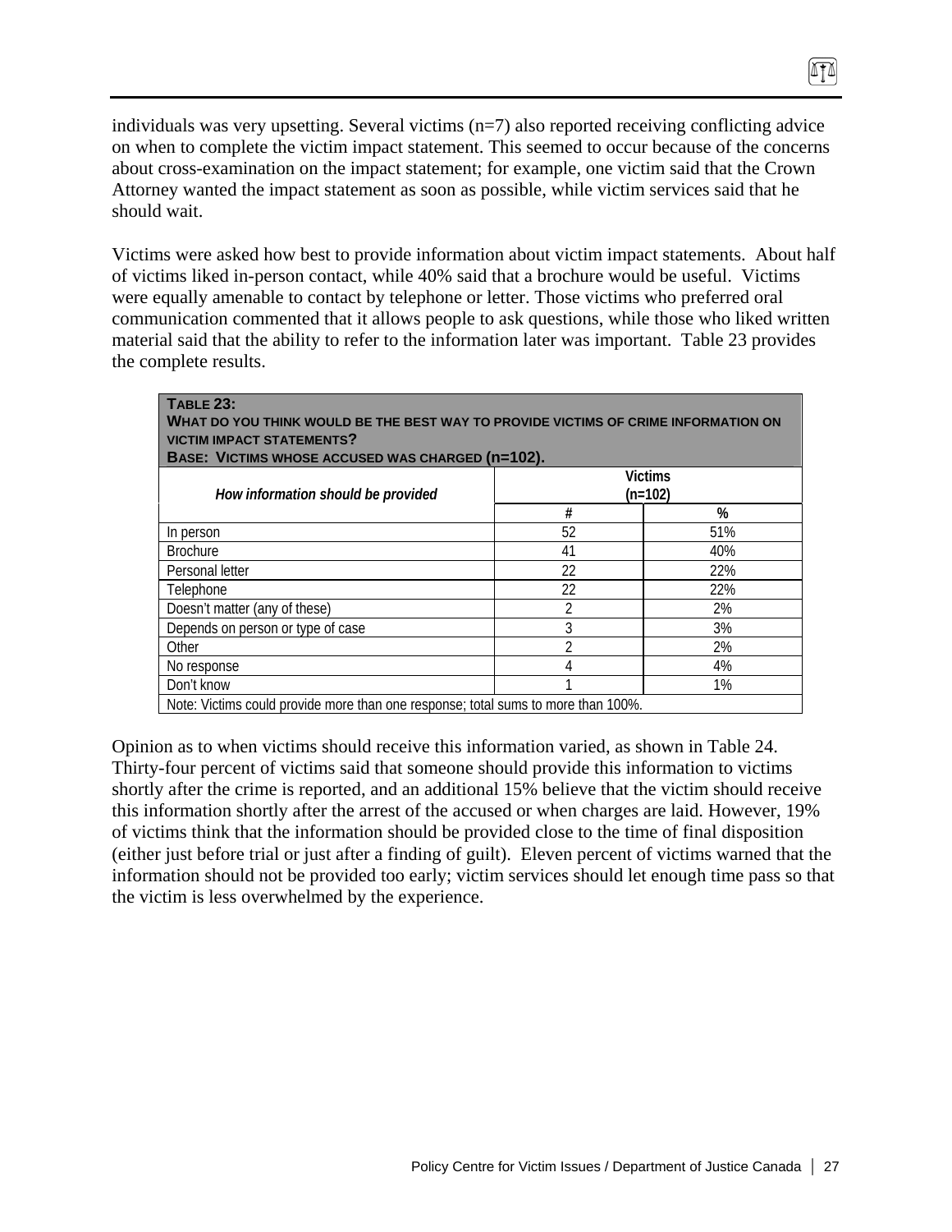individuals was very upsetting. Several victims (n=7) also reported receiving conflicting advice on when to complete the victim impact statement. This seemed to occur because of the concerns about cross-examination on the impact statement; for example, one victim said that the Crown Attorney wanted the impact statement as soon as possible, while victim services said that he should wait.

Victims were asked how best to provide information about victim impact statements. About half of victims liked in-person contact, while 40% said that a brochure would be useful. Victims were equally amenable to contact by telephone or letter. Those victims who preferred oral communication commented that it allows people to ask questions, while those who liked written material said that the ability to refer to the information later was important. Table 23 provides the complete results.

**TABLE 23:**
**WHAT DO YOU THINK WOULD BE THE BEST WAY TO PROVIDE VICTIMS OF CRIME INFORMATION ON VICTIM IMPACT STATEMENTS?**
**BASE: VICTIMS WHOSE ACCUSED WAS CHARGED (n=102).**

| *How information should be provided* | Victims (n=102) | |
|---|---|---|
| | # | % |
| In person | 52 | 51% |
| Brochure | 41 | 40% |
| Personal letter | 22 | 22% |
| Telephone | 22 | 22% |
| Doesn't matter (any of these) | 2 | 2% |
| Depends on person or type of case | 3 | 3% |
| Other | 2 | 2% |
| No response | 4 | 4% |
| Don't know | 1 | 1% |

Note: Victims could provide more than one response; total sums to more than 100%.

Opinion as to when victims should receive this information varied, as shown in Table 24. Thirty-four percent of victims said that someone should provide this information to victims shortly after the crime is reported, and an additional 15% believe that the victim should receive this information shortly after the arrest of the accused or when charges are laid. However, 19% of victims think that the information should be provided close to the time of final disposition (either just before trial or just after a finding of guilt). Eleven percent of victims warned that the information should not be provided too early; victim services should let enough time pass so that the victim is less overwhelmed by the experience.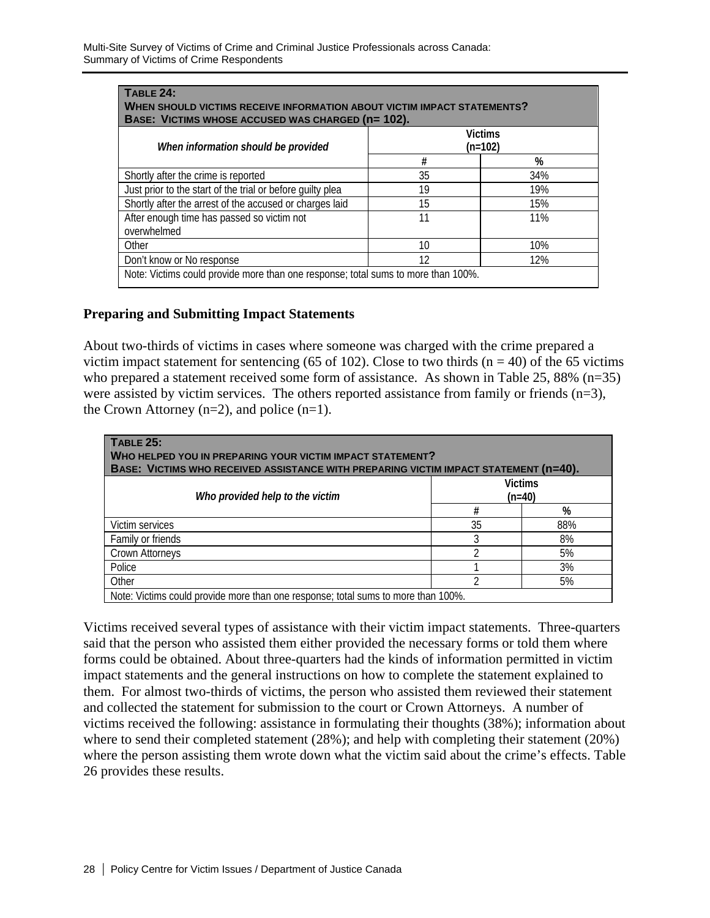| **TABLE 24: WHEN SHOULD VICTIMS RECEIVE INFORMATION ABOUT VICTIM IMPACT STATEMENTS? BASE: VICTIMS WHOSE ACCUSED WAS CHARGED (n= 102).** | | |
|---|---|---|
| *When information should be provided* | Victims (n=102) | |
| | # | % |
| Shortly after the crime is reported | 35 | 34% |
| Just prior to the start of the trial or before guilty plea | 19 | 19% |
| Shortly after the arrest of the accused or charges laid | 15 | 15% |
| After enough time has passed so victim not overwhelmed | 11 | 11% |
| Other | 10 | 10% |
| Don't know or No response | 12 | 12% |
| Note: Victims could provide more than one response; total sums to more than 100%. | | |

**Preparing and Submitting Impact Statements**

About two-thirds of victims in cases where someone was charged with the crime prepared a victim impact statement for sentencing (65 of 102). Close to two thirds (n = 40) of the 65 victims who prepared a statement received some form of assistance. As shown in Table 25, 88% (n=35) were assisted by victim services. The others reported assistance from family or friends (n=3), the Crown Attorney (n=2), and police (n=1).

| **TABLE 25: WHO HELPED YOU IN PREPARING YOUR VICTIM IMPACT STATEMENT? BASE: VICTIMS WHO RECEIVED ASSISTANCE WITH PREPARING VICTIM IMPACT STATEMENT (n=40).** | | |
|---|---|---|
| *Who provided help to the victim* | Victims (n=40) | |
| | # | % |
| Victim services | 35 | 88% |
| Family or friends | 3 | 8% |
| Crown Attorneys | 2 | 5% |
| Police | 1 | 3% |
| Other | 2 | 5% |
| Note: Victims could provide more than one response; total sums to more than 100%. | | |

Victims received several types of assistance with their victim impact statements. Three-quarters said that the person who assisted them either provided the necessary forms or told them where forms could be obtained. About three-quarters had the kinds of information permitted in victim impact statements and the general instructions on how to complete the statement explained to them. For almost two-thirds of victims, the person who assisted them reviewed their statement and collected the statement for submission to the court or Crown Attorneys. A number of victims received the following: assistance in formulating their thoughts (38%); information about where to send their completed statement (28%); and help with completing their statement (20%) where the person assisting them wrote down what the victim said about the crime's effects. Table 26 provides these results.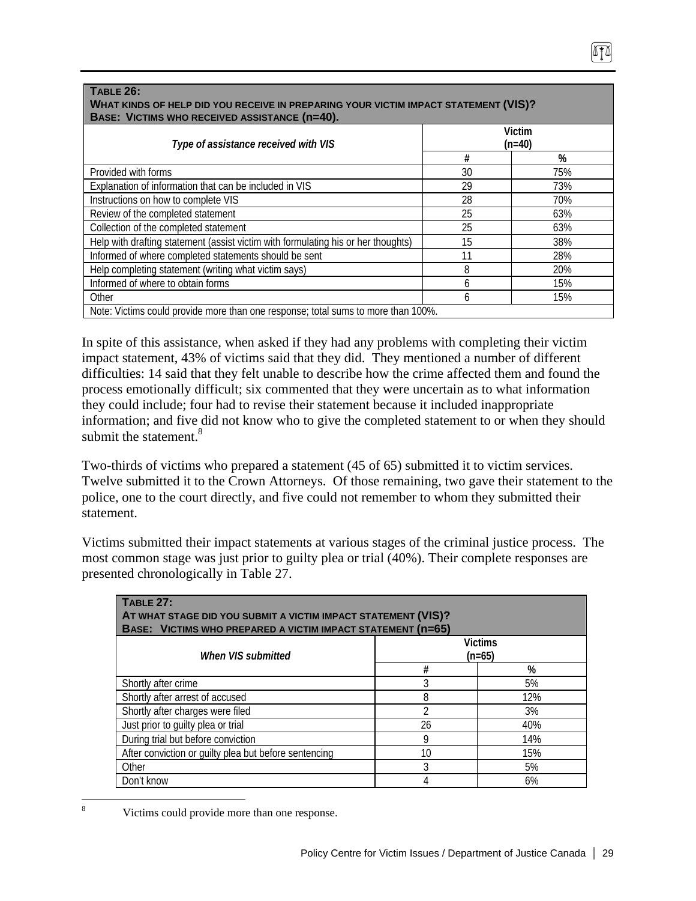| **Table 26: What kinds of help did you receive in preparing your victim impact statement (VIS)? Base: Victims who received assistance (n=40).** | | |
|---|---|---|
| *Type of assistance received with VIS* | Victim (n=40) | |
| | # | % |
| Provided with forms | 30 | 75% |
| Explanation of information that can be included in VIS | 29 | 73% |
| Instructions on how to complete VIS | 28 | 70% |
| Review of the completed statement | 25 | 63% |
| Collection of the completed statement | 25 | 63% |
| Help with drafting statement (assist victim with formulating his or her thoughts) | 15 | 38% |
| Informed of where completed statements should be sent | 11 | 28% |
| Help completing statement (writing what victim says) | 8 | 20% |
| Informed of where to obtain forms | 6 | 15% |
| Other | 6 | 15% |
| Note: Victims could provide more than one response; total sums to more than 100%. | | |

In spite of this assistance, when asked if they had any problems with completing their victim impact statement, 43% of victims said that they did. They mentioned a number of different difficulties: 14 said that they felt unable to describe how the crime affected them and found the process emotionally difficult; six commented that they were uncertain as to what information they could include; four had to revise their statement because it included inappropriate information; and five did not know who to give the completed statement to or when they should submit the statement.[8]

Two-thirds of victims who prepared a statement (45 of 65) submitted it to victim services. Twelve submitted it to the Crown Attorneys. Of those remaining, two gave their statement to the police, one to the court directly, and five could not remember to whom they submitted their statement.

Victims submitted their impact statements at various stages of the criminal justice process. The most common stage was just prior to guilty plea or trial (40%). Their complete responses are presented chronologically in Table 27.

| **Table 27: At what stage did you submit a victim impact statement (VIS)? Base: Victims who prepared a victim impact statement (n=65)** | | |
|---|---|---|
| *When VIS submitted* | Victims (n=65) | |
| | # | % |
| Shortly after crime | 3 | 5% |
| Shortly after arrest of accused | 8 | 12% |
| Shortly after charges were filed | 2 | 3% |
| Just prior to guilty plea or trial | 26 | 40% |
| During trial but before conviction | 9 | 14% |
| After conviction or guilty plea but before sentencing | 10 | 15% |
| Other | 3 | 5% |
| Don't know | 4 | 6% |

[8] Victims could provide more than one response.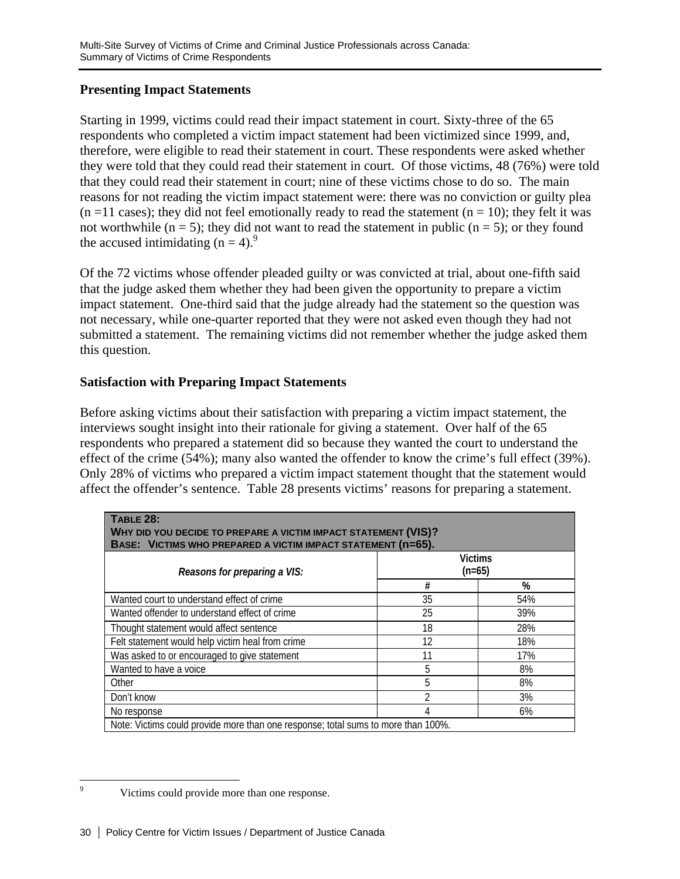### Presenting Impact Statements

Starting in 1999, victims could read their impact statement in court. Sixty-three of the 65 respondents who completed a victim impact statement had been victimized since 1999, and, therefore, were eligible to read their statement in court. These respondents were asked whether they were told that they could read their statement in court. Of those victims, 48 (76%) were told that they could read their statement in court; nine of these victims chose to do so. The main reasons for not reading the victim impact statement were: there was no conviction or guilty plea (n =11 cases); they did not feel emotionally ready to read the statement (n = 10); they felt it was not worthwhile (n = 5); they did not want to read the statement in public (n = 5); or they found the accused intimidating (n = 4).[9]

Of the 72 victims whose offender pleaded guilty or was convicted at trial, about one-fifth said that the judge asked them whether they had been given the opportunity to prepare a victim impact statement. One-third said that the judge already had the statement so the question was not necessary, while one-quarter reported that they were not asked even though they had not submitted a statement. The remaining victims did not remember whether the judge asked them this question.

### Satisfaction with Preparing Impact Statements

Before asking victims about their satisfaction with preparing a victim impact statement, the interviews sought insight into their rationale for giving a statement. Over half of the 65 respondents who prepared a statement did so because they wanted the court to understand the effect of the crime (54%); many also wanted the offender to know the crime's full effect (39%). Only 28% of victims who prepared a victim impact statement thought that the statement would affect the offender's sentence. Table 28 presents victims' reasons for preparing a statement.

**TABLE 28:**
**WHY DID YOU DECIDE TO PREPARE A VICTIM IMPACT STATEMENT (VIS)?**
**BASE: VICTIMS WHO PREPARED A VICTIM IMPACT STATEMENT (n=65).**

| *Reasons for preparing a VIS:* | Victims (n=65) | |
|---|---|---|
| | # | % |
| Wanted court to understand effect of crime | 35 | 54% |
| Wanted offender to understand effect of crime | 25 | 39% |
| Thought statement would affect sentence | 18 | 28% |
| Felt statement would help victim heal from crime | 12 | 18% |
| Was asked to or encouraged to give statement | 11 | 17% |
| Wanted to have a voice | 5 | 8% |
| Other | 5 | 8% |
| Don't know | 2 | 3% |
| No response | 4 | 6% |

Note: Victims could provide more than one response; total sums to more than 100%.

[9] Victims could provide more than one response.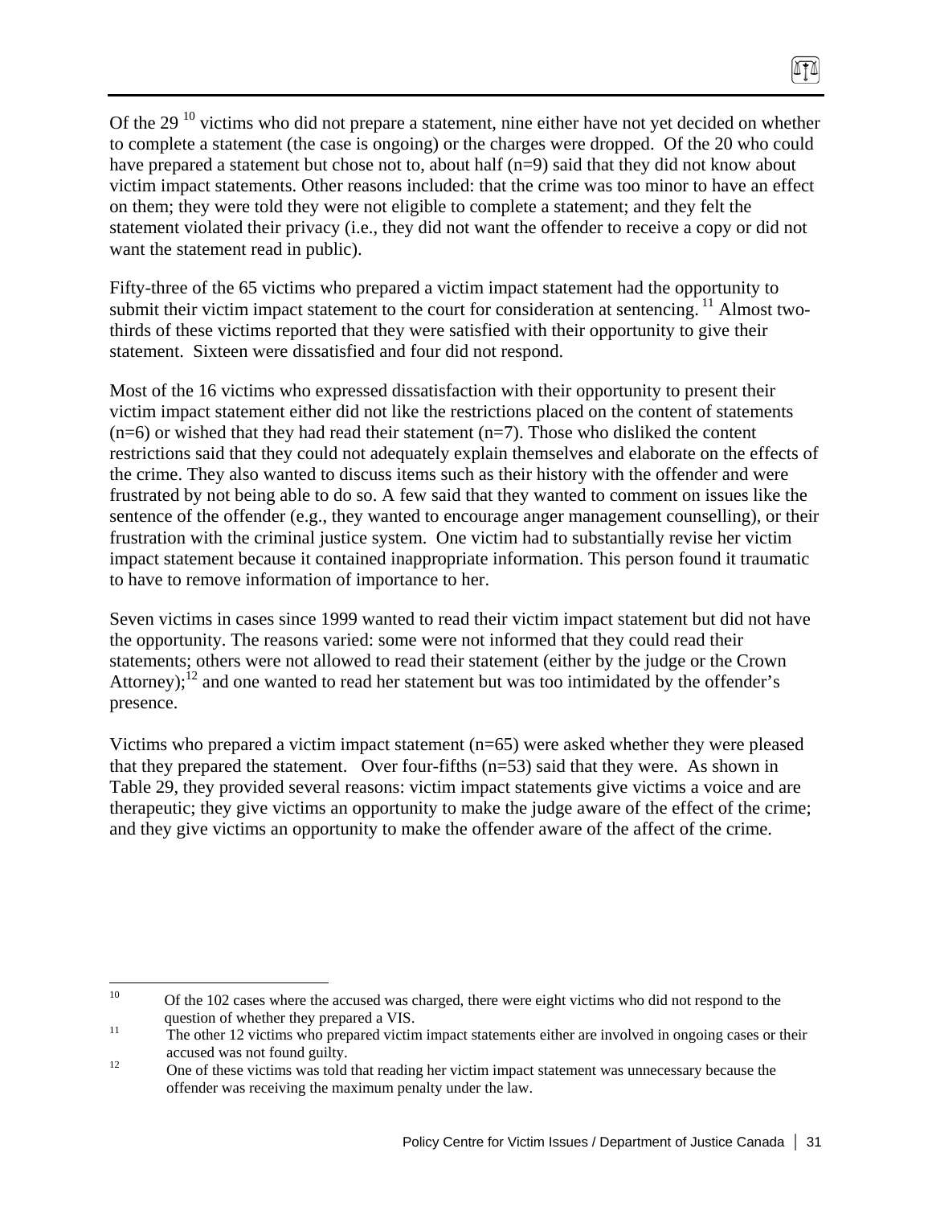Of the 29 [10] victims who did not prepare a statement, nine either have not yet decided on whether to complete a statement (the case is ongoing) or the charges were dropped. Of the 20 who could have prepared a statement but chose not to, about half (n=9) said that they did not know about victim impact statements. Other reasons included: that the crime was too minor to have an effect on them; they were told they were not eligible to complete a statement; and they felt the statement violated their privacy (i.e., they did not want the offender to receive a copy or did not want the statement read in public).

Fifty-three of the 65 victims who prepared a victim impact statement had the opportunity to submit their victim impact statement to the court for consideration at sentencing. [11] Almost two-thirds of these victims reported that they were satisfied with their opportunity to give their statement. Sixteen were dissatisfied and four did not respond.

Most of the 16 victims who expressed dissatisfaction with their opportunity to present their victim impact statement either did not like the restrictions placed on the content of statements (n=6) or wished that they had read their statement (n=7). Those who disliked the content restrictions said that they could not adequately explain themselves and elaborate on the effects of the crime. They also wanted to discuss items such as their history with the offender and were frustrated by not being able to do so. A few said that they wanted to comment on issues like the sentence of the offender (e.g., they wanted to encourage anger management counselling), or their frustration with the criminal justice system. One victim had to substantially revise her victim impact statement because it contained inappropriate information. This person found it traumatic to have to remove information of importance to her.

Seven victims in cases since 1999 wanted to read their victim impact statement but did not have the opportunity. The reasons varied: some were not informed that they could read their statements; others were not allowed to read their statement (either by the judge or the Crown Attorney);[12] and one wanted to read her statement but was too intimidated by the offender's presence.

Victims who prepared a victim impact statement (n=65) were asked whether they were pleased that they prepared the statement. Over four-fifths (n=53) said that they were. As shown in Table 29, they provided several reasons: victim impact statements give victims a voice and are therapeutic; they give victims an opportunity to make the judge aware of the effect of the crime; and they give victims an opportunity to make the offender aware of the affect of the crime.

---

[10] Of the 102 cases where the accused was charged, there were eight victims who did not respond to the question of whether they prepared a VIS.

[11] The other 12 victims who prepared victim impact statements either are involved in ongoing cases or their accused was not found guilty.

[12] One of these victims was told that reading her victim impact statement was unnecessary because the offender was receiving the maximum penalty under the law.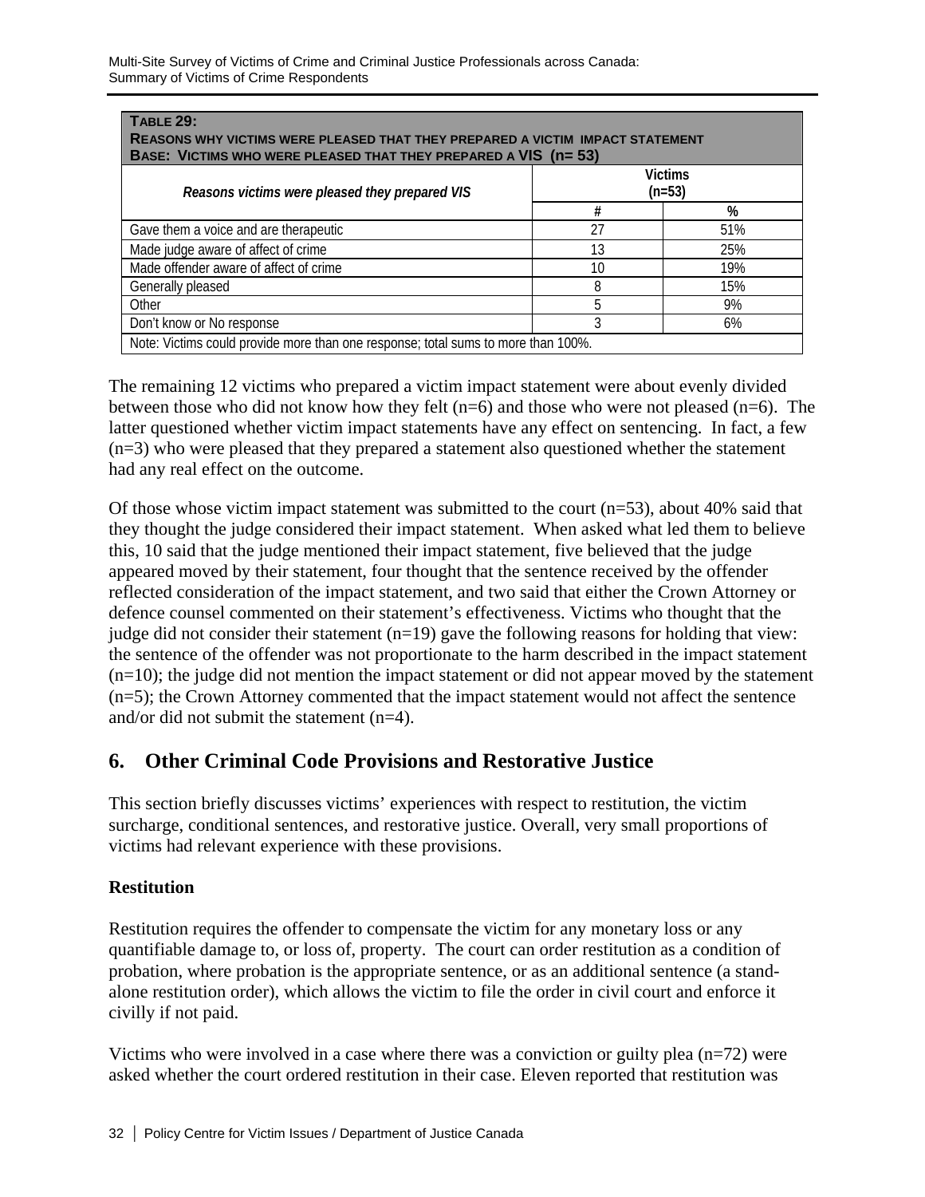**TABLE 29:**
**REASONS WHY VICTIMS WERE PLEASED THAT THEY PREPARED A VICTIM IMPACT STATEMENT**
**BASE: VICTIMS WHO WERE PLEASED THAT THEY PREPARED A VIS (n= 53)**

| *Reasons victims were pleased they prepared VIS* | Victims (n=53) | |
|---|---|---|
| | # | % |
| Gave them a voice and are therapeutic | 27 | 51% |
| Made judge aware of affect of crime | 13 | 25% |
| Made offender aware of affect of crime | 10 | 19% |
| Generally pleased | 8 | 15% |
| Other | 5 | 9% |
| Don't know or No response | 3 | 6% |

Note: Victims could provide more than one response; total sums to more than 100%.

The remaining 12 victims who prepared a victim impact statement were about evenly divided between those who did not know how they felt (n=6) and those who were not pleased (n=6). The latter questioned whether victim impact statements have any effect on sentencing. In fact, a few (n=3) who were pleased that they prepared a statement also questioned whether the statement had any real effect on the outcome.

Of those whose victim impact statement was submitted to the court (n=53), about 40% said that they thought the judge considered their impact statement. When asked what led them to believe this, 10 said that the judge mentioned their impact statement, five believed that the judge appeared moved by their statement, four thought that the sentence received by the offender reflected consideration of the impact statement, and two said that either the Crown Attorney or defence counsel commented on their statement's effectiveness. Victims who thought that the judge did not consider their statement (n=19) gave the following reasons for holding that view: the sentence of the offender was not proportionate to the harm described in the impact statement (n=10); the judge did not mention the impact statement or did not appear moved by the statement (n=5); the Crown Attorney commented that the impact statement would not affect the sentence and/or did not submit the statement (n=4).

## 6. Other Criminal Code Provisions and Restorative Justice

This section briefly discusses victims' experiences with respect to restitution, the victim surcharge, conditional sentences, and restorative justice. Overall, very small proportions of victims had relevant experience with these provisions.

### Restitution

Restitution requires the offender to compensate the victim for any monetary loss or any quantifiable damage to, or loss of, property. The court can order restitution as a condition of probation, where probation is the appropriate sentence, or as an additional sentence (a stand-alone restitution order), which allows the victim to file the order in civil court and enforce it civilly if not paid.

Victims who were involved in a case where there was a conviction or guilty plea (n=72) were asked whether the court ordered restitution in their case. Eleven reported that restitution was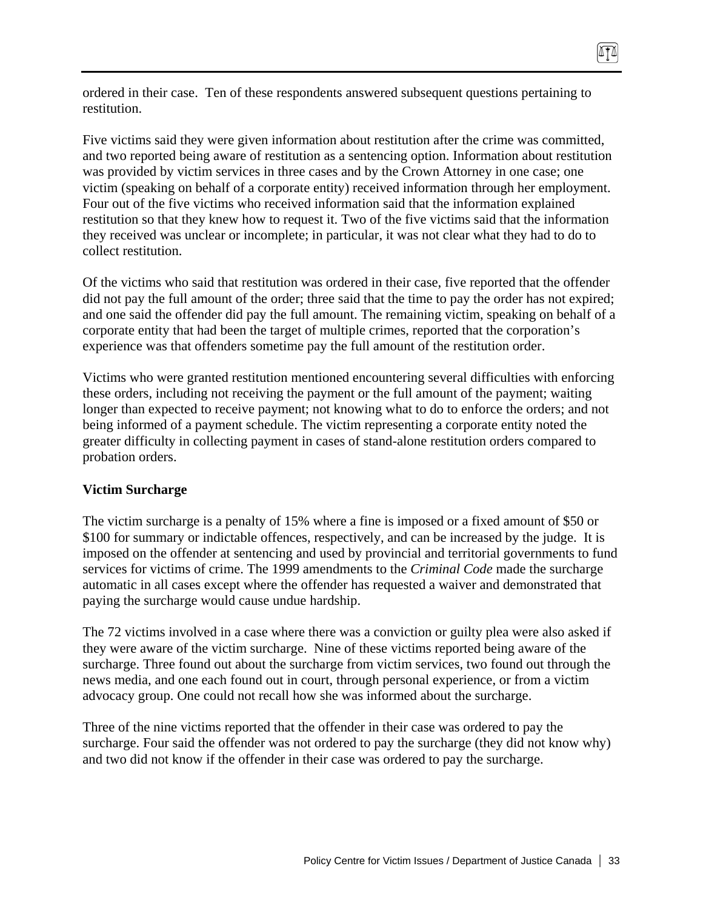ordered in their case. Ten of these respondents answered subsequent questions pertaining to restitution.

Five victims said they were given information about restitution after the crime was committed, and two reported being aware of restitution as a sentencing option. Information about restitution was provided by victim services in three cases and by the Crown Attorney in one case; one victim (speaking on behalf of a corporate entity) received information through her employment. Four out of the five victims who received information said that the information explained restitution so that they knew how to request it. Two of the five victims said that the information they received was unclear or incomplete; in particular, it was not clear what they had to do to collect restitution.

Of the victims who said that restitution was ordered in their case, five reported that the offender did not pay the full amount of the order; three said that the time to pay the order has not expired; and one said the offender did pay the full amount. The remaining victim, speaking on behalf of a corporate entity that had been the target of multiple crimes, reported that the corporation's experience was that offenders sometime pay the full amount of the restitution order.

Victims who were granted restitution mentioned encountering several difficulties with enforcing these orders, including not receiving the payment or the full amount of the payment; waiting longer than expected to receive payment; not knowing what to do to enforce the orders; and not being informed of a payment schedule. The victim representing a corporate entity noted the greater difficulty in collecting payment in cases of stand-alone restitution orders compared to probation orders.

**Victim Surcharge**

The victim surcharge is a penalty of 15% where a fine is imposed or a fixed amount of $50 or $100 for summary or indictable offences, respectively, and can be increased by the judge. It is imposed on the offender at sentencing and used by provincial and territorial governments to fund services for victims of crime. The 1999 amendments to the *Criminal Code* made the surcharge automatic in all cases except where the offender has requested a waiver and demonstrated that paying the surcharge would cause undue hardship.

The 72 victims involved in a case where there was a conviction or guilty plea were also asked if they were aware of the victim surcharge. Nine of these victims reported being aware of the surcharge. Three found out about the surcharge from victim services, two found out through the news media, and one each found out in court, through personal experience, or from a victim advocacy group. One could not recall how she was informed about the surcharge.

Three of the nine victims reported that the offender in their case was ordered to pay the surcharge. Four said the offender was not ordered to pay the surcharge (they did not know why) and two did not know if the offender in their case was ordered to pay the surcharge.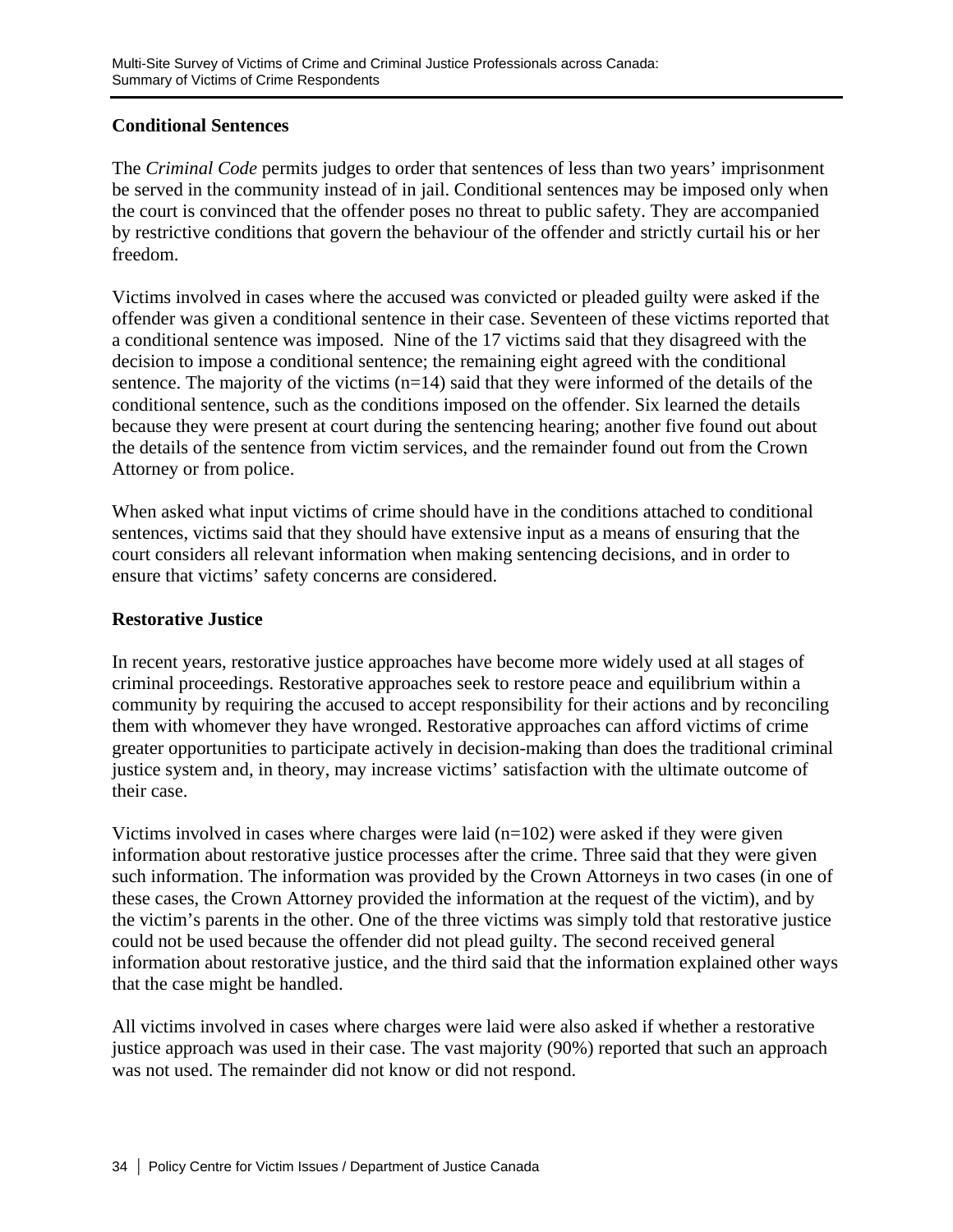### Conditional Sentences

The *Criminal Code* permits judges to order that sentences of less than two years' imprisonment be served in the community instead of in jail. Conditional sentences may be imposed only when the court is convinced that the offender poses no threat to public safety. They are accompanied by restrictive conditions that govern the behaviour of the offender and strictly curtail his or her freedom.

Victims involved in cases where the accused was convicted or pleaded guilty were asked if the offender was given a conditional sentence in their case. Seventeen of these victims reported that a conditional sentence was imposed. Nine of the 17 victims said that they disagreed with the decision to impose a conditional sentence; the remaining eight agreed with the conditional sentence. The majority of the victims (n=14) said that they were informed of the details of the conditional sentence, such as the conditions imposed on the offender. Six learned the details because they were present at court during the sentencing hearing; another five found out about the details of the sentence from victim services, and the remainder found out from the Crown Attorney or from police.

When asked what input victims of crime should have in the conditions attached to conditional sentences, victims said that they should have extensive input as a means of ensuring that the court considers all relevant information when making sentencing decisions, and in order to ensure that victims' safety concerns are considered.

### Restorative Justice

In recent years, restorative justice approaches have become more widely used at all stages of criminal proceedings. Restorative approaches seek to restore peace and equilibrium within a community by requiring the accused to accept responsibility for their actions and by reconciling them with whomever they have wronged. Restorative approaches can afford victims of crime greater opportunities to participate actively in decision-making than does the traditional criminal justice system and, in theory, may increase victims' satisfaction with the ultimate outcome of their case.

Victims involved in cases where charges were laid (n=102) were asked if they were given information about restorative justice processes after the crime. Three said that they were given such information. The information was provided by the Crown Attorneys in two cases (in one of these cases, the Crown Attorney provided the information at the request of the victim), and by the victim's parents in the other. One of the three victims was simply told that restorative justice could not be used because the offender did not plead guilty. The second received general information about restorative justice, and the third said that the information explained other ways that the case might be handled.

All victims involved in cases where charges were laid were also asked if whether a restorative justice approach was used in their case. The vast majority (90%) reported that such an approach was not used. The remainder did not know or did not respond.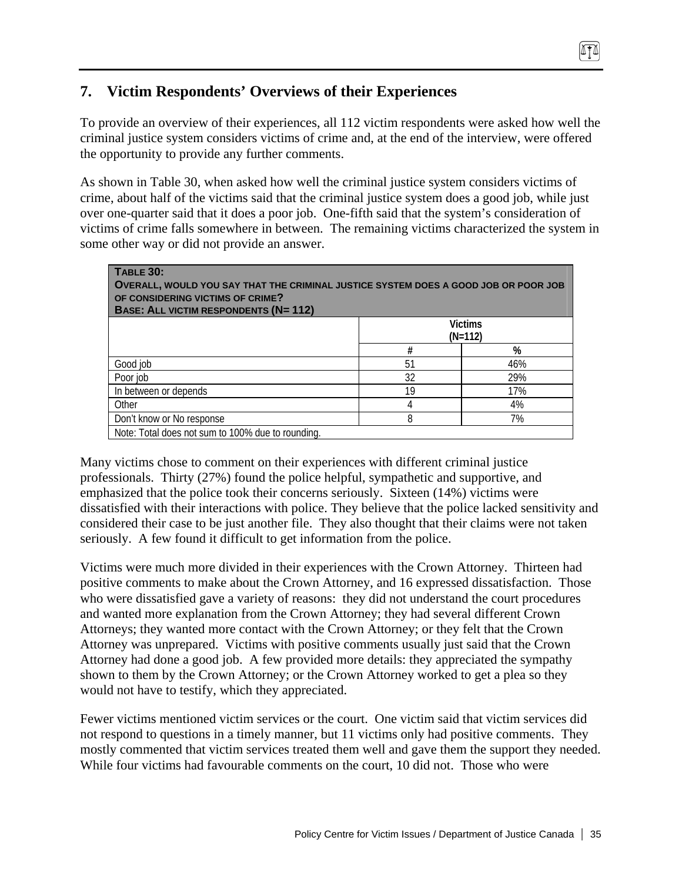## 7. Victim Respondents' Overviews of their Experiences

To provide an overview of their experiences, all 112 victim respondents were asked how well the criminal justice system considers victims of crime and, at the end of the interview, were offered the opportunity to provide any further comments.

As shown in Table 30, when asked how well the criminal justice system considers victims of crime, about half of the victims said that the criminal justice system does a good job, while just over one-quarter said that it does a poor job. One-fifth said that the system's consideration of victims of crime falls somewhere in between. The remaining victims characterized the system in some other way or did not provide an answer.

**TABLE 30:**
**OVERALL, WOULD YOU SAY THAT THE CRIMINAL JUSTICE SYSTEM DOES A GOOD JOB OR POOR JOB OF CONSIDERING VICTIMS OF CRIME?**
**BASE: ALL VICTIM RESPONDENTS (N= 112)**

| | Victims (N=112) | |
|---|---|---|
| | # | % |
| Good job | 51 | 46% |
| Poor job | 32 | 29% |
| In between or depends | 19 | 17% |
| Other | 4 | 4% |
| Don't know or No response | 8 | 7% |

Note: Total does not sum to 100% due to rounding.

Many victims chose to comment on their experiences with different criminal justice professionals. Thirty (27%) found the police helpful, sympathetic and supportive, and emphasized that the police took their concerns seriously. Sixteen (14%) victims were dissatisfied with their interactions with police. They believe that the police lacked sensitivity and considered their case to be just another file. They also thought that their claims were not taken seriously. A few found it difficult to get information from the police.

Victims were much more divided in their experiences with the Crown Attorney. Thirteen had positive comments to make about the Crown Attorney, and 16 expressed dissatisfaction. Those who were dissatisfied gave a variety of reasons: they did not understand the court procedures and wanted more explanation from the Crown Attorney; they had several different Crown Attorneys; they wanted more contact with the Crown Attorney; or they felt that the Crown Attorney was unprepared. Victims with positive comments usually just said that the Crown Attorney had done a good job. A few provided more details: they appreciated the sympathy shown to them by the Crown Attorney; or the Crown Attorney worked to get a plea so they would not have to testify, which they appreciated.

Fewer victims mentioned victim services or the court. One victim said that victim services did not respond to questions in a timely manner, but 11 victims only had positive comments. They mostly commented that victim services treated them well and gave them the support they needed. While four victims had favourable comments on the court, 10 did not. Those who were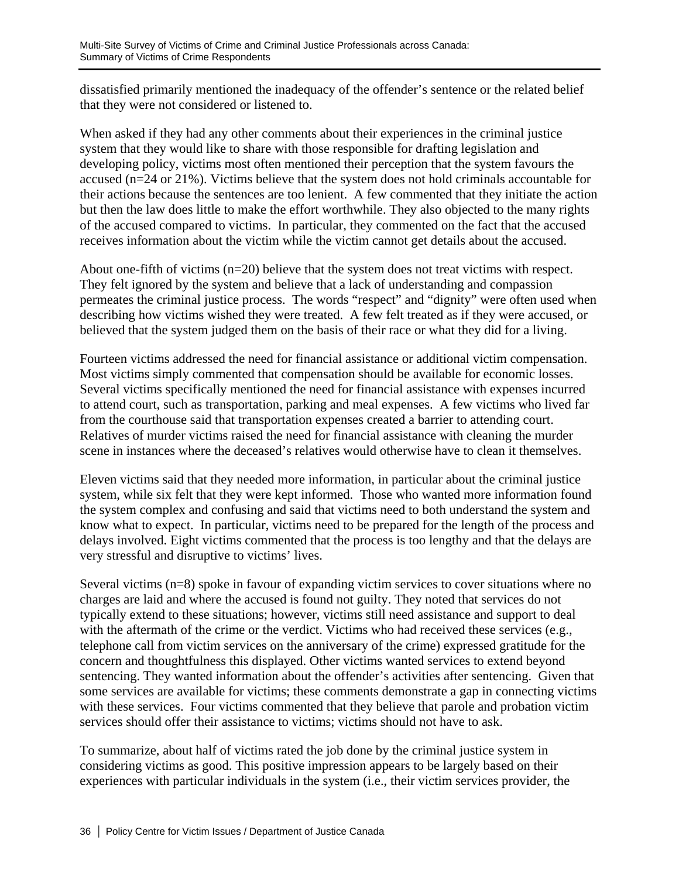dissatisfied primarily mentioned the inadequacy of the offender's sentence or the related belief that they were not considered or listened to.

When asked if they had any other comments about their experiences in the criminal justice system that they would like to share with those responsible for drafting legislation and developing policy, victims most often mentioned their perception that the system favours the accused (n=24 or 21%). Victims believe that the system does not hold criminals accountable for their actions because the sentences are too lenient. A few commented that they initiate the action but then the law does little to make the effort worthwhile. They also objected to the many rights of the accused compared to victims. In particular, they commented on the fact that the accused receives information about the victim while the victim cannot get details about the accused.

About one-fifth of victims (n=20) believe that the system does not treat victims with respect. They felt ignored by the system and believe that a lack of understanding and compassion permeates the criminal justice process. The words "respect" and "dignity" were often used when describing how victims wished they were treated. A few felt treated as if they were accused, or believed that the system judged them on the basis of their race or what they did for a living.

Fourteen victims addressed the need for financial assistance or additional victim compensation. Most victims simply commented that compensation should be available for economic losses. Several victims specifically mentioned the need for financial assistance with expenses incurred to attend court, such as transportation, parking and meal expenses. A few victims who lived far from the courthouse said that transportation expenses created a barrier to attending court. Relatives of murder victims raised the need for financial assistance with cleaning the murder scene in instances where the deceased's relatives would otherwise have to clean it themselves.

Eleven victims said that they needed more information, in particular about the criminal justice system, while six felt that they were kept informed. Those who wanted more information found the system complex and confusing and said that victims need to both understand the system and know what to expect. In particular, victims need to be prepared for the length of the process and delays involved. Eight victims commented that the process is too lengthy and that the delays are very stressful and disruptive to victims' lives.

Several victims (n=8) spoke in favour of expanding victim services to cover situations where no charges are laid and where the accused is found not guilty. They noted that services do not typically extend to these situations; however, victims still need assistance and support to deal with the aftermath of the crime or the verdict. Victims who had received these services (e.g., telephone call from victim services on the anniversary of the crime) expressed gratitude for the concern and thoughtfulness this displayed. Other victims wanted services to extend beyond sentencing. They wanted information about the offender's activities after sentencing. Given that some services are available for victims; these comments demonstrate a gap in connecting victims with these services. Four victims commented that they believe that parole and probation victim services should offer their assistance to victims; victims should not have to ask.

To summarize, about half of victims rated the job done by the criminal justice system in considering victims as good. This positive impression appears to be largely based on their experiences with particular individuals in the system (i.e., their victim services provider, the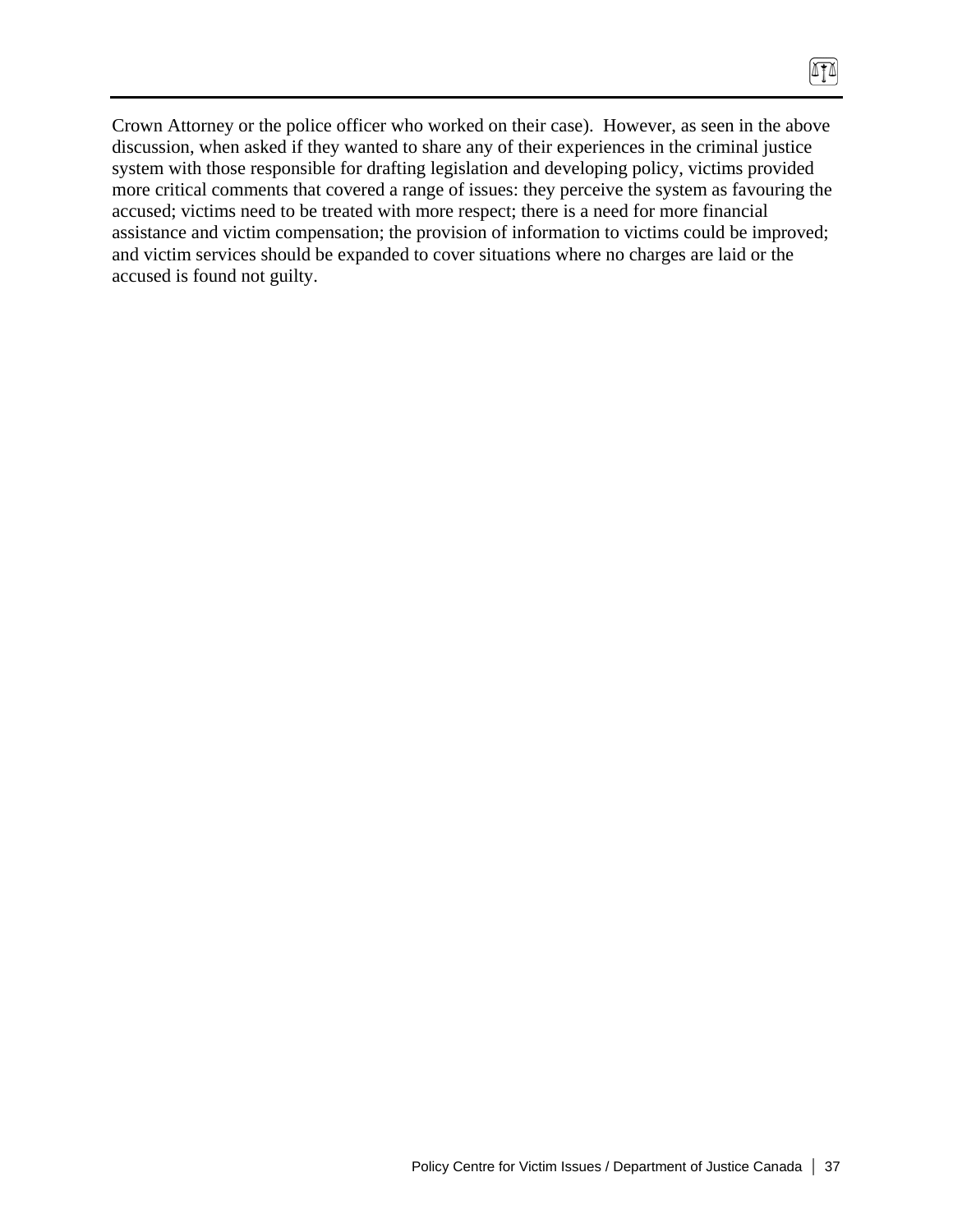Crown Attorney or the police officer who worked on their case). However, as seen in the above discussion, when asked if they wanted to share any of their experiences in the criminal justice system with those responsible for drafting legislation and developing policy, victims provided more critical comments that covered a range of issues: they perceive the system as favouring the accused; victims need to be treated with more respect; there is a need for more financial assistance and victim compensation; the provision of information to victims could be improved; and victim services should be expanded to cover situations where no charges are laid or the accused is found not guilty.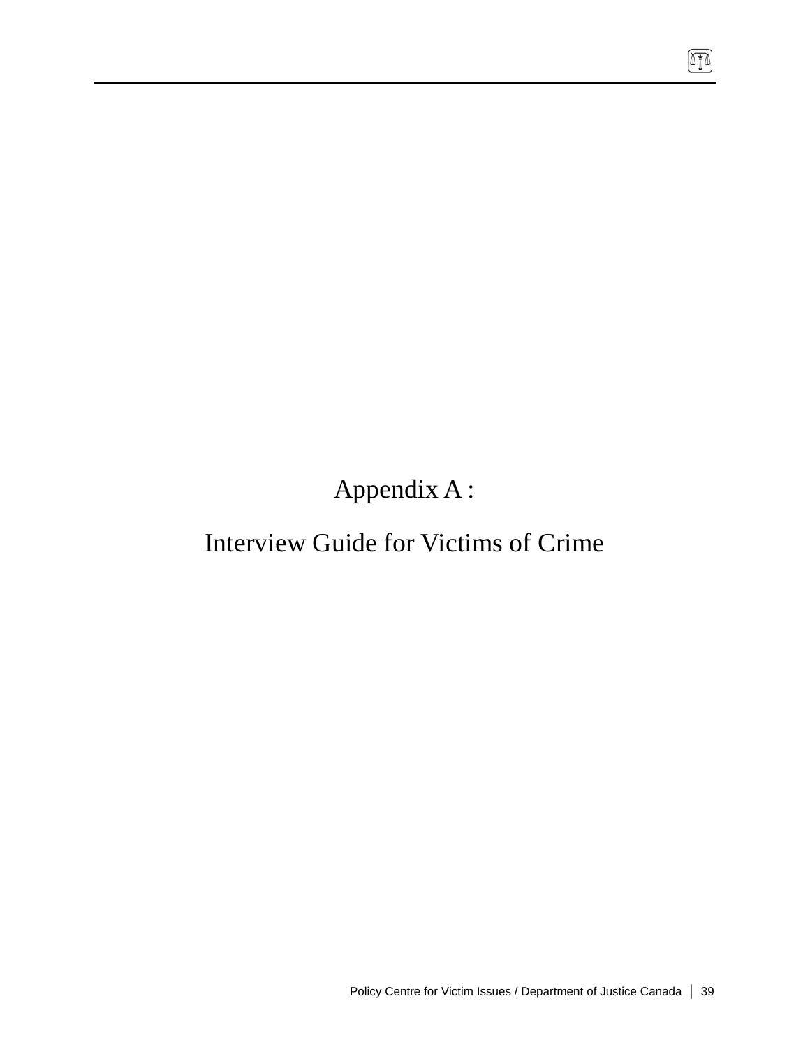# Appendix A :

# Interview Guide for Victims of Crime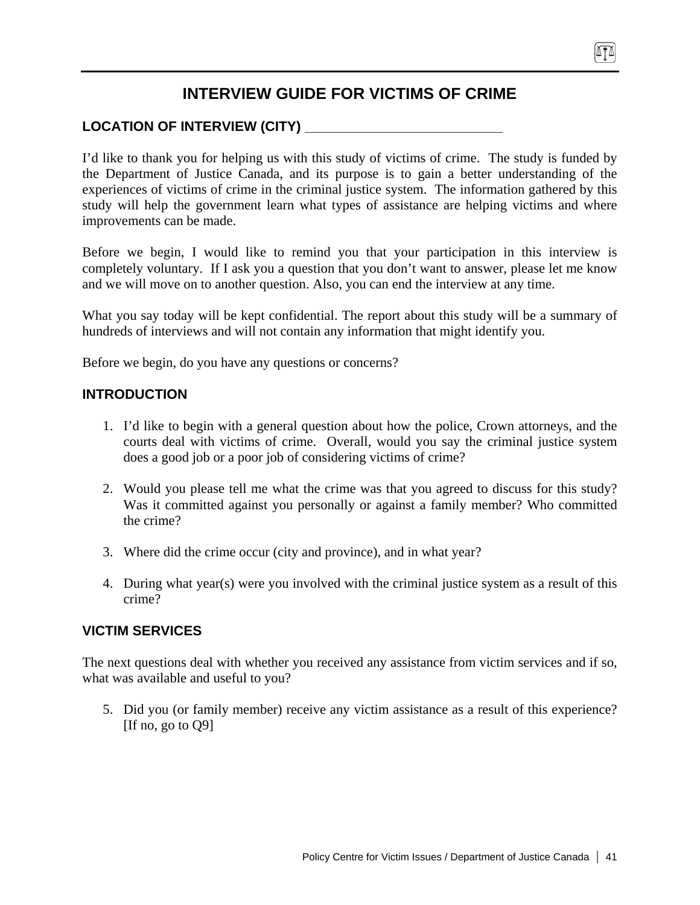# INTERVIEW GUIDE FOR VICTIMS OF CRIME

### LOCATION OF INTERVIEW (CITY) ____________________________

I'd like to thank you for helping us with this study of victims of crime. The study is funded by the Department of Justice Canada, and its purpose is to gain a better understanding of the experiences of victims of crime in the criminal justice system. The information gathered by this study will help the government learn what types of assistance are helping victims and where improvements can be made.

Before we begin, I would like to remind you that your participation in this interview is completely voluntary. If I ask you a question that you don't want to answer, please let me know and we will move on to another question. Also, you can end the interview at any time.

What you say today will be kept confidential. The report about this study will be a summary of hundreds of interviews and will not contain any information that might identify you.

Before we begin, do you have any questions or concerns?

### INTRODUCTION

1. I'd like to begin with a general question about how the police, Crown attorneys, and the courts deal with victims of crime. Overall, would you say the criminal justice system does a good job or a poor job of considering victims of crime?

2. Would you please tell me what the crime was that you agreed to discuss for this study? Was it committed against you personally or against a family member? Who committed the crime?

3. Where did the crime occur (city and province), and in what year?

4. During what year(s) were you involved with the criminal justice system as a result of this crime?

### VICTIM SERVICES

The next questions deal with whether you received any assistance from victim services and if so, what was available and useful to you?

5. Did you (or family member) receive any victim assistance as a result of this experience? [If no, go to Q9]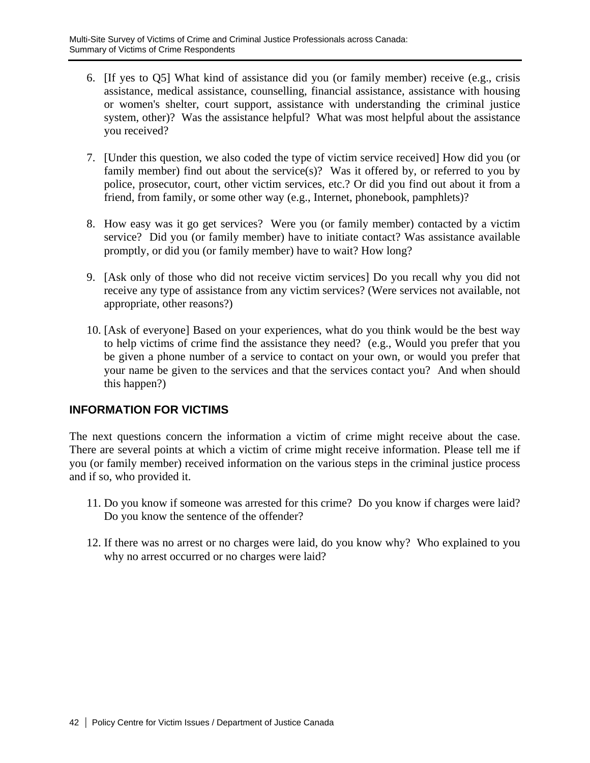6. [If yes to Q5] What kind of assistance did you (or family member) receive (e.g., crisis assistance, medical assistance, counselling, financial assistance, assistance with housing or women's shelter, court support, assistance with understanding the criminal justice system, other)? Was the assistance helpful? What was most helpful about the assistance you received?

7. [Under this question, we also coded the type of victim service received] How did you (or family member) find out about the service(s)? Was it offered by, or referred to you by police, prosecutor, court, other victim services, etc.? Or did you find out about it from a friend, from family, or some other way (e.g., Internet, phonebook, pamphlets)?

8. How easy was it go get services? Were you (or family member) contacted by a victim service? Did you (or family member) have to initiate contact? Was assistance available promptly, or did you (or family member) have to wait? How long?

9. [Ask only of those who did not receive victim services] Do you recall why you did not receive any type of assistance from any victim services? (Were services not available, not appropriate, other reasons?)

10. [Ask of everyone] Based on your experiences, what do you think would be the best way to help victims of crime find the assistance they need? (e.g., Would you prefer that you be given a phone number of a service to contact on your own, or would you prefer that your name be given to the services and that the services contact you? And when should this happen?)

## INFORMATION FOR VICTIMS

The next questions concern the information a victim of crime might receive about the case. There are several points at which a victim of crime might receive information. Please tell me if you (or family member) received information on the various steps in the criminal justice process and if so, who provided it.

11. Do you know if someone was arrested for this crime? Do you know if charges were laid? Do you know the sentence of the offender?

12. If there was no arrest or no charges were laid, do you know why? Who explained to you why no arrest occurred or no charges were laid?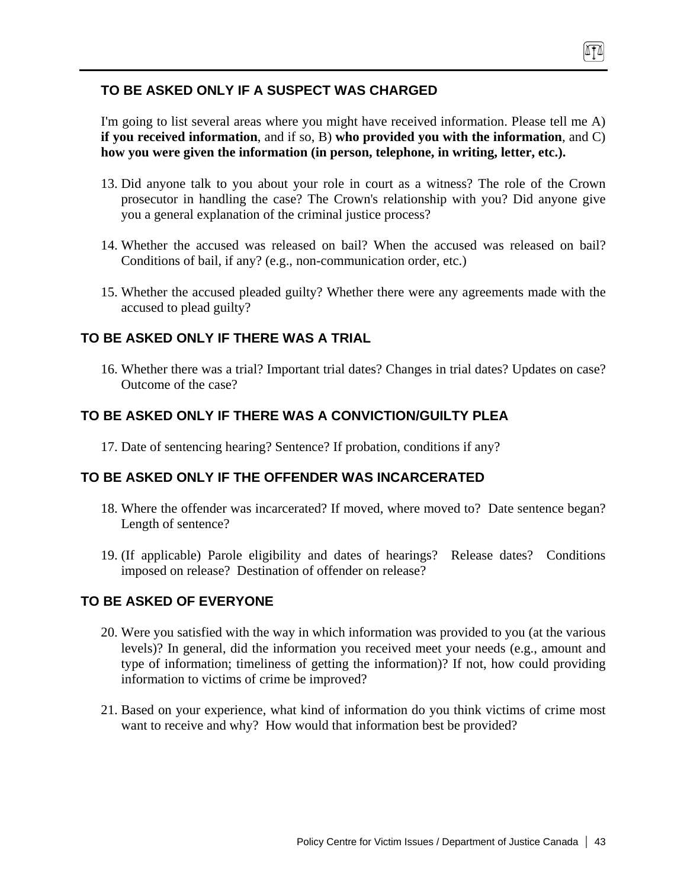### TO BE ASKED ONLY IF A SUSPECT WAS CHARGED

I'm going to list several areas where you might have received information. Please tell me A) **if you received information**, and if so, B) **who provided you with the information**, and C) **how you were given the information (in person, telephone, in writing, letter, etc.).**

13. Did anyone talk to you about your role in court as a witness? The role of the Crown prosecutor in handling the case? The Crown's relationship with you? Did anyone give you a general explanation of the criminal justice process?

14. Whether the accused was released on bail? When the accused was released on bail? Conditions of bail, if any? (e.g., non-communication order, etc.)

15. Whether the accused pleaded guilty? Whether there were any agreements made with the accused to plead guilty?

### TO BE ASKED ONLY IF THERE WAS A TRIAL

16. Whether there was a trial? Important trial dates? Changes in trial dates? Updates on case? Outcome of the case?

### TO BE ASKED ONLY IF THERE WAS A CONVICTION/GUILTY PLEA

17. Date of sentencing hearing? Sentence? If probation, conditions if any?

### TO BE ASKED ONLY IF THE OFFENDER WAS INCARCERATED

18. Where the offender was incarcerated? If moved, where moved to? Date sentence began? Length of sentence?

19. (If applicable) Parole eligibility and dates of hearings? Release dates? Conditions imposed on release? Destination of offender on release?

### TO BE ASKED OF EVERYONE

20. Were you satisfied with the way in which information was provided to you (at the various levels)? In general, did the information you received meet your needs (e.g., amount and type of information; timeliness of getting the information)? If not, how could providing information to victims of crime be improved?

21. Based on your experience, what kind of information do you think victims of crime most want to receive and why? How would that information best be provided?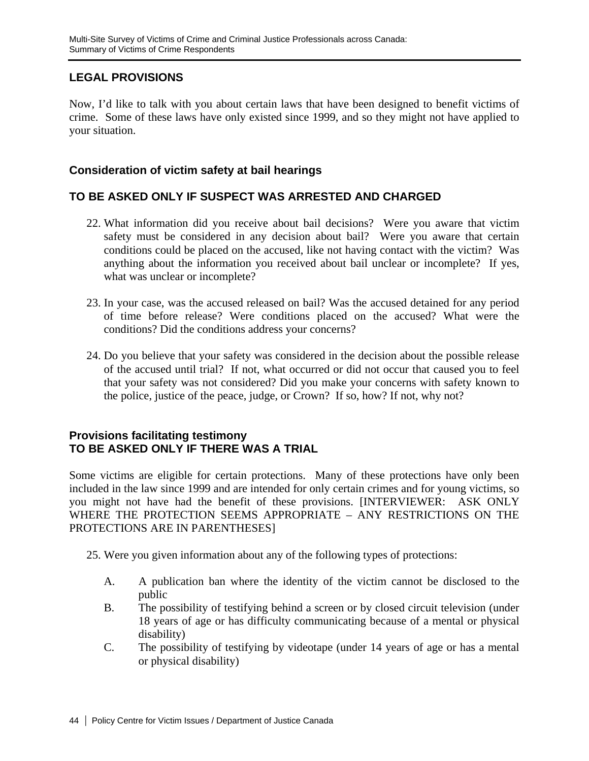## LEGAL PROVISIONS

Now, I'd like to talk with you about certain laws that have been designed to benefit victims of crime. Some of these laws have only existed since 1999, and so they might not have applied to your situation.

### Consideration of victim safety at bail hearings

### TO BE ASKED ONLY IF SUSPECT WAS ARRESTED AND CHARGED

22. What information did you receive about bail decisions? Were you aware that victim safety must be considered in any decision about bail? Were you aware that certain conditions could be placed on the accused, like not having contact with the victim? Was anything about the information you received about bail unclear or incomplete? If yes, what was unclear or incomplete?

23. In your case, was the accused released on bail? Was the accused detained for any period of time before release? Were conditions placed on the accused? What were the conditions? Did the conditions address your concerns?

24. Do you believe that your safety was considered in the decision about the possible release of the accused until trial? If not, what occurred or did not occur that caused you to feel that your safety was not considered? Did you make your concerns with safety known to the police, justice of the peace, judge, or Crown? If so, how? If not, why not?

### Provisions facilitating testimony
### TO BE ASKED ONLY IF THERE WAS A TRIAL

Some victims are eligible for certain protections. Many of these protections have only been included in the law since 1999 and are intended for only certain crimes and for young victims, so you might not have had the benefit of these provisions. [INTERVIEWER: ASK ONLY WHERE THE PROTECTION SEEMS APPROPRIATE – ANY RESTRICTIONS ON THE PROTECTIONS ARE IN PARENTHESES]

25. Were you given information about any of the following types of protections:

    A. A publication ban where the identity of the victim cannot be disclosed to the public
    B. The possibility of testifying behind a screen or by closed circuit television (under 18 years of age or has difficulty communicating because of a mental or physical disability)
    C. The possibility of testifying by videotape (under 14 years of age or has a mental or physical disability)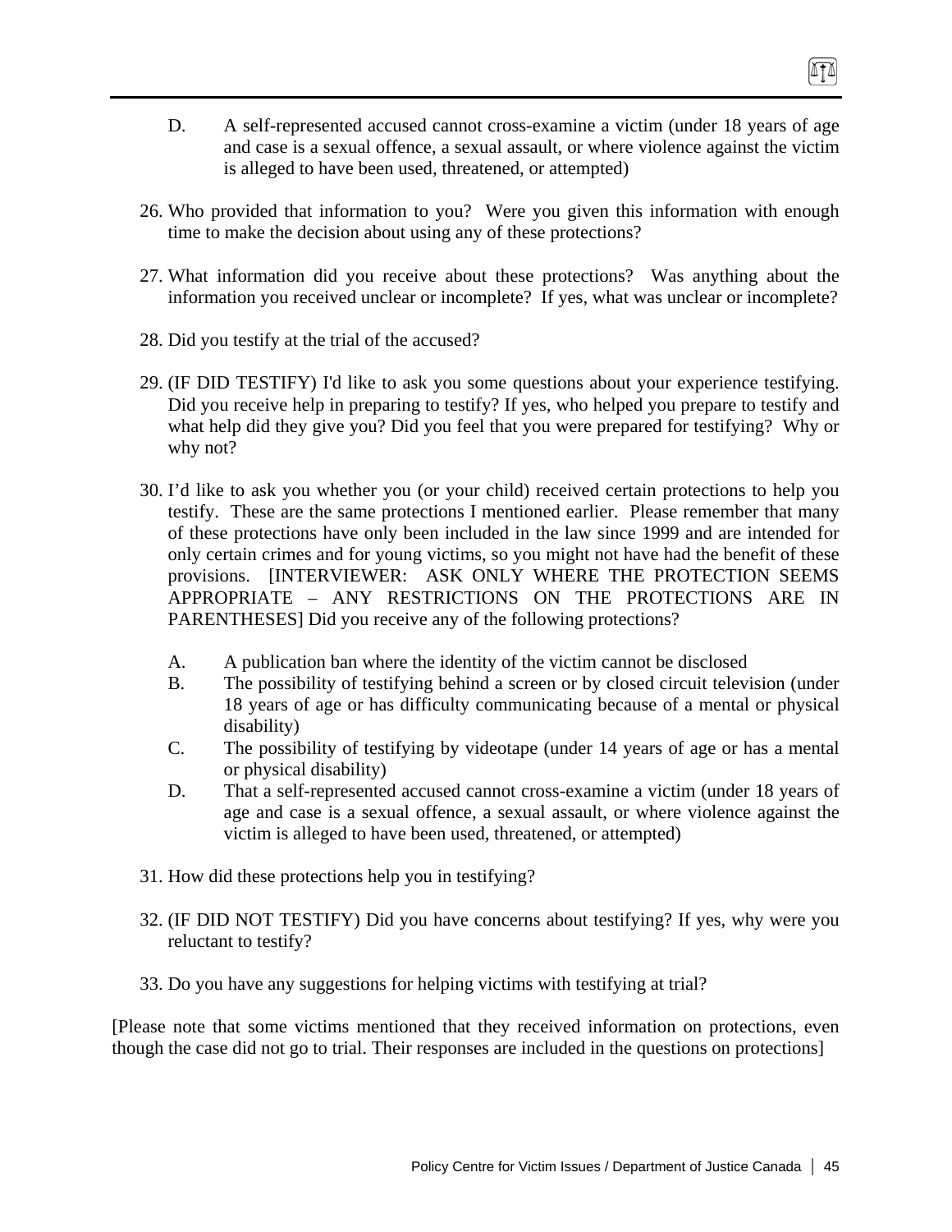D. A self-represented accused cannot cross-examine a victim (under 18 years of age and case is a sexual offence, a sexual assault, or where violence against the victim is alleged to have been used, threatened, or attempted)

26. Who provided that information to you? Were you given this information with enough time to make the decision about using any of these protections?

27. What information did you receive about these protections? Was anything about the information you received unclear or incomplete? If yes, what was unclear or incomplete?

28. Did you testify at the trial of the accused?

29. (IF DID TESTIFY) I'd like to ask you some questions about your experience testifying. Did you receive help in preparing to testify? If yes, who helped you prepare to testify and what help did they give you? Did you feel that you were prepared for testifying? Why or why not?

30. I'd like to ask you whether you (or your child) received certain protections to help you testify. These are the same protections I mentioned earlier. Please remember that many of these protections have only been included in the law since 1999 and are intended for only certain crimes and for young victims, so you might not have had the benefit of these provisions. [INTERVIEWER: ASK ONLY WHERE THE PROTECTION SEEMS APPROPRIATE – ANY RESTRICTIONS ON THE PROTECTIONS ARE IN PARENTHESES] Did you receive any of the following protections?

    A. A publication ban where the identity of the victim cannot be disclosed
    B. The possibility of testifying behind a screen or by closed circuit television (under 18 years of age or has difficulty communicating because of a mental or physical disability)
    C. The possibility of testifying by videotape (under 14 years of age or has a mental or physical disability)
    D. That a self-represented accused cannot cross-examine a victim (under 18 years of age and case is a sexual offence, a sexual assault, or where violence against the victim is alleged to have been used, threatened, or attempted)

31. How did these protections help you in testifying?

32. (IF DID NOT TESTIFY) Did you have concerns about testifying? If yes, why were you reluctant to testify?

33. Do you have any suggestions for helping victims with testifying at trial?

[Please note that some victims mentioned that they received information on protections, even though the case did not go to trial. Their responses are included in the questions on protections]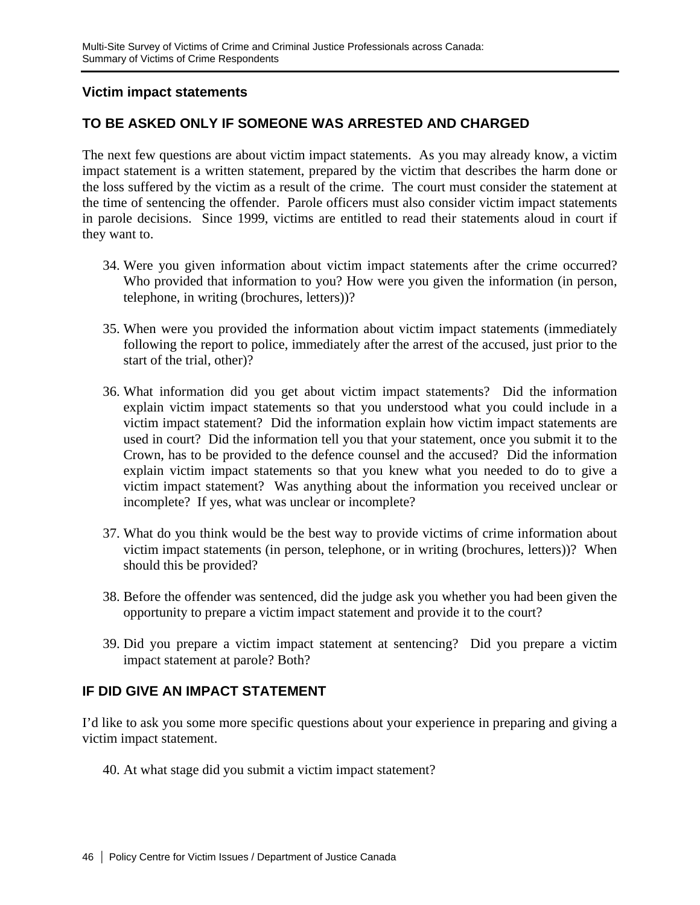## Victim impact statements

### TO BE ASKED ONLY IF SOMEONE WAS ARRESTED AND CHARGED

The next few questions are about victim impact statements. As you may already know, a victim impact statement is a written statement, prepared by the victim that describes the harm done or the loss suffered by the victim as a result of the crime. The court must consider the statement at the time of sentencing the offender. Parole officers must also consider victim impact statements in parole decisions. Since 1999, victims are entitled to read their statements aloud in court if they want to.

34. Were you given information about victim impact statements after the crime occurred? Who provided that information to you? How were you given the information (in person, telephone, in writing (brochures, letters))?

35. When were you provided the information about victim impact statements (immediately following the report to police, immediately after the arrest of the accused, just prior to the start of the trial, other)?

36. What information did you get about victim impact statements? Did the information explain victim impact statements so that you understood what you could include in a victim impact statement? Did the information explain how victim impact statements are used in court? Did the information tell you that your statement, once you submit it to the Crown, has to be provided to the defence counsel and the accused? Did the information explain victim impact statements so that you knew what you needed to do to give a victim impact statement? Was anything about the information you received unclear or incomplete? If yes, what was unclear or incomplete?

37. What do you think would be the best way to provide victims of crime information about victim impact statements (in person, telephone, or in writing (brochures, letters))? When should this be provided?

38. Before the offender was sentenced, did the judge ask you whether you had been given the opportunity to prepare a victim impact statement and provide it to the court?

39. Did you prepare a victim impact statement at sentencing? Did you prepare a victim impact statement at parole? Both?

### IF DID GIVE AN IMPACT STATEMENT

I'd like to ask you some more specific questions about your experience in preparing and giving a victim impact statement.

40. At what stage did you submit a victim impact statement?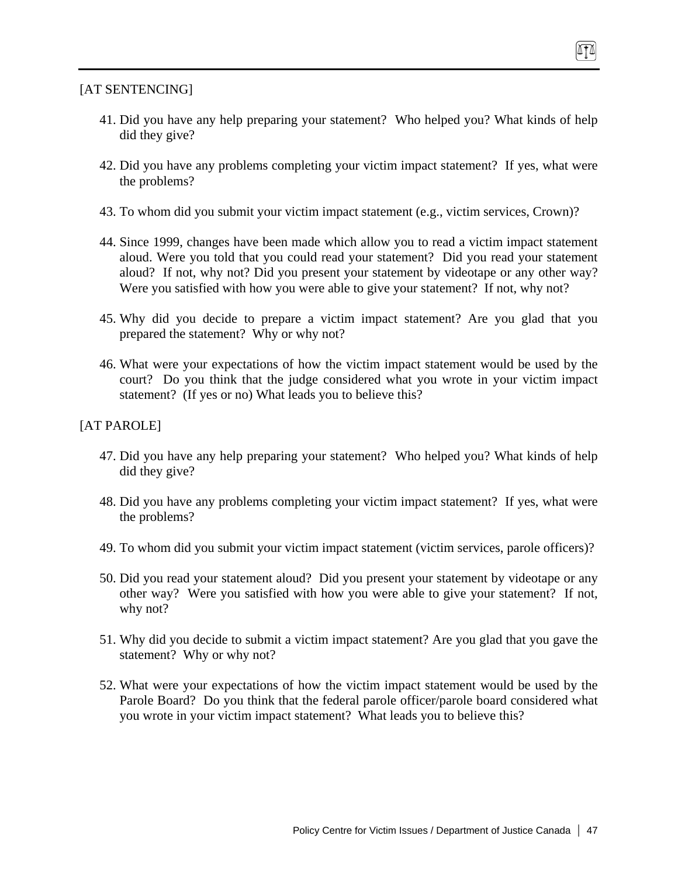[AT SENTENCING]

41. Did you have any help preparing your statement? Who helped you? What kinds of help did they give?

42. Did you have any problems completing your victim impact statement? If yes, what were the problems?

43. To whom did you submit your victim impact statement (e.g., victim services, Crown)?

44. Since 1999, changes have been made which allow you to read a victim impact statement aloud. Were you told that you could read your statement? Did you read your statement aloud? If not, why not? Did you present your statement by videotape or any other way? Were you satisfied with how you were able to give your statement? If not, why not?

45. Why did you decide to prepare a victim impact statement? Are you glad that you prepared the statement? Why or why not?

46. What were your expectations of how the victim impact statement would be used by the court? Do you think that the judge considered what you wrote in your victim impact statement? (If yes or no) What leads you to believe this?

[AT PAROLE]

47. Did you have any help preparing your statement? Who helped you? What kinds of help did they give?

48. Did you have any problems completing your victim impact statement? If yes, what were the problems?

49. To whom did you submit your victim impact statement (victim services, parole officers)?

50. Did you read your statement aloud? Did you present your statement by videotape or any other way? Were you satisfied with how you were able to give your statement? If not, why not?

51. Why did you decide to submit a victim impact statement? Are you glad that you gave the statement? Why or why not?

52. What were your expectations of how the victim impact statement would be used by the Parole Board? Do you think that the federal parole officer/parole board considered what you wrote in your victim impact statement? What leads you to believe this?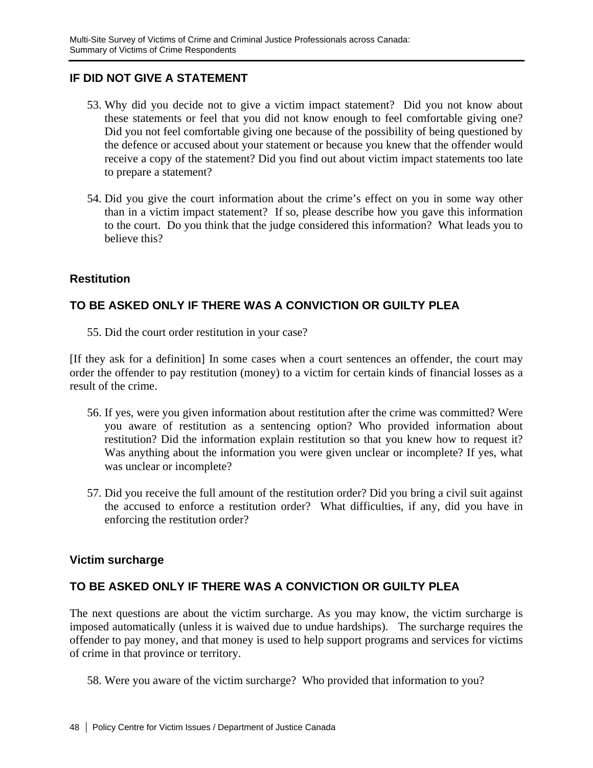## IF DID NOT GIVE A STATEMENT

53. Why did you decide not to give a victim impact statement? Did you not know about these statements or feel that you did not know enough to feel comfortable giving one? Did you not feel comfortable giving one because of the possibility of being questioned by the defence or accused about your statement or because you knew that the offender would receive a copy of the statement? Did you find out about victim impact statements too late to prepare a statement?

54. Did you give the court information about the crime's effect on you in some way other than in a victim impact statement? If so, please describe how you gave this information to the court. Do you think that the judge considered this information? What leads you to believe this?

### Restitution

## TO BE ASKED ONLY IF THERE WAS A CONVICTION OR GUILTY PLEA

55. Did the court order restitution in your case?

[If they ask for a definition] In some cases when a court sentences an offender, the court may order the offender to pay restitution (money) to a victim for certain kinds of financial losses as a result of the crime.

56. If yes, were you given information about restitution after the crime was committed? Were you aware of restitution as a sentencing option? Who provided information about restitution? Did the information explain restitution so that you knew how to request it? Was anything about the information you were given unclear or incomplete? If yes, what was unclear or incomplete?

57. Did you receive the full amount of the restitution order? Did you bring a civil suit against the accused to enforce a restitution order? What difficulties, if any, did you have in enforcing the restitution order?

### Victim surcharge

## TO BE ASKED ONLY IF THERE WAS A CONVICTION OR GUILTY PLEA

The next questions are about the victim surcharge. As you may know, the victim surcharge is imposed automatically (unless it is waived due to undue hardships). The surcharge requires the offender to pay money, and that money is used to help support programs and services for victims of crime in that province or territory.

58. Were you aware of the victim surcharge? Who provided that information to you?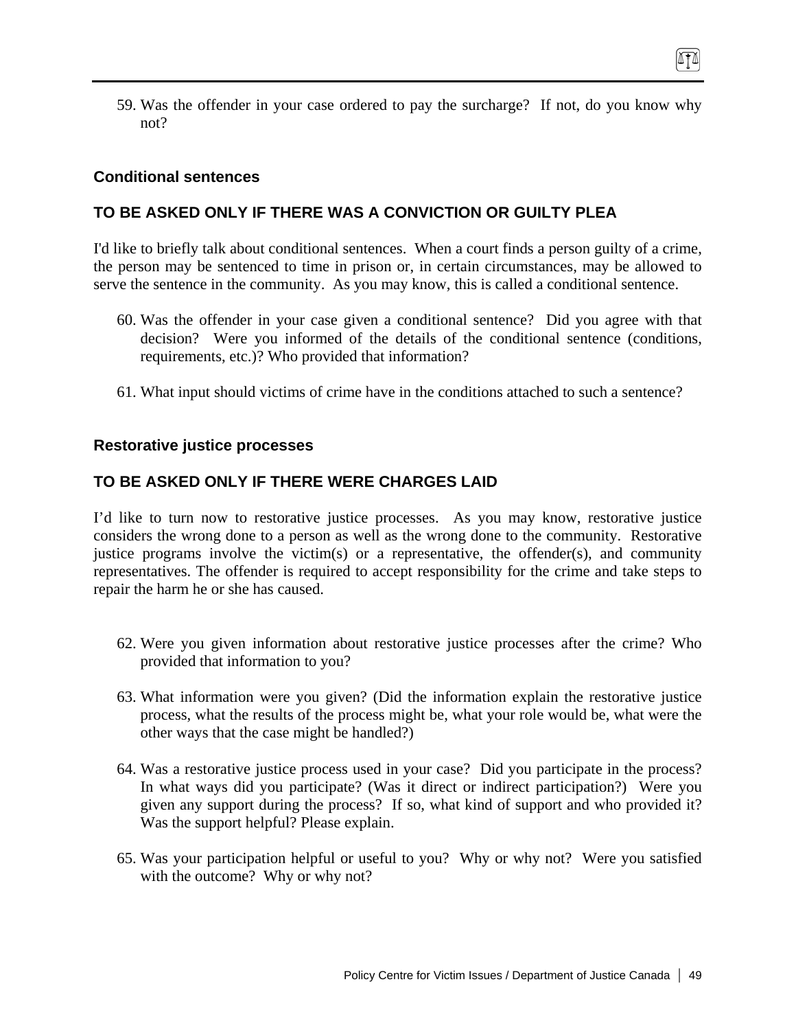59. Was the offender in your case ordered to pay the surcharge? If not, do you know why not?

### Conditional sentences

### TO BE ASKED ONLY IF THERE WAS A CONVICTION OR GUILTY PLEA

I'd like to briefly talk about conditional sentences. When a court finds a person guilty of a crime, the person may be sentenced to time in prison or, in certain circumstances, may be allowed to serve the sentence in the community. As you may know, this is called a conditional sentence.

60. Was the offender in your case given a conditional sentence? Did you agree with that decision? Were you informed of the details of the conditional sentence (conditions, requirements, etc.)? Who provided that information?

61. What input should victims of crime have in the conditions attached to such a sentence?

### Restorative justice processes

### TO BE ASKED ONLY IF THERE WERE CHARGES LAID

I'd like to turn now to restorative justice processes. As you may know, restorative justice considers the wrong done to a person as well as the wrong done to the community. Restorative justice programs involve the victim(s) or a representative, the offender(s), and community representatives. The offender is required to accept responsibility for the crime and take steps to repair the harm he or she has caused.

62. Were you given information about restorative justice processes after the crime? Who provided that information to you?

63. What information were you given? (Did the information explain the restorative justice process, what the results of the process might be, what your role would be, what were the other ways that the case might be handled?)

64. Was a restorative justice process used in your case? Did you participate in the process? In what ways did you participate? (Was it direct or indirect participation?) Were you given any support during the process? If so, what kind of support and who provided it? Was the support helpful? Please explain.

65. Was your participation helpful or useful to you? Why or why not? Were you satisfied with the outcome? Why or why not?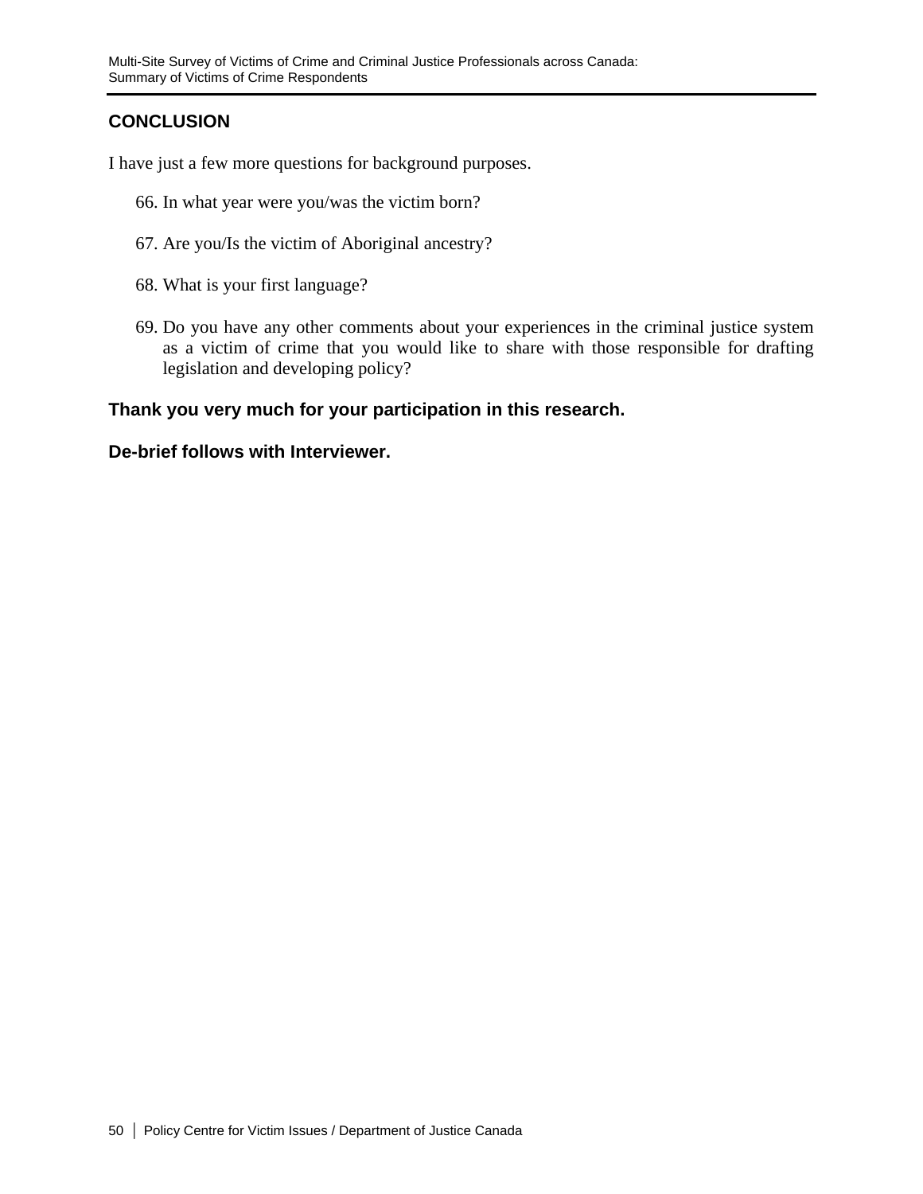## CONCLUSION

I have just a few more questions for background purposes.

66. In what year were you/was the victim born?

67. Are you/Is the victim of Aboriginal ancestry?

68. What is your first language?

69. Do you have any other comments about your experiences in the criminal justice system as a victim of crime that you would like to share with those responsible for drafting legislation and developing policy?

**Thank you very much for your participation in this research.**

**De-brief follows with Interviewer.**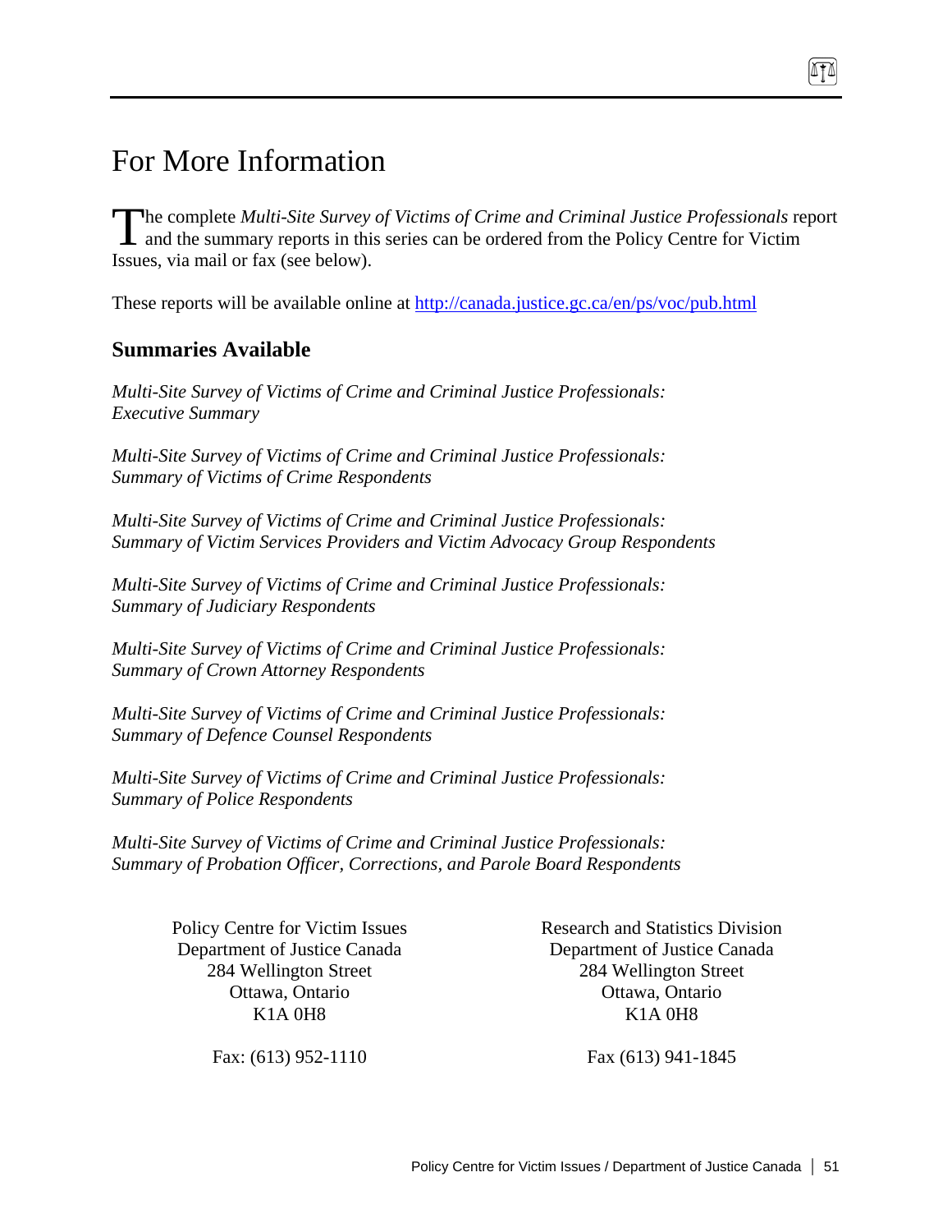# For More Information

The complete *Multi-Site Survey of Victims of Crime and Criminal Justice Professionals* report and the summary reports in this series can be ordered from the Policy Centre for Victim Issues, via mail or fax (see below).

These reports will be available online at [http://canada.justice.gc.ca/en/ps/voc/pub.html](http://canada.justice.gc.ca/en/ps/voc/pub.html)

## Summaries Available

*Multi-Site Survey of Victims of Crime and Criminal Justice Professionals: Executive Summary*

*Multi-Site Survey of Victims of Crime and Criminal Justice Professionals: Summary of Victims of Crime Respondents*

*Multi-Site Survey of Victims of Crime and Criminal Justice Professionals: Summary of Victim Services Providers and Victim Advocacy Group Respondents*

*Multi-Site Survey of Victims of Crime and Criminal Justice Professionals: Summary of Judiciary Respondents*

*Multi-Site Survey of Victims of Crime and Criminal Justice Professionals: Summary of Crown Attorney Respondents*

*Multi-Site Survey of Victims of Crime and Criminal Justice Professionals: Summary of Defence Counsel Respondents*

*Multi-Site Survey of Victims of Crime and Criminal Justice Professionals: Summary of Police Respondents*

*Multi-Site Survey of Victims of Crime and Criminal Justice Professionals: Summary of Probation Officer, Corrections, and Parole Board Respondents*

Policy Centre for Victim Issues
Department of Justice Canada
284 Wellington Street
Ottawa, Ontario
K1A 0H8

Fax: (613) 952-1110

Research and Statistics Division
Department of Justice Canada
284 Wellington Street
Ottawa, Ontario
K1A 0H8

Fax (613) 941-1845